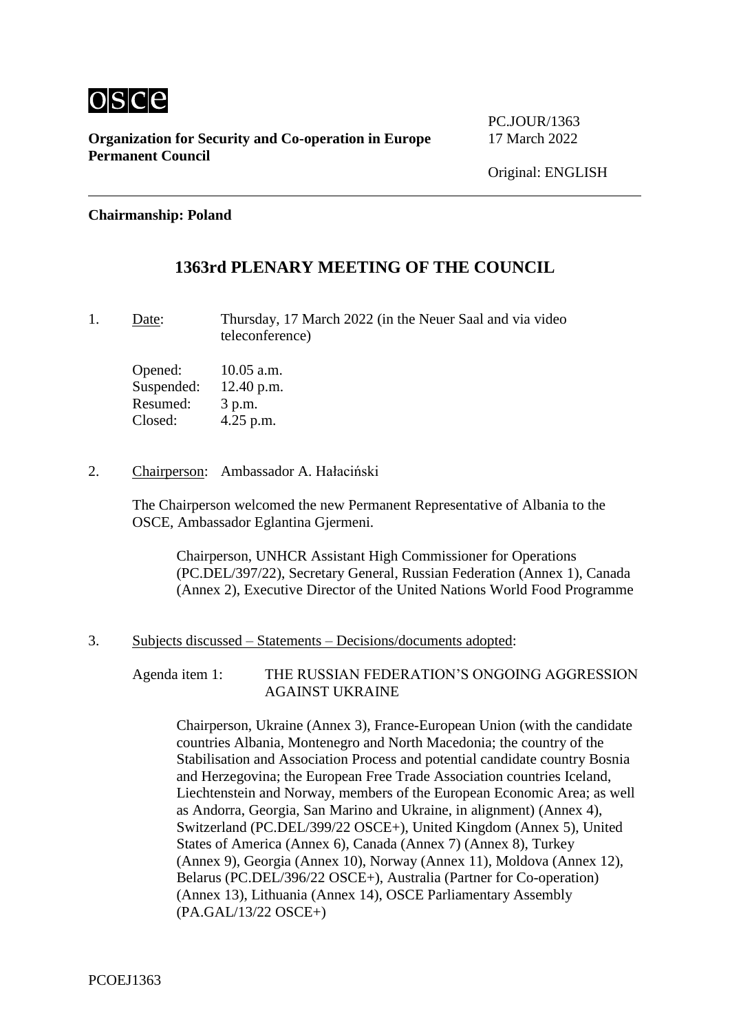osce

**Organization for Security and Co-operation in Europe**
**Permanent Council**

PC.JOUR/1363
17 March 2022

Original: ENGLISH

**Chairmanship: Poland**

# 1363rd PLENARY MEETING OF THE COUNCIL

1. Date: Thursday, 17 March 2022 (in the Neuer Saal and via video teleconference)

   Opened: 10.05 a.m.
   Suspended: 12.40 p.m.
   Resumed: 3 p.m.
   Closed: 4.25 p.m.

2. Chairperson: Ambassador A. Hałaciński

   The Chairperson welcomed the new Permanent Representative of Albania to the OSCE, Ambassador Eglantina Gjermeni.

   Chairperson, UNHCR Assistant High Commissioner for Operations (PC.DEL/397/22), Secretary General, Russian Federation (Annex 1), Canada (Annex 2), Executive Director of the United Nations World Food Programme

3. Subjects discussed – Statements – Decisions/documents adopted:

   Agenda item 1: THE RUSSIAN FEDERATION'S ONGOING AGGRESSION AGAINST UKRAINE

   Chairperson, Ukraine (Annex 3), France-European Union (with the candidate countries Albania, Montenegro and North Macedonia; the country of the Stabilisation and Association Process and potential candidate country Bosnia and Herzegovina; the European Free Trade Association countries Iceland, Liechtenstein and Norway, members of the European Economic Area; as well as Andorra, Georgia, San Marino and Ukraine, in alignment) (Annex 4), Switzerland (PC.DEL/399/22 OSCE+), United Kingdom (Annex 5), United States of America (Annex 6), Canada (Annex 7) (Annex 8), Turkey (Annex 9), Georgia (Annex 10), Norway (Annex 11), Moldova (Annex 12), Belarus (PC.DEL/396/22 OSCE+), Australia (Partner for Co-operation) (Annex 13), Lithuania (Annex 14), OSCE Parliamentary Assembly (PA.GAL/13/22 OSCE+)

PCOEJ1363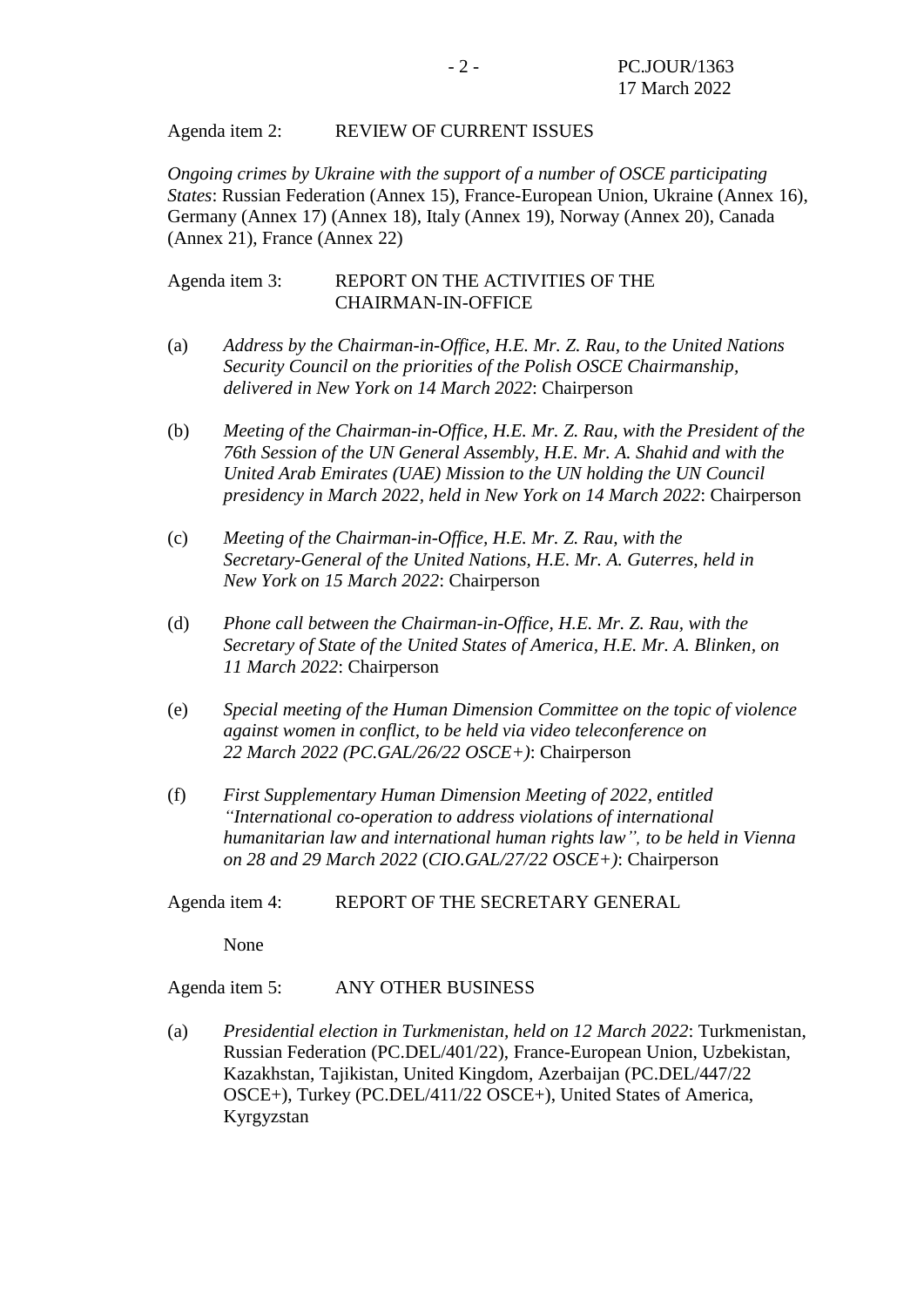Agenda item 2: REVIEW OF CURRENT ISSUES

*Ongoing crimes by Ukraine with the support of a number of OSCE participating States*: Russian Federation (Annex 15), France-European Union, Ukraine (Annex 16), Germany (Annex 17) (Annex 18), Italy (Annex 19), Norway (Annex 20), Canada (Annex 21), France (Annex 22)

Agenda item 3: REPORT ON THE ACTIVITIES OF THE CHAIRMAN-IN-OFFICE

(a) *Address by the Chairman-in-Office, H.E. Mr. Z. Rau, to the United Nations Security Council on the priorities of the Polish OSCE Chairmanship, delivered in New York on 14 March 2022*: Chairperson

(b) *Meeting of the Chairman-in-Office, H.E. Mr. Z. Rau, with the President of the 76th Session of the UN General Assembly, H.E. Mr. A. Shahid and with the United Arab Emirates (UAE) Mission to the UN holding the UN Council presidency in March 2022, held in New York on 14 March 2022*: Chairperson

(c) *Meeting of the Chairman-in-Office, H.E. Mr. Z. Rau, with the Secretary-General of the United Nations, H.E. Mr. A. Guterres, held in New York on 15 March 2022*: Chairperson

(d) *Phone call between the Chairman-in-Office, H.E. Mr. Z. Rau, with the Secretary of State of the United States of America, H.E. Mr. A. Blinken, on 11 March 2022*: Chairperson

(e) *Special meeting of the Human Dimension Committee on the topic of violence against women in conflict, to be held via video teleconference on 22 March 2022 (PC.GAL/26/22 OSCE+)*: Chairperson

(f) *First Supplementary Human Dimension Meeting of 2022, entitled "International co-operation to address violations of international humanitarian law and international human rights law", to be held in Vienna on 28 and 29 March 2022* (*CIO.GAL/27/22 OSCE+)*: Chairperson

Agenda item 4: REPORT OF THE SECRETARY GENERAL

None

Agenda item 5: ANY OTHER BUSINESS

(a) *Presidential election in Turkmenistan, held on 12 March 2022*: Turkmenistan, Russian Federation (PC.DEL/401/22), France-European Union, Uzbekistan, Kazakhstan, Tajikistan, United Kingdom, Azerbaijan (PC.DEL/447/22 OSCE+), Turkey (PC.DEL/411/22 OSCE+), United States of America, Kyrgyzstan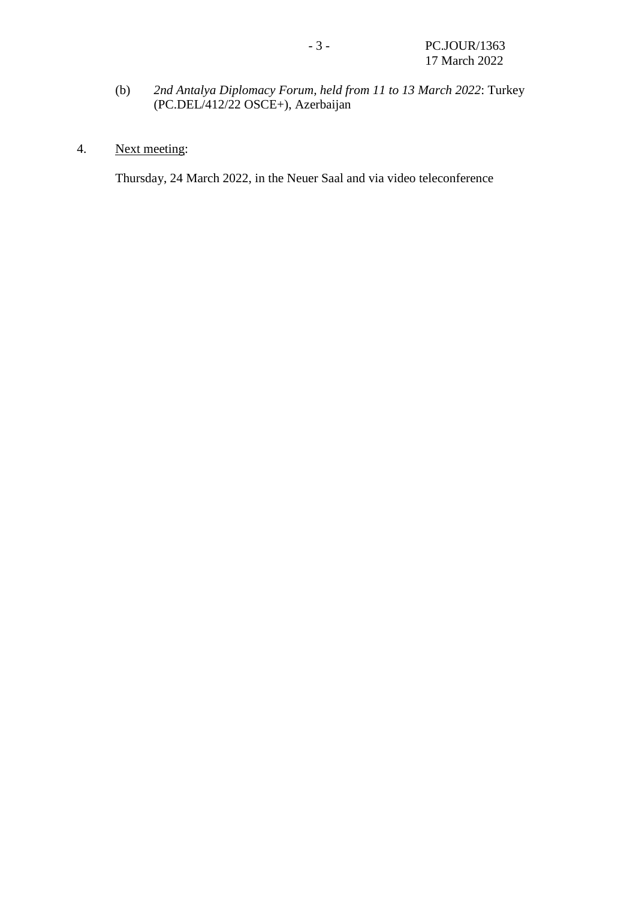(b) *2nd Antalya Diplomacy Forum, held from 11 to 13 March 2022*: Turkey (PC.DEL/412/22 OSCE+), Azerbaijan

4. Next meeting:

Thursday, 24 March 2022, in the Neuer Saal and via video teleconference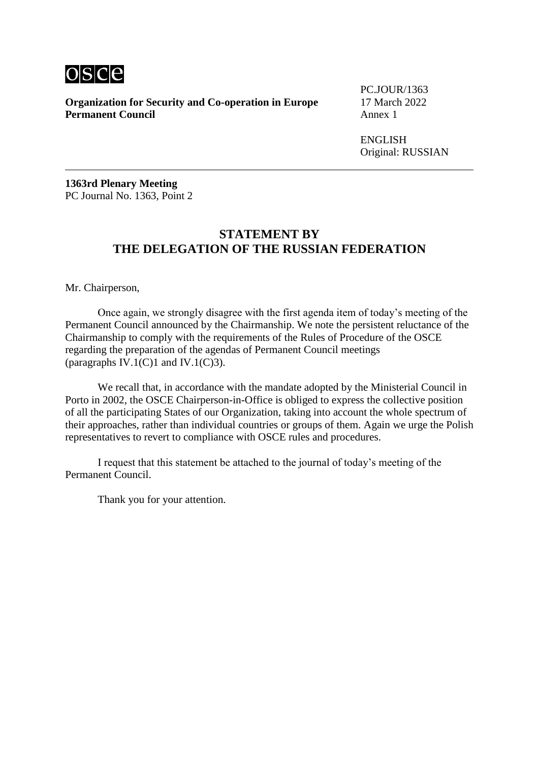**Organization for Security and Co-operation in Europe**
**Permanent Council**

PC.JOUR/1363
17 March 2022
Annex 1

ENGLISH
Original: RUSSIAN

**1363rd Plenary Meeting**
PC Journal No. 1363, Point 2

## STATEMENT BY THE DELEGATION OF THE RUSSIAN FEDERATION

Mr. Chairperson,

Once again, we strongly disagree with the first agenda item of today's meeting of the Permanent Council announced by the Chairmanship. We note the persistent reluctance of the Chairmanship to comply with the requirements of the Rules of Procedure of the OSCE regarding the preparation of the agendas of Permanent Council meetings (paragraphs IV.1(C)1 and IV.1(C)3).

We recall that, in accordance with the mandate adopted by the Ministerial Council in Porto in 2002, the OSCE Chairperson-in-Office is obliged to express the collective position of all the participating States of our Organization, taking into account the whole spectrum of their approaches, rather than individual countries or groups of them. Again we urge the Polish representatives to revert to compliance with OSCE rules and procedures.

I request that this statement be attached to the journal of today's meeting of the Permanent Council.

Thank you for your attention.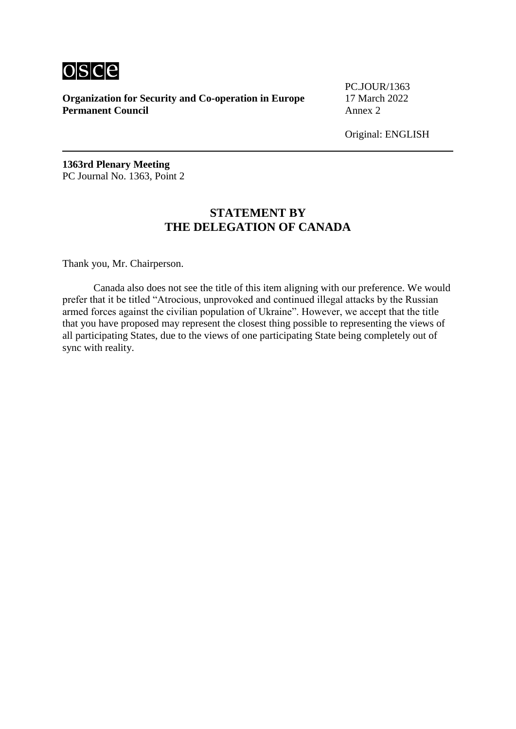**Organization for Security and Co-operation in Europe**
**Permanent Council**

PC.JOUR/1363
17 March 2022
Annex 2

Original: ENGLISH

**1363rd Plenary Meeting**
PC Journal No. 1363, Point 2

## STATEMENT BY THE DELEGATION OF CANADA

Thank you, Mr. Chairperson.

Canada also does not see the title of this item aligning with our preference. We would prefer that it be titled “Atrocious, unprovoked and continued illegal attacks by the Russian armed forces against the civilian population of Ukraine”. However, we accept that the title that you have proposed may represent the closest thing possible to representing the views of all participating States, due to the views of one participating State being completely out of sync with reality.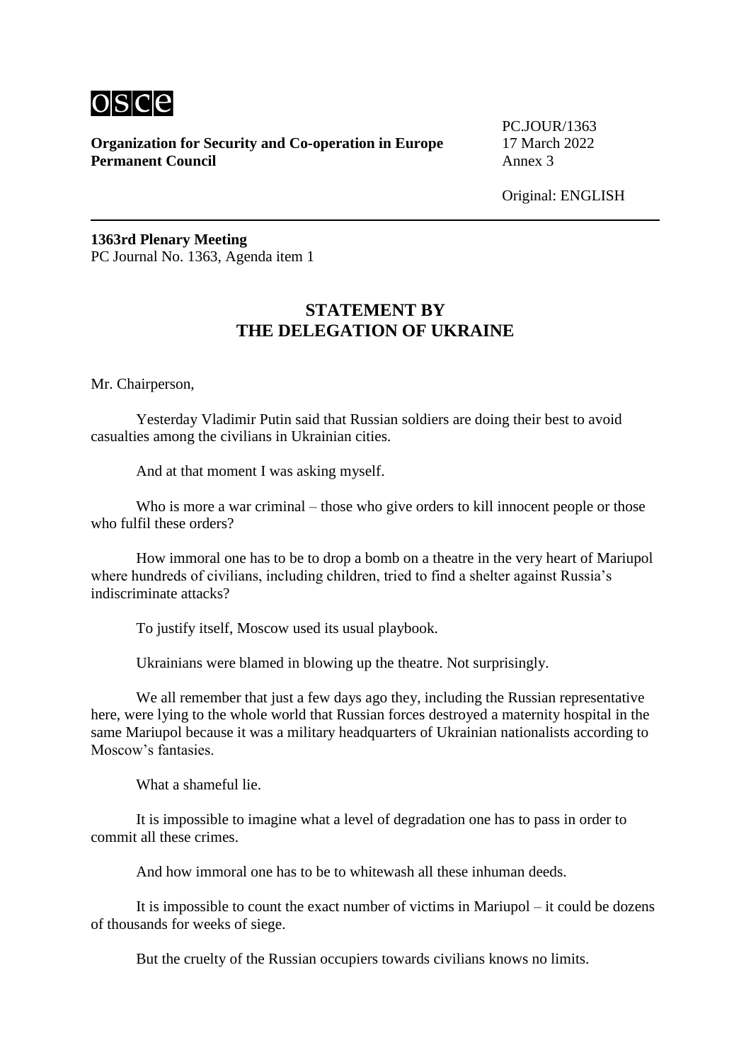osce

**Organization for Security and Co-operation in Europe**
**Permanent Council**

PC.JOUR/1363
17 March 2022
Annex 3

Original: ENGLISH

**1363rd Plenary Meeting**
PC Journal No. 1363, Agenda item 1

## STATEMENT BY THE DELEGATION OF UKRAINE

Mr. Chairperson,

Yesterday Vladimir Putin said that Russian soldiers are doing their best to avoid casualties among the civilians in Ukrainian cities.

And at that moment I was asking myself.

Who is more a war criminal – those who give orders to kill innocent people or those who fulfil these orders?

How immoral one has to be to drop a bomb on a theatre in the very heart of Mariupol where hundreds of civilians, including children, tried to find a shelter against Russia's indiscriminate attacks?

To justify itself, Moscow used its usual playbook.

Ukrainians were blamed in blowing up the theatre. Not surprisingly.

We all remember that just a few days ago they, including the Russian representative here, were lying to the whole world that Russian forces destroyed a maternity hospital in the same Mariupol because it was a military headquarters of Ukrainian nationalists according to Moscow's fantasies.

What a shameful lie.

It is impossible to imagine what a level of degradation one has to pass in order to commit all these crimes.

And how immoral one has to be to whitewash all these inhuman deeds.

It is impossible to count the exact number of victims in Mariupol – it could be dozens of thousands for weeks of siege.

But the cruelty of the Russian occupiers towards civilians knows no limits.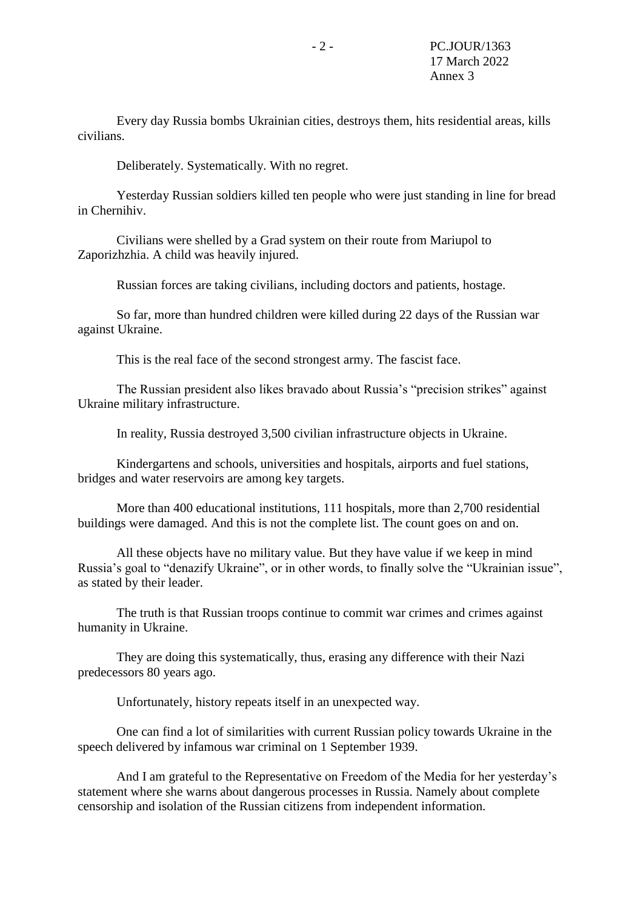Every day Russia bombs Ukrainian cities, destroys them, hits residential areas, kills civilians.

Deliberately. Systematically. With no regret.

Yesterday Russian soldiers killed ten people who were just standing in line for bread in Chernihiv.

Civilians were shelled by a Grad system on their route from Mariupol to Zaporizhzhia. A child was heavily injured.

Russian forces are taking civilians, including doctors and patients, hostage.

So far, more than hundred children were killed during 22 days of the Russian war against Ukraine.

This is the real face of the second strongest army. The fascist face.

The Russian president also likes bravado about Russia's "precision strikes" against Ukraine military infrastructure.

In reality, Russia destroyed 3,500 civilian infrastructure objects in Ukraine.

Kindergartens and schools, universities and hospitals, airports and fuel stations, bridges and water reservoirs are among key targets.

More than 400 educational institutions, 111 hospitals, more than 2,700 residential buildings were damaged. And this is not the complete list. The count goes on and on.

All these objects have no military value. But they have value if we keep in mind Russia's goal to "denazify Ukraine", or in other words, to finally solve the "Ukrainian issue", as stated by their leader.

The truth is that Russian troops continue to commit war crimes and crimes against humanity in Ukraine.

They are doing this systematically, thus, erasing any difference with their Nazi predecessors 80 years ago.

Unfortunately, history repeats itself in an unexpected way.

One can find a lot of similarities with current Russian policy towards Ukraine in the speech delivered by infamous war criminal on 1 September 1939.

And I am grateful to the Representative on Freedom of the Media for her yesterday's statement where she warns about dangerous processes in Russia. Namely about complete censorship and isolation of the Russian citizens from independent information.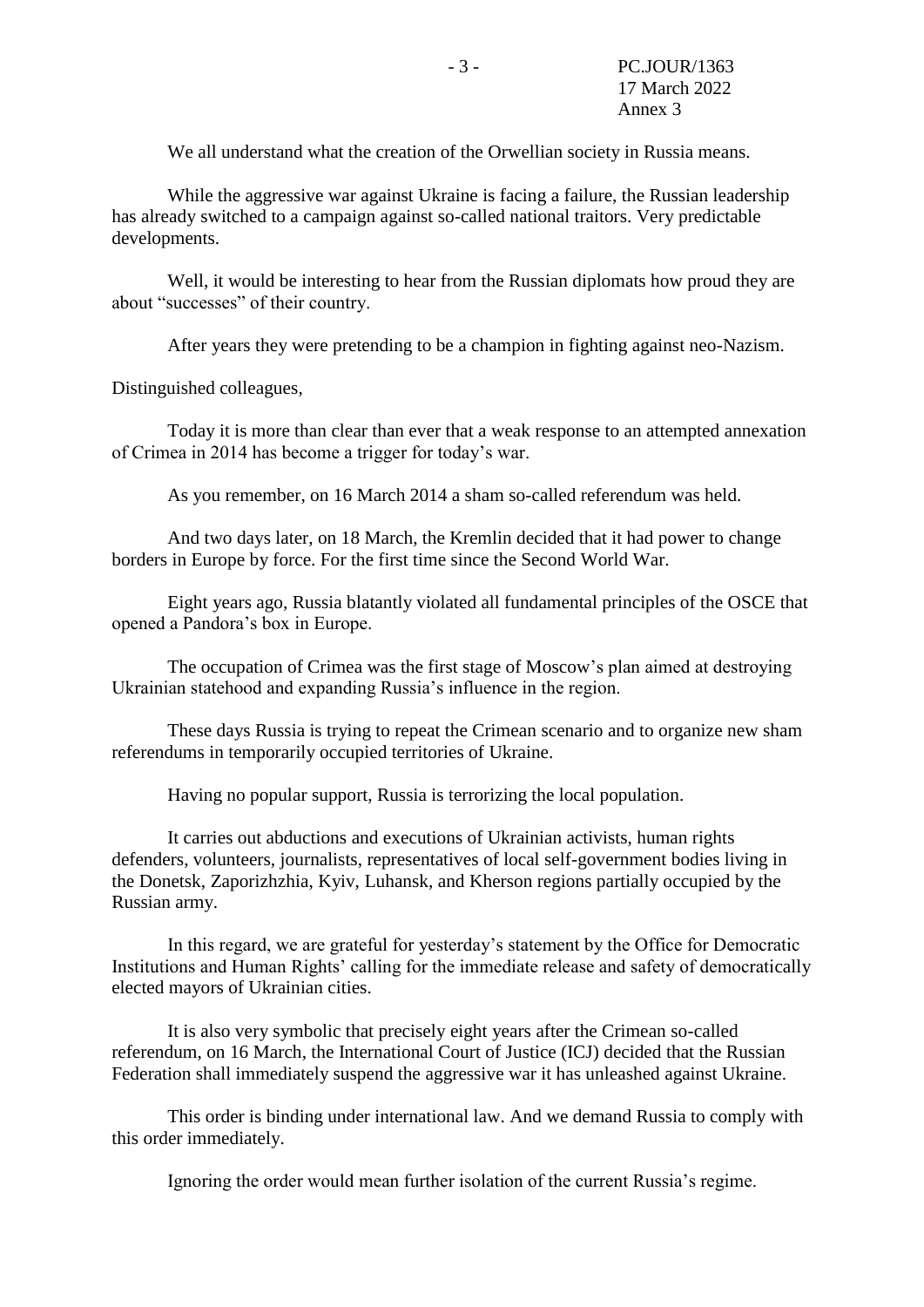We all understand what the creation of the Orwellian society in Russia means.

While the aggressive war against Ukraine is facing a failure, the Russian leadership has already switched to a campaign against so-called national traitors. Very predictable developments.

Well, it would be interesting to hear from the Russian diplomats how proud they are about "successes" of their country.

After years they were pretending to be a champion in fighting against neo-Nazism.

Distinguished colleagues,

Today it is more than clear than ever that a weak response to an attempted annexation of Crimea in 2014 has become a trigger for today's war.

As you remember, on 16 March 2014 a sham so-called referendum was held.

And two days later, on 18 March, the Kremlin decided that it had power to change borders in Europe by force. For the first time since the Second World War.

Eight years ago, Russia blatantly violated all fundamental principles of the OSCE that opened a Pandora's box in Europe.

The occupation of Crimea was the first stage of Moscow's plan aimed at destroying Ukrainian statehood and expanding Russia's influence in the region.

These days Russia is trying to repeat the Crimean scenario and to organize new sham referendums in temporarily occupied territories of Ukraine.

Having no popular support, Russia is terrorizing the local population.

It carries out abductions and executions of Ukrainian activists, human rights defenders, volunteers, journalists, representatives of local self-government bodies living in the Donetsk, Zaporizhzhia, Kyiv, Luhansk, and Kherson regions partially occupied by the Russian army.

In this regard, we are grateful for yesterday's statement by the Office for Democratic Institutions and Human Rights' calling for the immediate release and safety of democratically elected mayors of Ukrainian cities.

It is also very symbolic that precisely eight years after the Crimean so-called referendum, on 16 March, the International Court of Justice (ICJ) decided that the Russian Federation shall immediately suspend the aggressive war it has unleashed against Ukraine.

This order is binding under international law. And we demand Russia to comply with this order immediately.

Ignoring the order would mean further isolation of the current Russia's regime.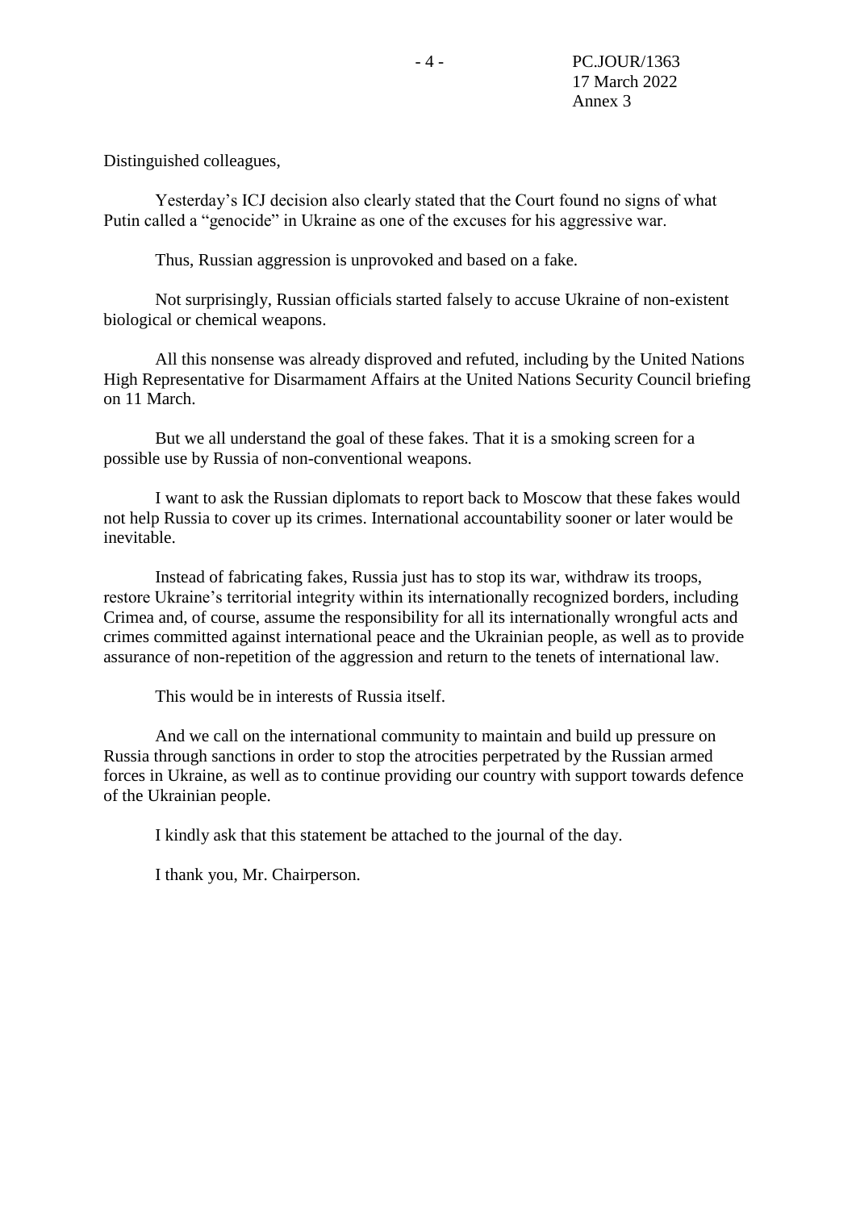Distinguished colleagues,

Yesterday's ICJ decision also clearly stated that the Court found no signs of what Putin called a "genocide" in Ukraine as one of the excuses for his aggressive war.

Thus, Russian aggression is unprovoked and based on a fake.

Not surprisingly, Russian officials started falsely to accuse Ukraine of non-existent biological or chemical weapons.

All this nonsense was already disproved and refuted, including by the United Nations High Representative for Disarmament Affairs at the United Nations Security Council briefing on 11 March.

But we all understand the goal of these fakes. That it is a smoking screen for a possible use by Russia of non-conventional weapons.

I want to ask the Russian diplomats to report back to Moscow that these fakes would not help Russia to cover up its crimes. International accountability sooner or later would be inevitable.

Instead of fabricating fakes, Russia just has to stop its war, withdraw its troops, restore Ukraine's territorial integrity within its internationally recognized borders, including Crimea and, of course, assume the responsibility for all its internationally wrongful acts and crimes committed against international peace and the Ukrainian people, as well as to provide assurance of non-repetition of the aggression and return to the tenets of international law.

This would be in interests of Russia itself.

And we call on the international community to maintain and build up pressure on Russia through sanctions in order to stop the atrocities perpetrated by the Russian armed forces in Ukraine, as well as to continue providing our country with support towards defence of the Ukrainian people.

I kindly ask that this statement be attached to the journal of the day.

I thank you, Mr. Chairperson.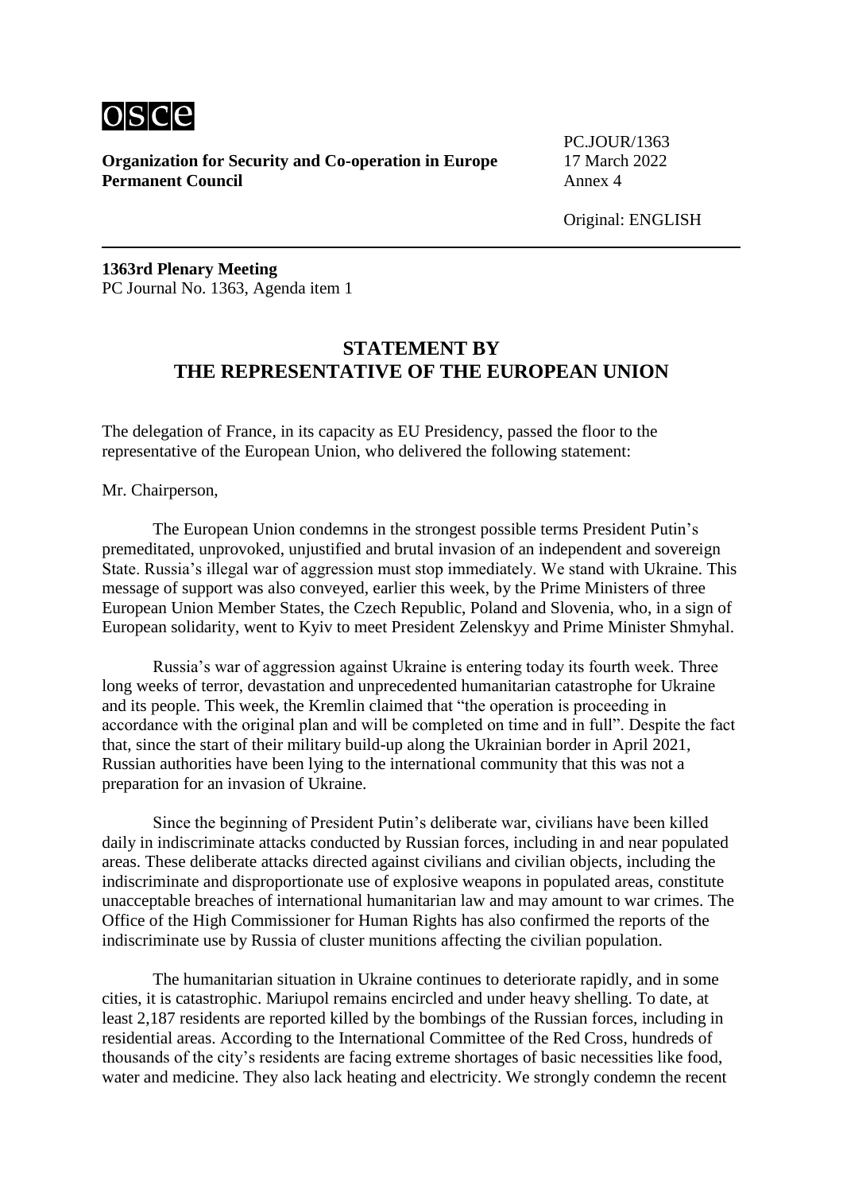**Organization for Security and Co-operation in Europe**
**Permanent Council**

PC.JOUR/1363
17 March 2022
Annex 4

Original: ENGLISH

**1363rd Plenary Meeting**
PC Journal No. 1363, Agenda item 1

## STATEMENT BY THE REPRESENTATIVE OF THE EUROPEAN UNION

The delegation of France, in its capacity as EU Presidency, passed the floor to the representative of the European Union, who delivered the following statement:

Mr. Chairperson,

The European Union condemns in the strongest possible terms President Putin's premeditated, unprovoked, unjustified and brutal invasion of an independent and sovereign State. Russia's illegal war of aggression must stop immediately. We stand with Ukraine. This message of support was also conveyed, earlier this week, by the Prime Ministers of three European Union Member States, the Czech Republic, Poland and Slovenia, who, in a sign of European solidarity, went to Kyiv to meet President Zelenskyy and Prime Minister Shmyhal.

Russia's war of aggression against Ukraine is entering today its fourth week. Three long weeks of terror, devastation and unprecedented humanitarian catastrophe for Ukraine and its people. This week, the Kremlin claimed that "the operation is proceeding in accordance with the original plan and will be completed on time and in full". Despite the fact that, since the start of their military build-up along the Ukrainian border in April 2021, Russian authorities have been lying to the international community that this was not a preparation for an invasion of Ukraine.

Since the beginning of President Putin's deliberate war, civilians have been killed daily in indiscriminate attacks conducted by Russian forces, including in and near populated areas. These deliberate attacks directed against civilians and civilian objects, including the indiscriminate and disproportionate use of explosive weapons in populated areas, constitute unacceptable breaches of international humanitarian law and may amount to war crimes. The Office of the High Commissioner for Human Rights has also confirmed the reports of the indiscriminate use by Russia of cluster munitions affecting the civilian population.

The humanitarian situation in Ukraine continues to deteriorate rapidly, and in some cities, it is catastrophic. Mariupol remains encircled and under heavy shelling. To date, at least 2,187 residents are reported killed by the bombings of the Russian forces, including in residential areas. According to the International Committee of the Red Cross, hundreds of thousands of the city's residents are facing extreme shortages of basic necessities like food, water and medicine. They also lack heating and electricity. We strongly condemn the recent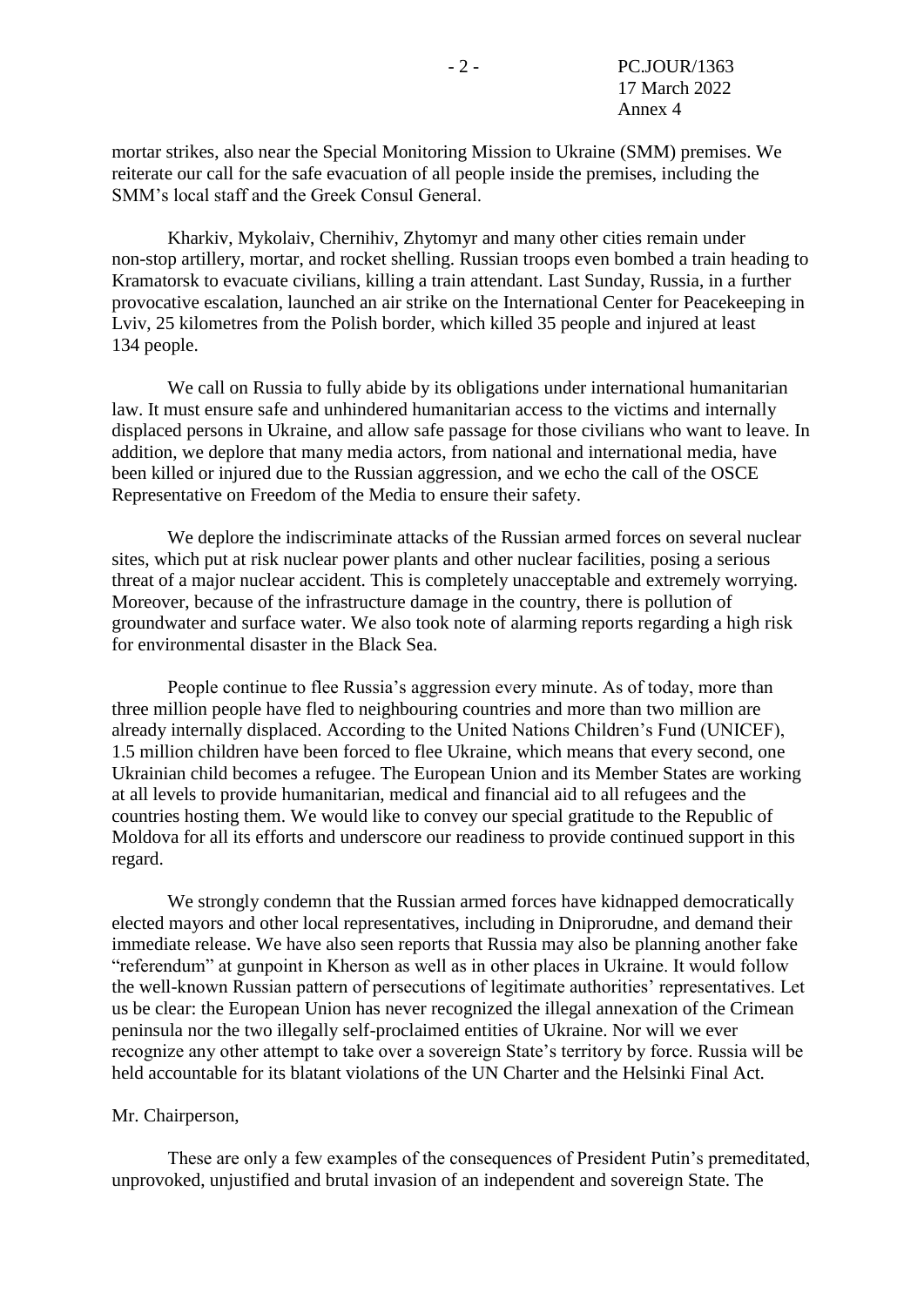mortar strikes, also near the Special Monitoring Mission to Ukraine (SMM) premises. We reiterate our call for the safe evacuation of all people inside the premises, including the SMM's local staff and the Greek Consul General.

Kharkiv, Mykolaiv, Chernihiv, Zhytomyr and many other cities remain under non-stop artillery, mortar, and rocket shelling. Russian troops even bombed a train heading to Kramatorsk to evacuate civilians, killing a train attendant. Last Sunday, Russia, in a further provocative escalation, launched an air strike on the International Center for Peacekeeping in Lviv, 25 kilometres from the Polish border, which killed 35 people and injured at least 134 people.

We call on Russia to fully abide by its obligations under international humanitarian law. It must ensure safe and unhindered humanitarian access to the victims and internally displaced persons in Ukraine, and allow safe passage for those civilians who want to leave. In addition, we deplore that many media actors, from national and international media, have been killed or injured due to the Russian aggression, and we echo the call of the OSCE Representative on Freedom of the Media to ensure their safety.

We deplore the indiscriminate attacks of the Russian armed forces on several nuclear sites, which put at risk nuclear power plants and other nuclear facilities, posing a serious threat of a major nuclear accident. This is completely unacceptable and extremely worrying. Moreover, because of the infrastructure damage in the country, there is pollution of groundwater and surface water. We also took note of alarming reports regarding a high risk for environmental disaster in the Black Sea.

People continue to flee Russia's aggression every minute. As of today, more than three million people have fled to neighbouring countries and more than two million are already internally displaced. According to the United Nations Children's Fund (UNICEF), 1.5 million children have been forced to flee Ukraine, which means that every second, one Ukrainian child becomes a refugee. The European Union and its Member States are working at all levels to provide humanitarian, medical and financial aid to all refugees and the countries hosting them. We would like to convey our special gratitude to the Republic of Moldova for all its efforts and underscore our readiness to provide continued support in this regard.

We strongly condemn that the Russian armed forces have kidnapped democratically elected mayors and other local representatives, including in Dniprorudne, and demand their immediate release. We have also seen reports that Russia may also be planning another fake "referendum" at gunpoint in Kherson as well as in other places in Ukraine. It would follow the well-known Russian pattern of persecutions of legitimate authorities' representatives. Let us be clear: the European Union has never recognized the illegal annexation of the Crimean peninsula nor the two illegally self-proclaimed entities of Ukraine. Nor will we ever recognize any other attempt to take over a sovereign State's territory by force. Russia will be held accountable for its blatant violations of the UN Charter and the Helsinki Final Act.

Mr. Chairperson,

These are only a few examples of the consequences of President Putin's premeditated, unprovoked, unjustified and brutal invasion of an independent and sovereign State. The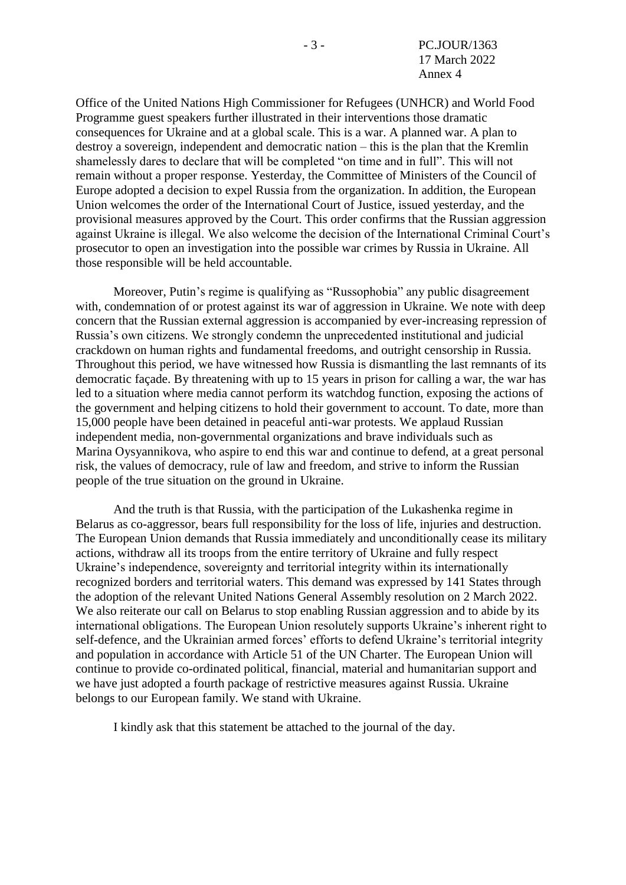Office of the United Nations High Commissioner for Refugees (UNHCR) and World Food Programme guest speakers further illustrated in their interventions those dramatic consequences for Ukraine and at a global scale. This is a war. A planned war. A plan to destroy a sovereign, independent and democratic nation – this is the plan that the Kremlin shamelessly dares to declare that will be completed "on time and in full". This will not remain without a proper response. Yesterday, the Committee of Ministers of the Council of Europe adopted a decision to expel Russia from the organization. In addition, the European Union welcomes the order of the International Court of Justice, issued yesterday, and the provisional measures approved by the Court. This order confirms that the Russian aggression against Ukraine is illegal. We also welcome the decision of the International Criminal Court's prosecutor to open an investigation into the possible war crimes by Russia in Ukraine. All those responsible will be held accountable.

Moreover, Putin's regime is qualifying as "Russophobia" any public disagreement with, condemnation of or protest against its war of aggression in Ukraine. We note with deep concern that the Russian external aggression is accompanied by ever-increasing repression of Russia's own citizens. We strongly condemn the unprecedented institutional and judicial crackdown on human rights and fundamental freedoms, and outright censorship in Russia. Throughout this period, we have witnessed how Russia is dismantling the last remnants of its democratic façade. By threatening with up to 15 years in prison for calling a war, the war has led to a situation where media cannot perform its watchdog function, exposing the actions of the government and helping citizens to hold their government to account. To date, more than 15,000 people have been detained in peaceful anti-war protests. We applaud Russian independent media, non-governmental organizations and brave individuals such as Marina Oysyannikova, who aspire to end this war and continue to defend, at a great personal risk, the values of democracy, rule of law and freedom, and strive to inform the Russian people of the true situation on the ground in Ukraine.

And the truth is that Russia, with the participation of the Lukashenka regime in Belarus as co-aggressor, bears full responsibility for the loss of life, injuries and destruction. The European Union demands that Russia immediately and unconditionally cease its military actions, withdraw all its troops from the entire territory of Ukraine and fully respect Ukraine's independence, sovereignty and territorial integrity within its internationally recognized borders and territorial waters. This demand was expressed by 141 States through the adoption of the relevant United Nations General Assembly resolution on 2 March 2022. We also reiterate our call on Belarus to stop enabling Russian aggression and to abide by its international obligations. The European Union resolutely supports Ukraine's inherent right to self-defence, and the Ukrainian armed forces' efforts to defend Ukraine's territorial integrity and population in accordance with Article 51 of the UN Charter. The European Union will continue to provide co-ordinated political, financial, material and humanitarian support and we have just adopted a fourth package of restrictive measures against Russia. Ukraine belongs to our European family. We stand with Ukraine.

I kindly ask that this statement be attached to the journal of the day.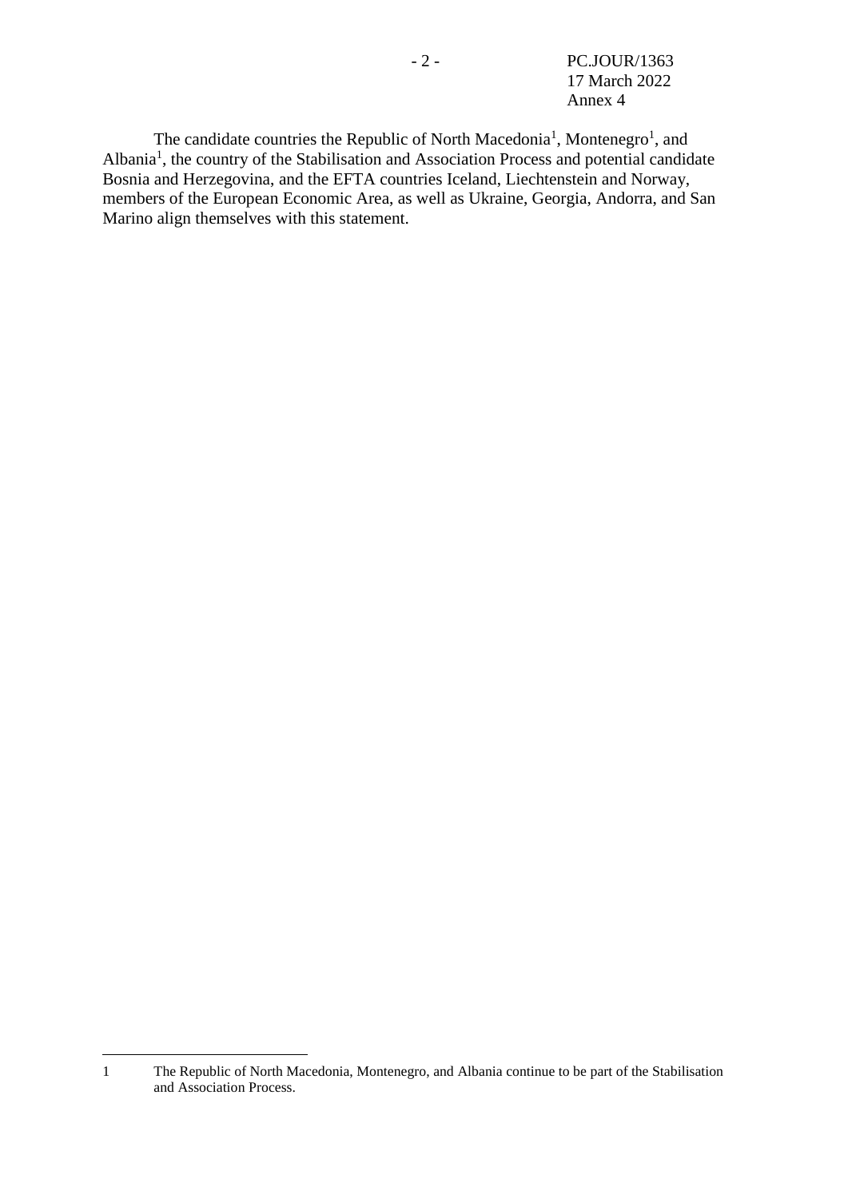The candidate countries the Republic of North Macedonia[1], Montenegro[1], and Albania[1], the country of the Stabilisation and Association Process and potential candidate Bosnia and Herzegovina, and the EFTA countries Iceland, Liechtenstein and Norway, members of the European Economic Area, as well as Ukraine, Georgia, Andorra, and San Marino align themselves with this statement.

---

[1] The Republic of North Macedonia, Montenegro, and Albania continue to be part of the Stabilisation and Association Process.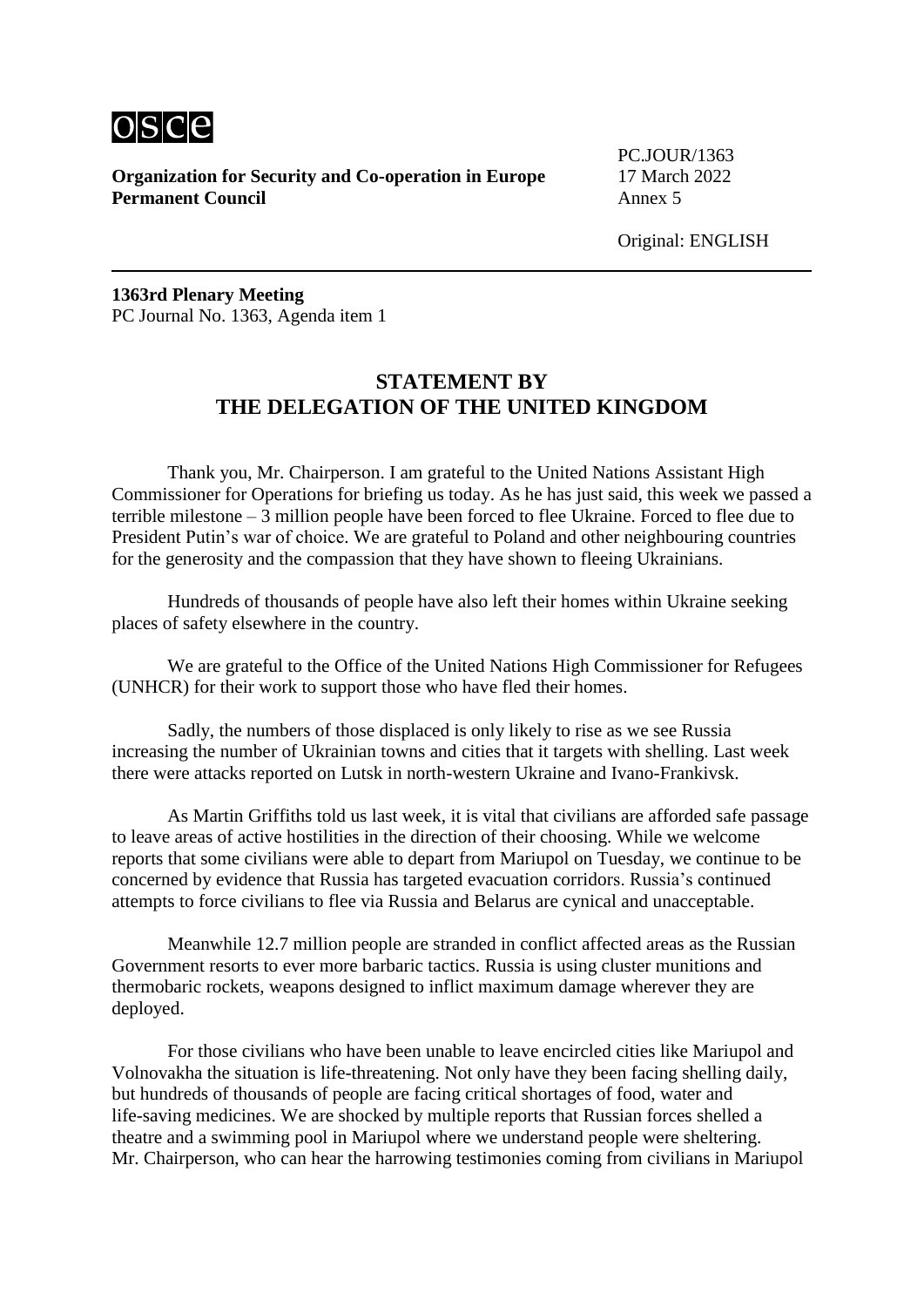PC.JOUR/1363
17 March 2022
Annex 5

Original: ENGLISH

**Organization for Security and Co-operation in Europe**
**Permanent Council**

**1363rd Plenary Meeting**
PC Journal No. 1363, Agenda item 1

## STATEMENT BY THE DELEGATION OF THE UNITED KINGDOM

Thank you, Mr. Chairperson. I am grateful to the United Nations Assistant High Commissioner for Operations for briefing us today. As he has just said, this week we passed a terrible milestone – 3 million people have been forced to flee Ukraine. Forced to flee due to President Putin's war of choice. We are grateful to Poland and other neighbouring countries for the generosity and the compassion that they have shown to fleeing Ukrainians.

Hundreds of thousands of people have also left their homes within Ukraine seeking places of safety elsewhere in the country.

We are grateful to the Office of the United Nations High Commissioner for Refugees (UNHCR) for their work to support those who have fled their homes.

Sadly, the numbers of those displaced is only likely to rise as we see Russia increasing the number of Ukrainian towns and cities that it targets with shelling. Last week there were attacks reported on Lutsk in north-western Ukraine and Ivano-Frankivsk.

As Martin Griffiths told us last week, it is vital that civilians are afforded safe passage to leave areas of active hostilities in the direction of their choosing. While we welcome reports that some civilians were able to depart from Mariupol on Tuesday, we continue to be concerned by evidence that Russia has targeted evacuation corridors. Russia's continued attempts to force civilians to flee via Russia and Belarus are cynical and unacceptable.

Meanwhile 12.7 million people are stranded in conflict affected areas as the Russian Government resorts to ever more barbaric tactics. Russia is using cluster munitions and thermobaric rockets, weapons designed to inflict maximum damage wherever they are deployed.

For those civilians who have been unable to leave encircled cities like Mariupol and Volnovakha the situation is life-threatening. Not only have they been facing shelling daily, but hundreds of thousands of people are facing critical shortages of food, water and life-saving medicines. We are shocked by multiple reports that Russian forces shelled a theatre and a swimming pool in Mariupol where we understand people were sheltering. Mr. Chairperson, who can hear the harrowing testimonies coming from civilians in Mariupol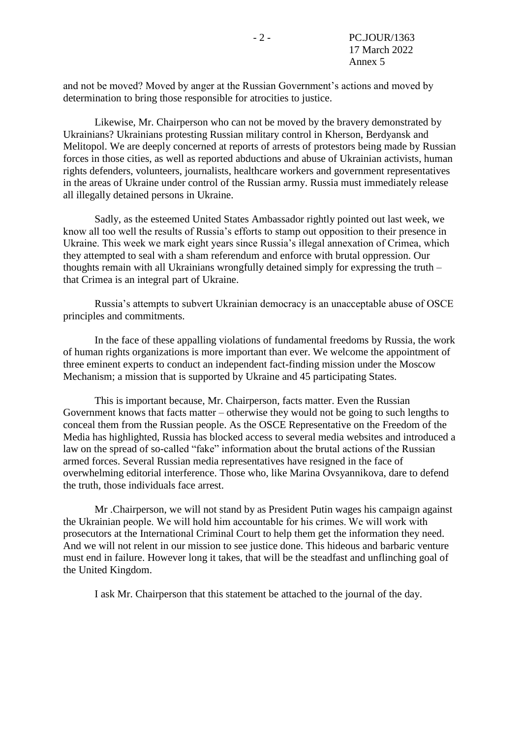and not be moved? Moved by anger at the Russian Government's actions and moved by determination to bring those responsible for atrocities to justice.

Likewise, Mr. Chairperson who can not be moved by the bravery demonstrated by Ukrainians? Ukrainians protesting Russian military control in Kherson, Berdyansk and Melitopol. We are deeply concerned at reports of arrests of protestors being made by Russian forces in those cities, as well as reported abductions and abuse of Ukrainian activists, human rights defenders, volunteers, journalists, healthcare workers and government representatives in the areas of Ukraine under control of the Russian army. Russia must immediately release all illegally detained persons in Ukraine.

Sadly, as the esteemed United States Ambassador rightly pointed out last week, we know all too well the results of Russia's efforts to stamp out opposition to their presence in Ukraine. This week we mark eight years since Russia's illegal annexation of Crimea, which they attempted to seal with a sham referendum and enforce with brutal oppression. Our thoughts remain with all Ukrainians wrongfully detained simply for expressing the truth – that Crimea is an integral part of Ukraine.

Russia's attempts to subvert Ukrainian democracy is an unacceptable abuse of OSCE principles and commitments.

In the face of these appalling violations of fundamental freedoms by Russia, the work of human rights organizations is more important than ever. We welcome the appointment of three eminent experts to conduct an independent fact-finding mission under the Moscow Mechanism; a mission that is supported by Ukraine and 45 participating States.

This is important because, Mr. Chairperson, facts matter. Even the Russian Government knows that facts matter – otherwise they would not be going to such lengths to conceal them from the Russian people. As the OSCE Representative on the Freedom of the Media has highlighted, Russia has blocked access to several media websites and introduced a law on the spread of so-called "fake" information about the brutal actions of the Russian armed forces. Several Russian media representatives have resigned in the face of overwhelming editorial interference. Those who, like Marina Ovsyannikova, dare to defend the truth, those individuals face arrest.

Mr .Chairperson, we will not stand by as President Putin wages his campaign against the Ukrainian people. We will hold him accountable for his crimes. We will work with prosecutors at the International Criminal Court to help them get the information they need. And we will not relent in our mission to see justice done. This hideous and barbaric venture must end in failure. However long it takes, that will be the steadfast and unflinching goal of the United Kingdom.

I ask Mr. Chairperson that this statement be attached to the journal of the day.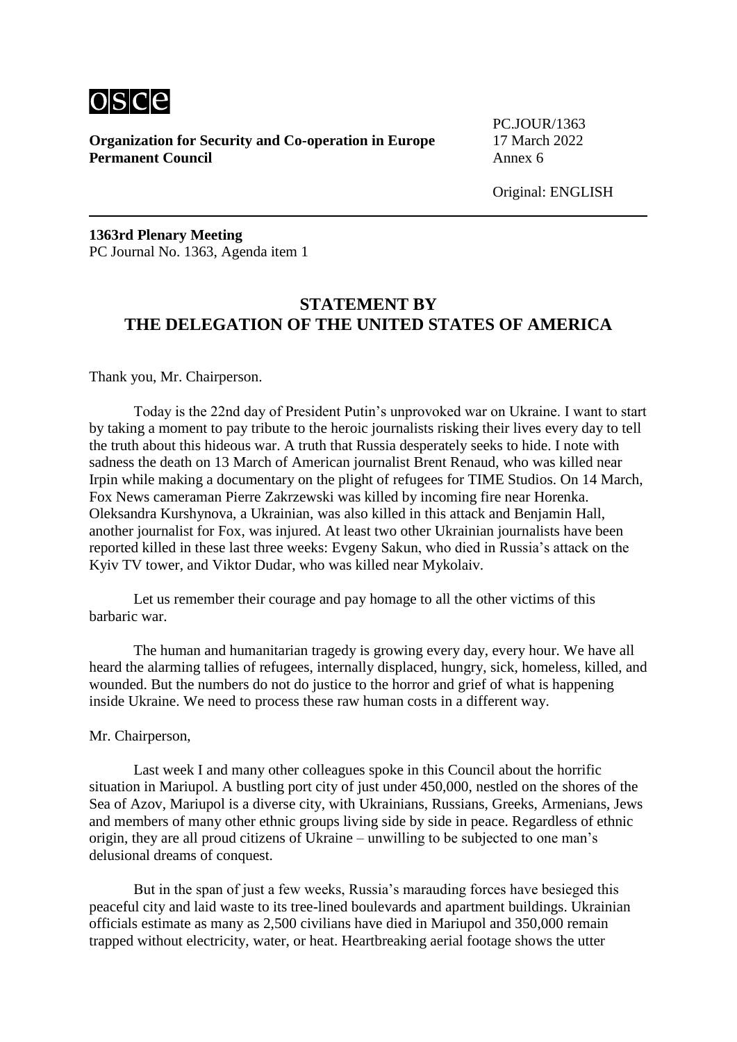osce

**Organization for Security and Co-operation in Europe**
**Permanent Council**

PC.JOUR/1363
17 March 2022
Annex 6

Original: ENGLISH

---

**1363rd Plenary Meeting**
PC Journal No. 1363, Agenda item 1

## STATEMENT BY THE DELEGATION OF THE UNITED STATES OF AMERICA

Thank you, Mr. Chairperson.

Today is the 22nd day of President Putin's unprovoked war on Ukraine. I want to start by taking a moment to pay tribute to the heroic journalists risking their lives every day to tell the truth about this hideous war. A truth that Russia desperately seeks to hide. I note with sadness the death on 13 March of American journalist Brent Renaud, who was killed near Irpin while making a documentary on the plight of refugees for TIME Studios. On 14 March, Fox News cameraman Pierre Zakrzewski was killed by incoming fire near Horenka. Oleksandra Kurshynova, a Ukrainian, was also killed in this attack and Benjamin Hall, another journalist for Fox, was injured. At least two other Ukrainian journalists have been reported killed in these last three weeks: Evgeny Sakun, who died in Russia's attack on the Kyiv TV tower, and Viktor Dudar, who was killed near Mykolaiv.

Let us remember their courage and pay homage to all the other victims of this barbaric war.

The human and humanitarian tragedy is growing every day, every hour. We have all heard the alarming tallies of refugees, internally displaced, hungry, sick, homeless, killed, and wounded. But the numbers do not do justice to the horror and grief of what is happening inside Ukraine. We need to process these raw human costs in a different way.

Mr. Chairperson,

Last week I and many other colleagues spoke in this Council about the horrific situation in Mariupol. A bustling port city of just under 450,000, nestled on the shores of the Sea of Azov, Mariupol is a diverse city, with Ukrainians, Russians, Greeks, Armenians, Jews and members of many other ethnic groups living side by side in peace. Regardless of ethnic origin, they are all proud citizens of Ukraine – unwilling to be subjected to one man's delusional dreams of conquest.

But in the span of just a few weeks, Russia's marauding forces have besieged this peaceful city and laid waste to its tree-lined boulevards and apartment buildings. Ukrainian officials estimate as many as 2,500 civilians have died in Mariupol and 350,000 remain trapped without electricity, water, or heat. Heartbreaking aerial footage shows the utter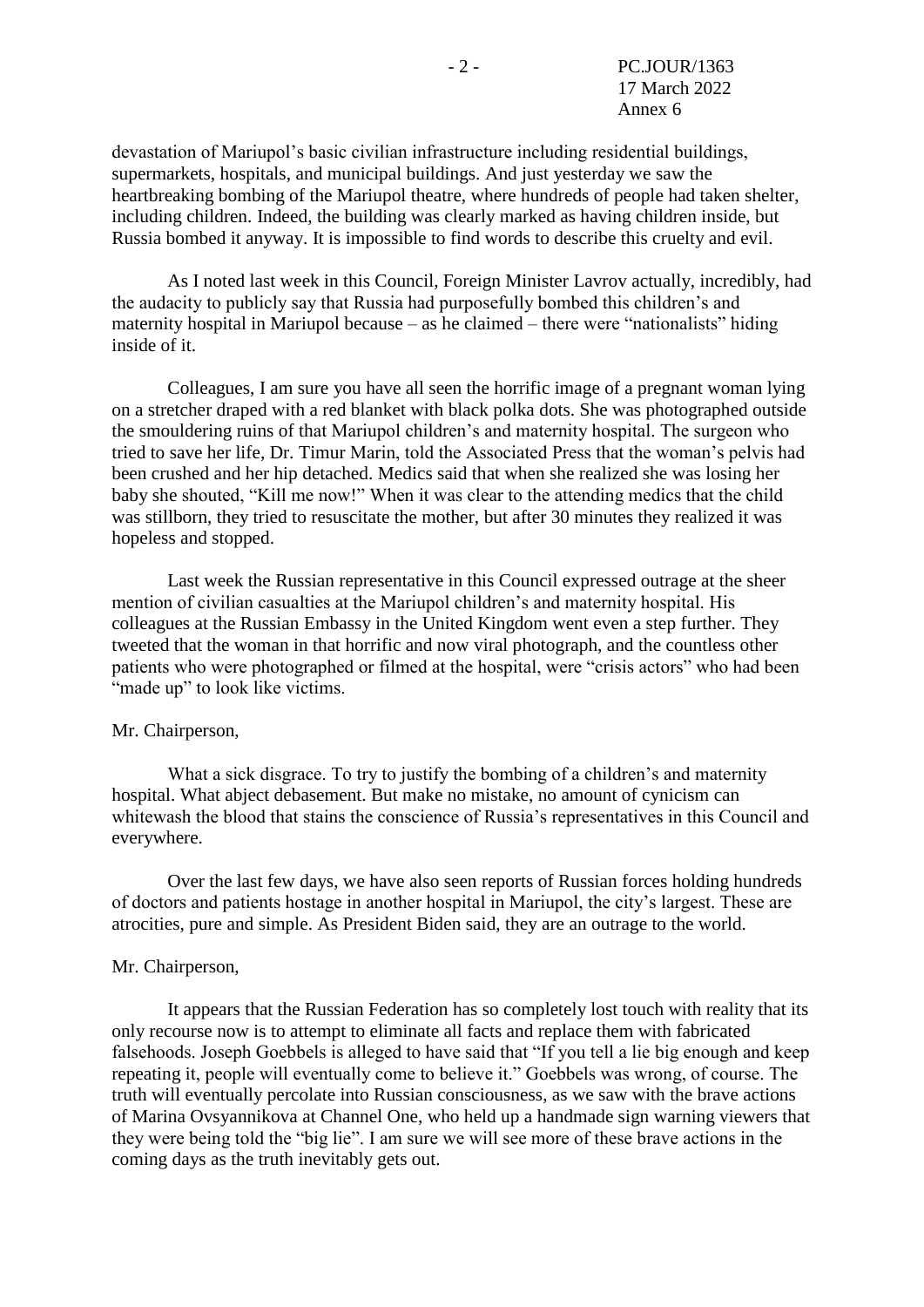devastation of Mariupol's basic civilian infrastructure including residential buildings, supermarkets, hospitals, and municipal buildings. And just yesterday we saw the heartbreaking bombing of the Mariupol theatre, where hundreds of people had taken shelter, including children. Indeed, the building was clearly marked as having children inside, but Russia bombed it anyway. It is impossible to find words to describe this cruelty and evil.

As I noted last week in this Council, Foreign Minister Lavrov actually, incredibly, had the audacity to publicly say that Russia had purposefully bombed this children's and maternity hospital in Mariupol because – as he claimed – there were "nationalists" hiding inside of it.

Colleagues, I am sure you have all seen the horrific image of a pregnant woman lying on a stretcher draped with a red blanket with black polka dots. She was photographed outside the smouldering ruins of that Mariupol children's and maternity hospital. The surgeon who tried to save her life, Dr. Timur Marin, told the Associated Press that the woman's pelvis had been crushed and her hip detached. Medics said that when she realized she was losing her baby she shouted, "Kill me now!" When it was clear to the attending medics that the child was stillborn, they tried to resuscitate the mother, but after 30 minutes they realized it was hopeless and stopped.

Last week the Russian representative in this Council expressed outrage at the sheer mention of civilian casualties at the Mariupol children's and maternity hospital. His colleagues at the Russian Embassy in the United Kingdom went even a step further. They tweeted that the woman in that horrific and now viral photograph, and the countless other patients who were photographed or filmed at the hospital, were "crisis actors" who had been "made up" to look like victims.

Mr. Chairperson,

What a sick disgrace. To try to justify the bombing of a children's and maternity hospital. What abject debasement. But make no mistake, no amount of cynicism can whitewash the blood that stains the conscience of Russia's representatives in this Council and everywhere.

Over the last few days, we have also seen reports of Russian forces holding hundreds of doctors and patients hostage in another hospital in Mariupol, the city's largest. These are atrocities, pure and simple. As President Biden said, they are an outrage to the world.

Mr. Chairperson,

It appears that the Russian Federation has so completely lost touch with reality that its only recourse now is to attempt to eliminate all facts and replace them with fabricated falsehoods. Joseph Goebbels is alleged to have said that "If you tell a lie big enough and keep repeating it, people will eventually come to believe it." Goebbels was wrong, of course. The truth will eventually percolate into Russian consciousness, as we saw with the brave actions of Marina Ovsyannikova at Channel One, who held up a handmade sign warning viewers that they were being told the "big lie". I am sure we will see more of these brave actions in the coming days as the truth inevitably gets out.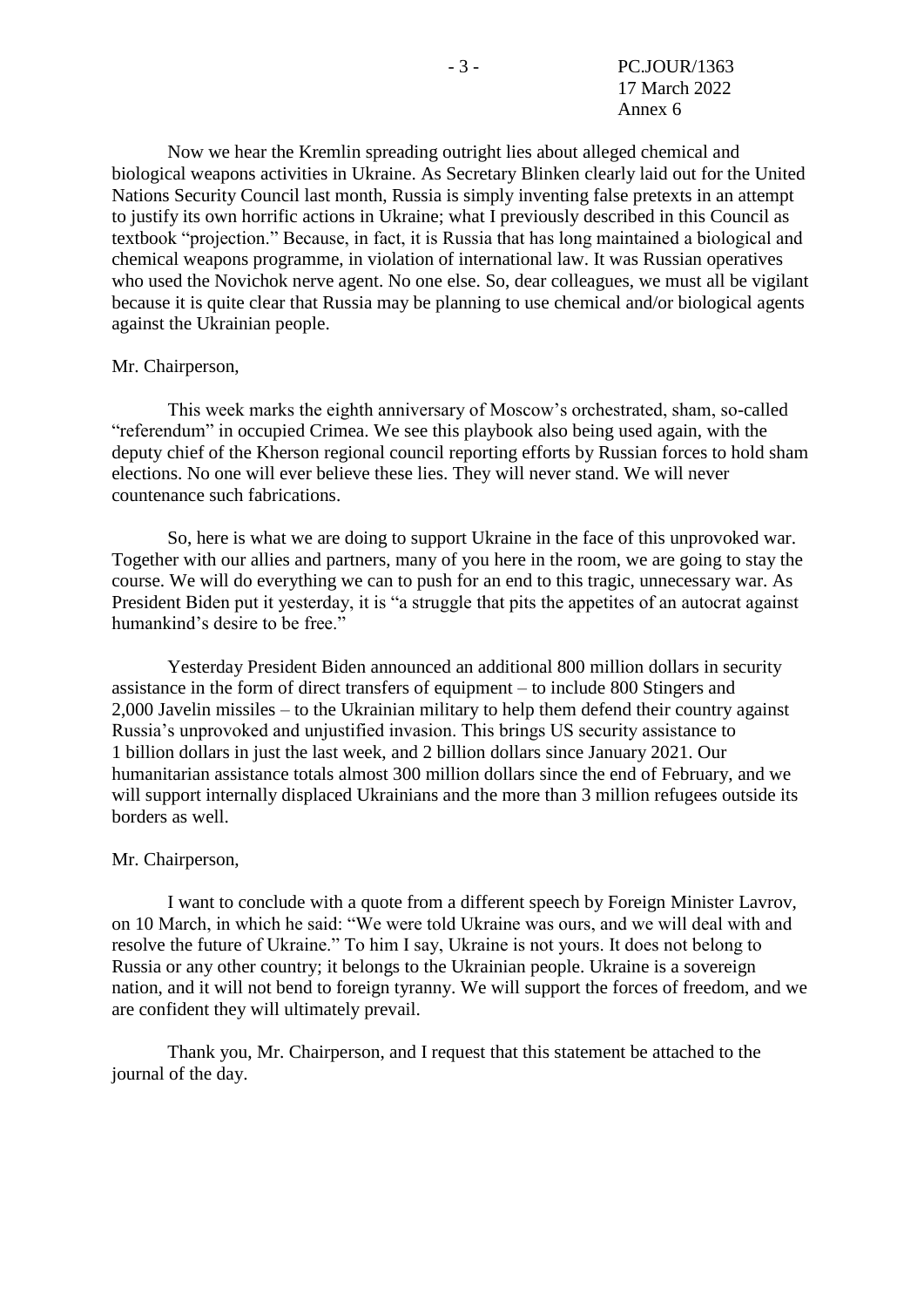Now we hear the Kremlin spreading outright lies about alleged chemical and biological weapons activities in Ukraine. As Secretary Blinken clearly laid out for the United Nations Security Council last month, Russia is simply inventing false pretexts in an attempt to justify its own horrific actions in Ukraine; what I previously described in this Council as textbook "projection." Because, in fact, it is Russia that has long maintained a biological and chemical weapons programme, in violation of international law. It was Russian operatives who used the Novichok nerve agent. No one else. So, dear colleagues, we must all be vigilant because it is quite clear that Russia may be planning to use chemical and/or biological agents against the Ukrainian people.

Mr. Chairperson,

This week marks the eighth anniversary of Moscow's orchestrated, sham, so-called "referendum" in occupied Crimea. We see this playbook also being used again, with the deputy chief of the Kherson regional council reporting efforts by Russian forces to hold sham elections. No one will ever believe these lies. They will never stand. We will never countenance such fabrications.

So, here is what we are doing to support Ukraine in the face of this unprovoked war. Together with our allies and partners, many of you here in the room, we are going to stay the course. We will do everything we can to push for an end to this tragic, unnecessary war. As President Biden put it yesterday, it is "a struggle that pits the appetites of an autocrat against humankind's desire to be free."

Yesterday President Biden announced an additional 800 million dollars in security assistance in the form of direct transfers of equipment – to include 800 Stingers and 2,000 Javelin missiles – to the Ukrainian military to help them defend their country against Russia's unprovoked and unjustified invasion. This brings US security assistance to 1 billion dollars in just the last week, and 2 billion dollars since January 2021. Our humanitarian assistance totals almost 300 million dollars since the end of February, and we will support internally displaced Ukrainians and the more than 3 million refugees outside its borders as well.

Mr. Chairperson,

I want to conclude with a quote from a different speech by Foreign Minister Lavrov, on 10 March, in which he said: "We were told Ukraine was ours, and we will deal with and resolve the future of Ukraine." To him I say, Ukraine is not yours. It does not belong to Russia or any other country; it belongs to the Ukrainian people. Ukraine is a sovereign nation, and it will not bend to foreign tyranny. We will support the forces of freedom, and we are confident they will ultimately prevail.

Thank you, Mr. Chairperson, and I request that this statement be attached to the journal of the day.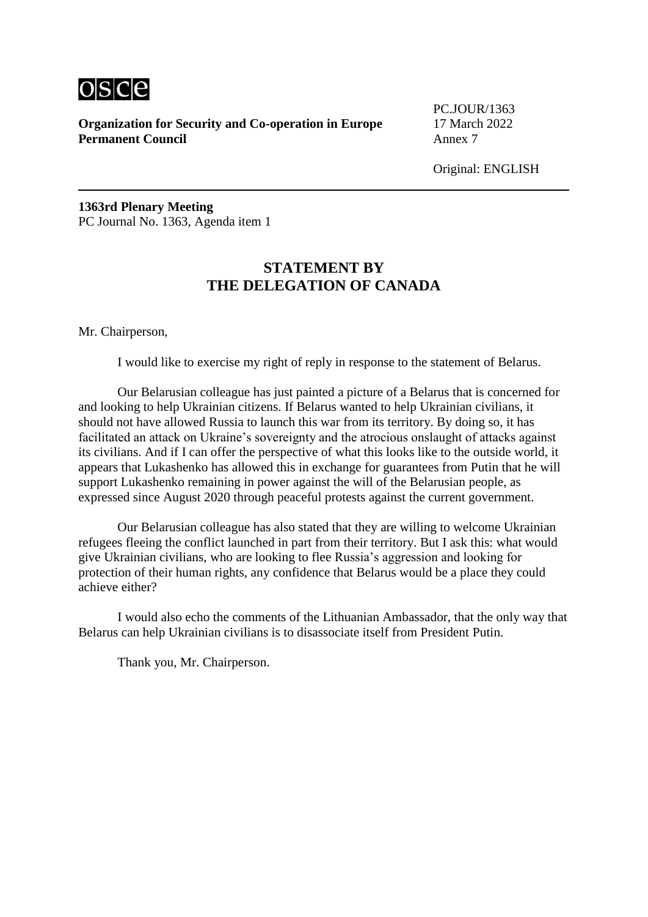**Organization for Security and Co-operation in Europe**
**Permanent Council**

PC.JOUR/1363
17 March 2022
Annex 7

Original: ENGLISH

---

**1363rd Plenary Meeting**
PC Journal No. 1363, Agenda item 1

## STATEMENT BY THE DELEGATION OF CANADA

Mr. Chairperson,

I would like to exercise my right of reply in response to the statement of Belarus.

Our Belarusian colleague has just painted a picture of a Belarus that is concerned for and looking to help Ukrainian citizens. If Belarus wanted to help Ukrainian civilians, it should not have allowed Russia to launch this war from its territory. By doing so, it has facilitated an attack on Ukraine's sovereignty and the atrocious onslaught of attacks against its civilians. And if I can offer the perspective of what this looks like to the outside world, it appears that Lukashenko has allowed this in exchange for guarantees from Putin that he will support Lukashenko remaining in power against the will of the Belarusian people, as expressed since August 2020 through peaceful protests against the current government.

Our Belarusian colleague has also stated that they are willing to welcome Ukrainian refugees fleeing the conflict launched in part from their territory. But I ask this: what would give Ukrainian civilians, who are looking to flee Russia's aggression and looking for protection of their human rights, any confidence that Belarus would be a place they could achieve either?

I would also echo the comments of the Lithuanian Ambassador, that the only way that Belarus can help Ukrainian civilians is to disassociate itself from President Putin.

Thank you, Mr. Chairperson.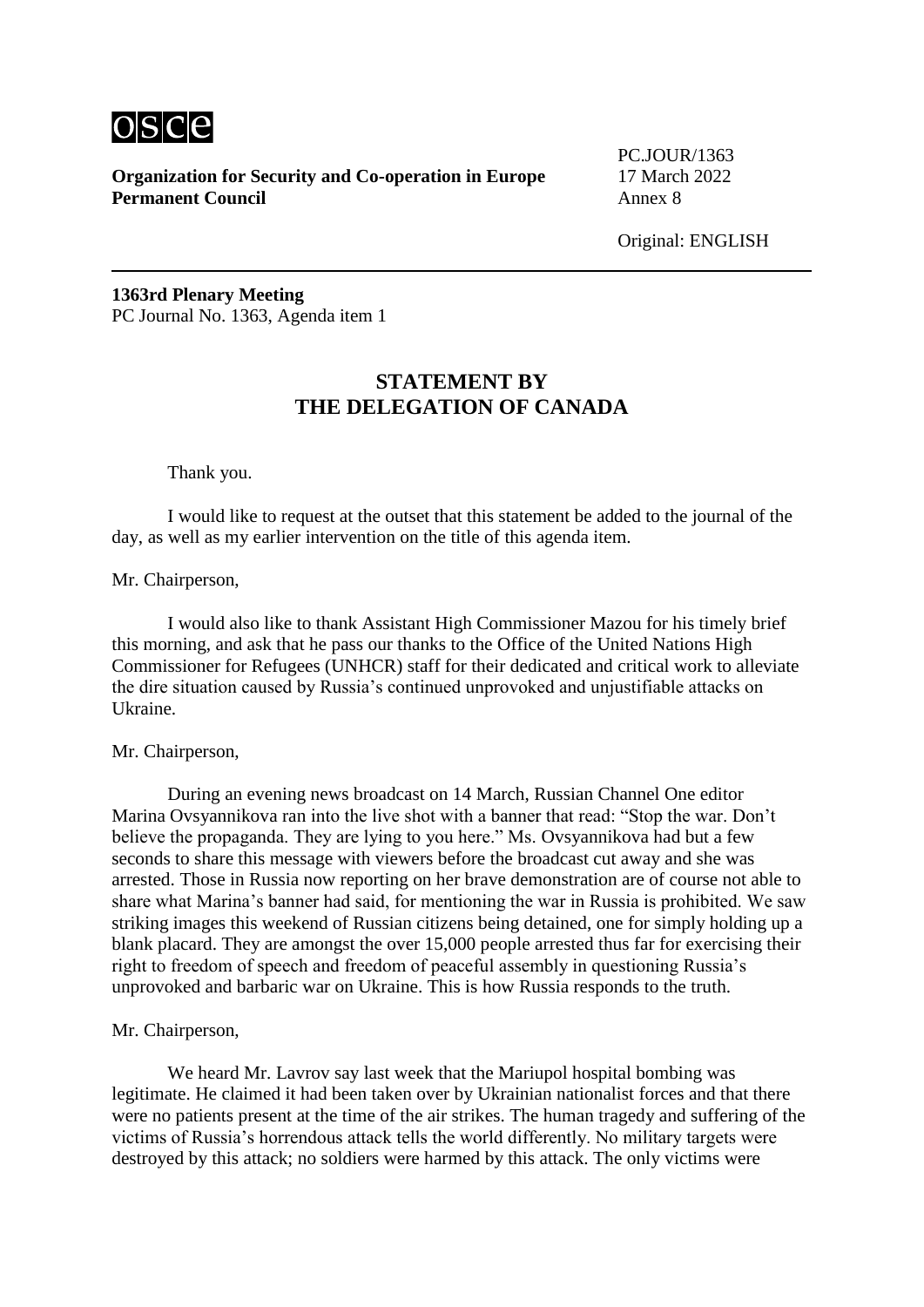**Organization for Security and Co-operation in Europe**
**Permanent Council**

PC.JOUR/1363
17 March 2022
Annex 8

Original: ENGLISH

**1363rd Plenary Meeting**
PC Journal No. 1363, Agenda item 1

# STATEMENT BY THE DELEGATION OF CANADA

Thank you.

I would like to request at the outset that this statement be added to the journal of the day, as well as my earlier intervention on the title of this agenda item.

Mr. Chairperson,

I would also like to thank Assistant High Commissioner Mazou for his timely brief this morning, and ask that he pass our thanks to the Office of the United Nations High Commissioner for Refugees (UNHCR) staff for their dedicated and critical work to alleviate the dire situation caused by Russia's continued unprovoked and unjustifiable attacks on Ukraine.

Mr. Chairperson,

During an evening news broadcast on 14 March, Russian Channel One editor Marina Ovsyannikova ran into the live shot with a banner that read: "Stop the war. Don't believe the propaganda. They are lying to you here." Ms. Ovsyannikova had but a few seconds to share this message with viewers before the broadcast cut away and she was arrested. Those in Russia now reporting on her brave demonstration are of course not able to share what Marina's banner had said, for mentioning the war in Russia is prohibited. We saw striking images this weekend of Russian citizens being detained, one for simply holding up a blank placard. They are amongst the over 15,000 people arrested thus far for exercising their right to freedom of speech and freedom of peaceful assembly in questioning Russia's unprovoked and barbaric war on Ukraine. This is how Russia responds to the truth.

Mr. Chairperson,

We heard Mr. Lavrov say last week that the Mariupol hospital bombing was legitimate. He claimed it had been taken over by Ukrainian nationalist forces and that there were no patients present at the time of the air strikes. The human tragedy and suffering of the victims of Russia's horrendous attack tells the world differently. No military targets were destroyed by this attack; no soldiers were harmed by this attack. The only victims were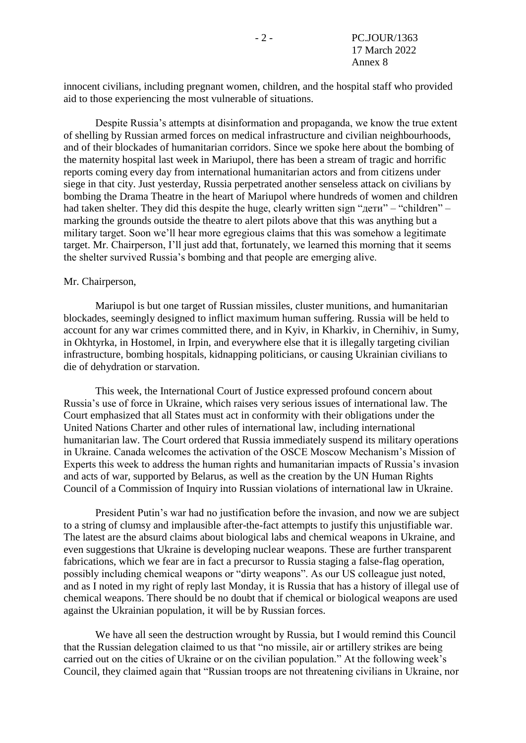innocent civilians, including pregnant women, children, and the hospital staff who provided aid to those experiencing the most vulnerable of situations.

Despite Russia's attempts at disinformation and propaganda, we know the true extent of shelling by Russian armed forces on medical infrastructure and civilian neighbourhoods, and of their blockades of humanitarian corridors. Since we spoke here about the bombing of the maternity hospital last week in Mariupol, there has been a stream of tragic and horrific reports coming every day from international humanitarian actors and from citizens under siege in that city. Just yesterday, Russia perpetrated another senseless attack on civilians by bombing the Drama Theatre in the heart of Mariupol where hundreds of women and children had taken shelter. They did this despite the huge, clearly written sign "дети" – "children" – marking the grounds outside the theatre to alert pilots above that this was anything but a military target. Soon we'll hear more egregious claims that this was somehow a legitimate target. Mr. Chairperson, I'll just add that, fortunately, we learned this morning that it seems the shelter survived Russia's bombing and that people are emerging alive.

Mr. Chairperson,

Mariupol is but one target of Russian missiles, cluster munitions, and humanitarian blockades, seemingly designed to inflict maximum human suffering. Russia will be held to account for any war crimes committed there, and in Kyiv, in Kharkiv, in Chernihiv, in Sumy, in Okhtyrka, in Hostomel, in Irpin, and everywhere else that it is illegally targeting civilian infrastructure, bombing hospitals, kidnapping politicians, or causing Ukrainian civilians to die of dehydration or starvation.

This week, the International Court of Justice expressed profound concern about Russia's use of force in Ukraine, which raises very serious issues of international law. The Court emphasized that all States must act in conformity with their obligations under the United Nations Charter and other rules of international law, including international humanitarian law. The Court ordered that Russia immediately suspend its military operations in Ukraine. Canada welcomes the activation of the OSCE Moscow Mechanism's Mission of Experts this week to address the human rights and humanitarian impacts of Russia's invasion and acts of war, supported by Belarus, as well as the creation by the UN Human Rights Council of a Commission of Inquiry into Russian violations of international law in Ukraine.

President Putin's war had no justification before the invasion, and now we are subject to a string of clumsy and implausible after-the-fact attempts to justify this unjustifiable war. The latest are the absurd claims about biological labs and chemical weapons in Ukraine, and even suggestions that Ukraine is developing nuclear weapons. These are further transparent fabrications, which we fear are in fact a precursor to Russia staging a false-flag operation, possibly including chemical weapons or "dirty weapons". As our US colleague just noted, and as I noted in my right of reply last Monday, it is Russia that has a history of illegal use of chemical weapons. There should be no doubt that if chemical or biological weapons are used against the Ukrainian population, it will be by Russian forces.

We have all seen the destruction wrought by Russia, but I would remind this Council that the Russian delegation claimed to us that "no missile, air or artillery strikes are being carried out on the cities of Ukraine or on the civilian population." At the following week's Council, they claimed again that "Russian troops are not threatening civilians in Ukraine, nor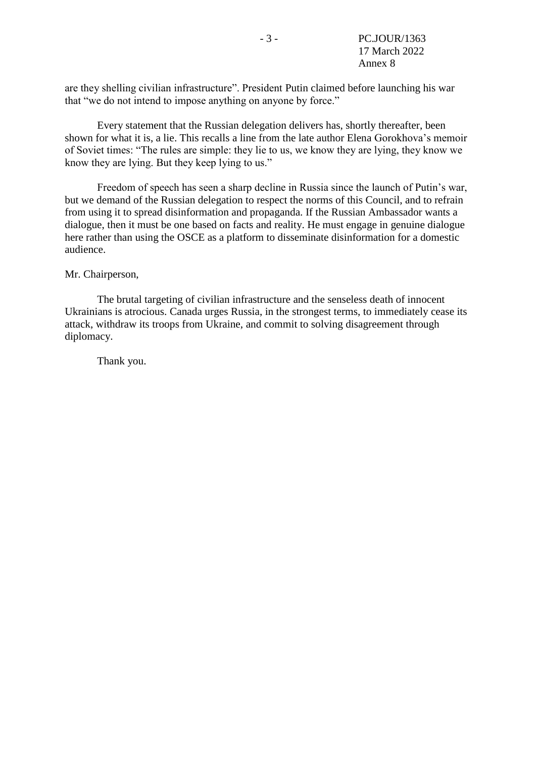are they shelling civilian infrastructure". President Putin claimed before launching his war that "we do not intend to impose anything on anyone by force."

Every statement that the Russian delegation delivers has, shortly thereafter, been shown for what it is, a lie. This recalls a line from the late author Elena Gorokhova's memoir of Soviet times: "The rules are simple: they lie to us, we know they are lying, they know we know they are lying. But they keep lying to us."

Freedom of speech has seen a sharp decline in Russia since the launch of Putin's war, but we demand of the Russian delegation to respect the norms of this Council, and to refrain from using it to spread disinformation and propaganda. If the Russian Ambassador wants a dialogue, then it must be one based on facts and reality. He must engage in genuine dialogue here rather than using the OSCE as a platform to disseminate disinformation for a domestic audience.

Mr. Chairperson,

The brutal targeting of civilian infrastructure and the senseless death of innocent Ukrainians is atrocious. Canada urges Russia, in the strongest terms, to immediately cease its attack, withdraw its troops from Ukraine, and commit to solving disagreement through diplomacy.

Thank you.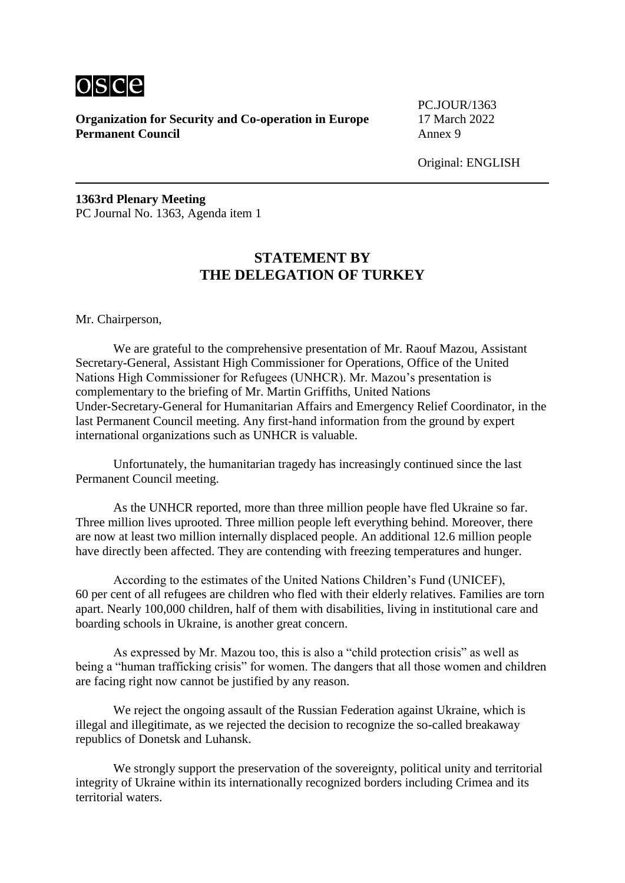**Organization for Security and Co-operation in Europe**
**Permanent Council**

PC.JOUR/1363
17 March 2022
Annex 9

Original: ENGLISH

**1363rd Plenary Meeting**
PC Journal No. 1363, Agenda item 1

## STATEMENT BY THE DELEGATION OF TURKEY

Mr. Chairperson,

We are grateful to the comprehensive presentation of Mr. Raouf Mazou, Assistant Secretary-General, Assistant High Commissioner for Operations, Office of the United Nations High Commissioner for Refugees (UNHCR). Mr. Mazou's presentation is complementary to the briefing of Mr. Martin Griffiths, United Nations Under-Secretary-General for Humanitarian Affairs and Emergency Relief Coordinator, in the last Permanent Council meeting. Any first-hand information from the ground by expert international organizations such as UNHCR is valuable.

Unfortunately, the humanitarian tragedy has increasingly continued since the last Permanent Council meeting.

As the UNHCR reported, more than three million people have fled Ukraine so far. Three million lives uprooted. Three million people left everything behind. Moreover, there are now at least two million internally displaced people. An additional 12.6 million people have directly been affected. They are contending with freezing temperatures and hunger.

According to the estimates of the United Nations Children's Fund (UNICEF), 60 per cent of all refugees are children who fled with their elderly relatives. Families are torn apart. Nearly 100,000 children, half of them with disabilities, living in institutional care and boarding schools in Ukraine, is another great concern.

As expressed by Mr. Mazou too, this is also a "child protection crisis" as well as being a "human trafficking crisis" for women. The dangers that all those women and children are facing right now cannot be justified by any reason.

We reject the ongoing assault of the Russian Federation against Ukraine, which is illegal and illegitimate, as we rejected the decision to recognize the so-called breakaway republics of Donetsk and Luhansk.

We strongly support the preservation of the sovereignty, political unity and territorial integrity of Ukraine within its internationally recognized borders including Crimea and its territorial waters.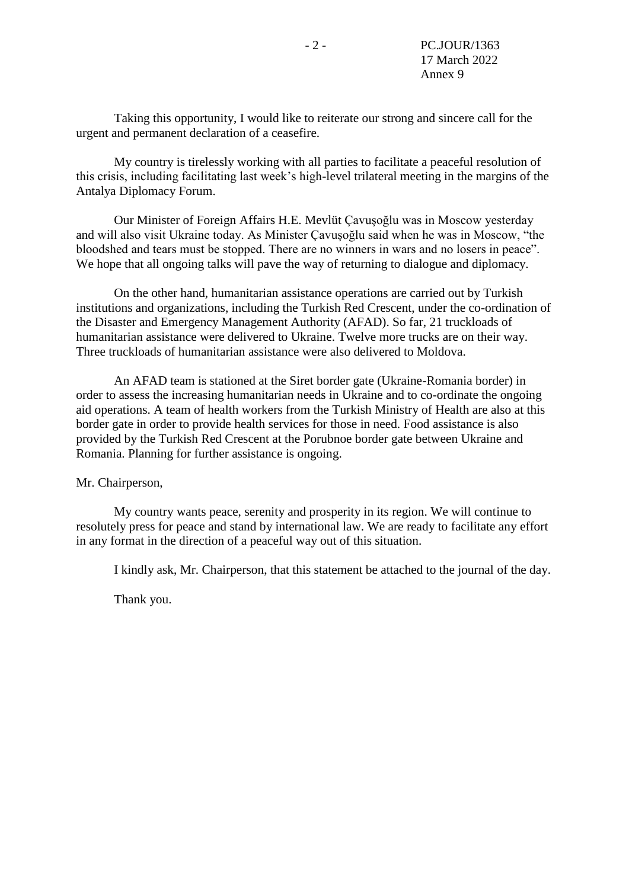Taking this opportunity, I would like to reiterate our strong and sincere call for the urgent and permanent declaration of a ceasefire.

My country is tirelessly working with all parties to facilitate a peaceful resolution of this crisis, including facilitating last week's high-level trilateral meeting in the margins of the Antalya Diplomacy Forum.

Our Minister of Foreign Affairs H.E. Mevlüt Çavuşoğlu was in Moscow yesterday and will also visit Ukraine today. As Minister Çavuşoğlu said when he was in Moscow, "the bloodshed and tears must be stopped. There are no winners in wars and no losers in peace". We hope that all ongoing talks will pave the way of returning to dialogue and diplomacy.

On the other hand, humanitarian assistance operations are carried out by Turkish institutions and organizations, including the Turkish Red Crescent, under the co-ordination of the Disaster and Emergency Management Authority (AFAD). So far, 21 truckloads of humanitarian assistance were delivered to Ukraine. Twelve more trucks are on their way. Three truckloads of humanitarian assistance were also delivered to Moldova.

An AFAD team is stationed at the Siret border gate (Ukraine-Romania border) in order to assess the increasing humanitarian needs in Ukraine and to co-ordinate the ongoing aid operations. A team of health workers from the Turkish Ministry of Health are also at this border gate in order to provide health services for those in need. Food assistance is also provided by the Turkish Red Crescent at the Porubnoe border gate between Ukraine and Romania. Planning for further assistance is ongoing.

Mr. Chairperson,

My country wants peace, serenity and prosperity in its region. We will continue to resolutely press for peace and stand by international law. We are ready to facilitate any effort in any format in the direction of a peaceful way out of this situation.

I kindly ask, Mr. Chairperson, that this statement be attached to the journal of the day.

Thank you.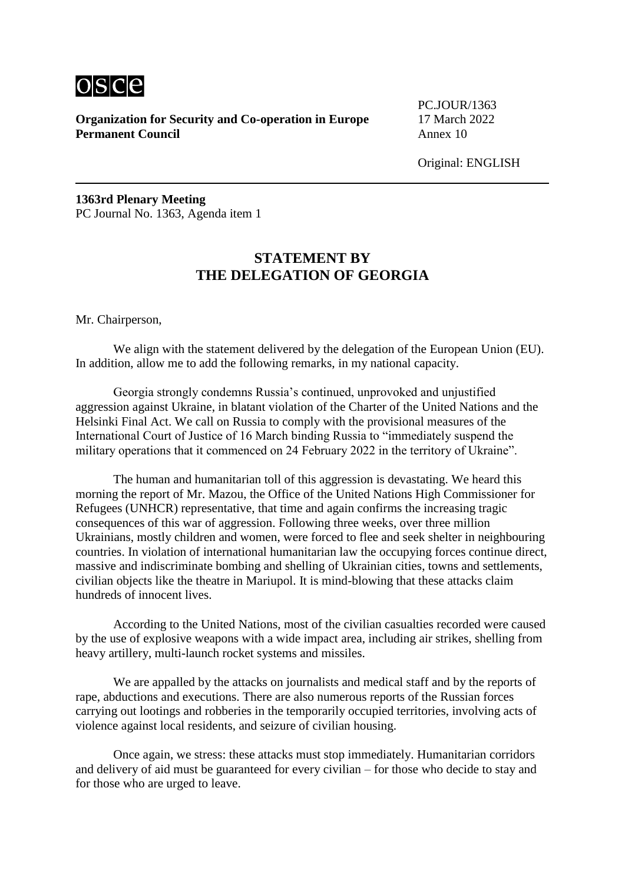**Organization for Security and Co-operation in Europe**
**Permanent Council**

PC.JOUR/1363
17 March 2022
Annex 10

Original: ENGLISH

**1363rd Plenary Meeting**
PC Journal No. 1363, Agenda item 1

## STATEMENT BY THE DELEGATION OF GEORGIA

Mr. Chairperson,

We align with the statement delivered by the delegation of the European Union (EU). In addition, allow me to add the following remarks, in my national capacity.

Georgia strongly condemns Russia's continued, unprovoked and unjustified aggression against Ukraine, in blatant violation of the Charter of the United Nations and the Helsinki Final Act. We call on Russia to comply with the provisional measures of the International Court of Justice of 16 March binding Russia to "immediately suspend the military operations that it commenced on 24 February 2022 in the territory of Ukraine".

The human and humanitarian toll of this aggression is devastating. We heard this morning the report of Mr. Mazou, the Office of the United Nations High Commissioner for Refugees (UNHCR) representative, that time and again confirms the increasing tragic consequences of this war of aggression. Following three weeks, over three million Ukrainians, mostly children and women, were forced to flee and seek shelter in neighbouring countries. In violation of international humanitarian law the occupying forces continue direct, massive and indiscriminate bombing and shelling of Ukrainian cities, towns and settlements, civilian objects like the theatre in Mariupol. It is mind-blowing that these attacks claim hundreds of innocent lives.

According to the United Nations, most of the civilian casualties recorded were caused by the use of explosive weapons with a wide impact area, including air strikes, shelling from heavy artillery, multi-launch rocket systems and missiles.

We are appalled by the attacks on journalists and medical staff and by the reports of rape, abductions and executions. There are also numerous reports of the Russian forces carrying out lootings and robberies in the temporarily occupied territories, involving acts of violence against local residents, and seizure of civilian housing.

Once again, we stress: these attacks must stop immediately. Humanitarian corridors and delivery of aid must be guaranteed for every civilian – for those who decide to stay and for those who are urged to leave.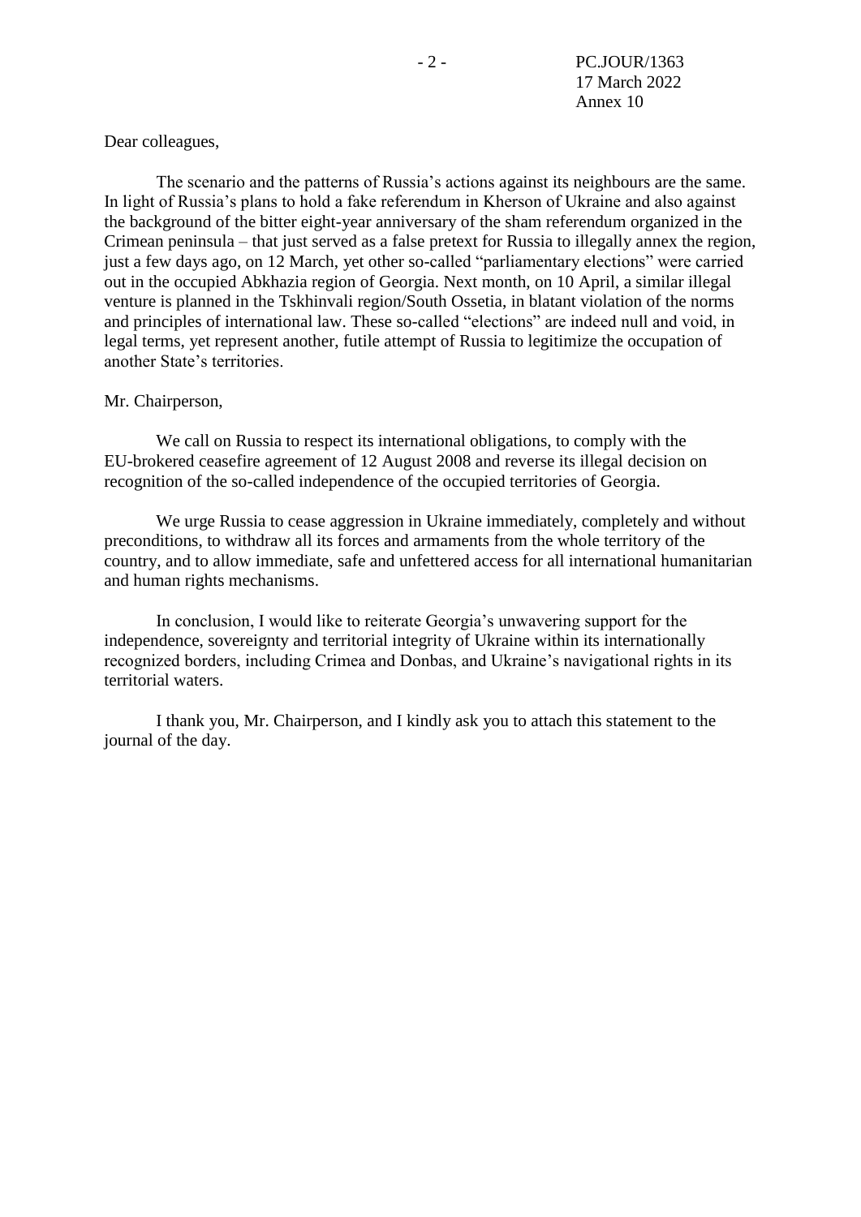Dear colleagues,

The scenario and the patterns of Russia’s actions against its neighbours are the same. In light of Russia’s plans to hold a fake referendum in Kherson of Ukraine and also against the background of the bitter eight-year anniversary of the sham referendum organized in the Crimean peninsula – that just served as a false pretext for Russia to illegally annex the region, just a few days ago, on 12 March, yet other so-called “parliamentary elections” were carried out in the occupied Abkhazia region of Georgia. Next month, on 10 April, a similar illegal venture is planned in the Tskhinvali region/South Ossetia, in blatant violation of the norms and principles of international law. These so-called “elections” are indeed null and void, in legal terms, yet represent another, futile attempt of Russia to legitimize the occupation of another State’s territories.

Mr. Chairperson,

We call on Russia to respect its international obligations, to comply with the EU-brokered ceasefire agreement of 12 August 2008 and reverse its illegal decision on recognition of the so-called independence of the occupied territories of Georgia.

We urge Russia to cease aggression in Ukraine immediately, completely and without preconditions, to withdraw all its forces and armaments from the whole territory of the country, and to allow immediate, safe and unfettered access for all international humanitarian and human rights mechanisms.

In conclusion, I would like to reiterate Georgia’s unwavering support for the independence, sovereignty and territorial integrity of Ukraine within its internationally recognized borders, including Crimea and Donbas, and Ukraine’s navigational rights in its territorial waters.

I thank you, Mr. Chairperson, and I kindly ask you to attach this statement to the journal of the day.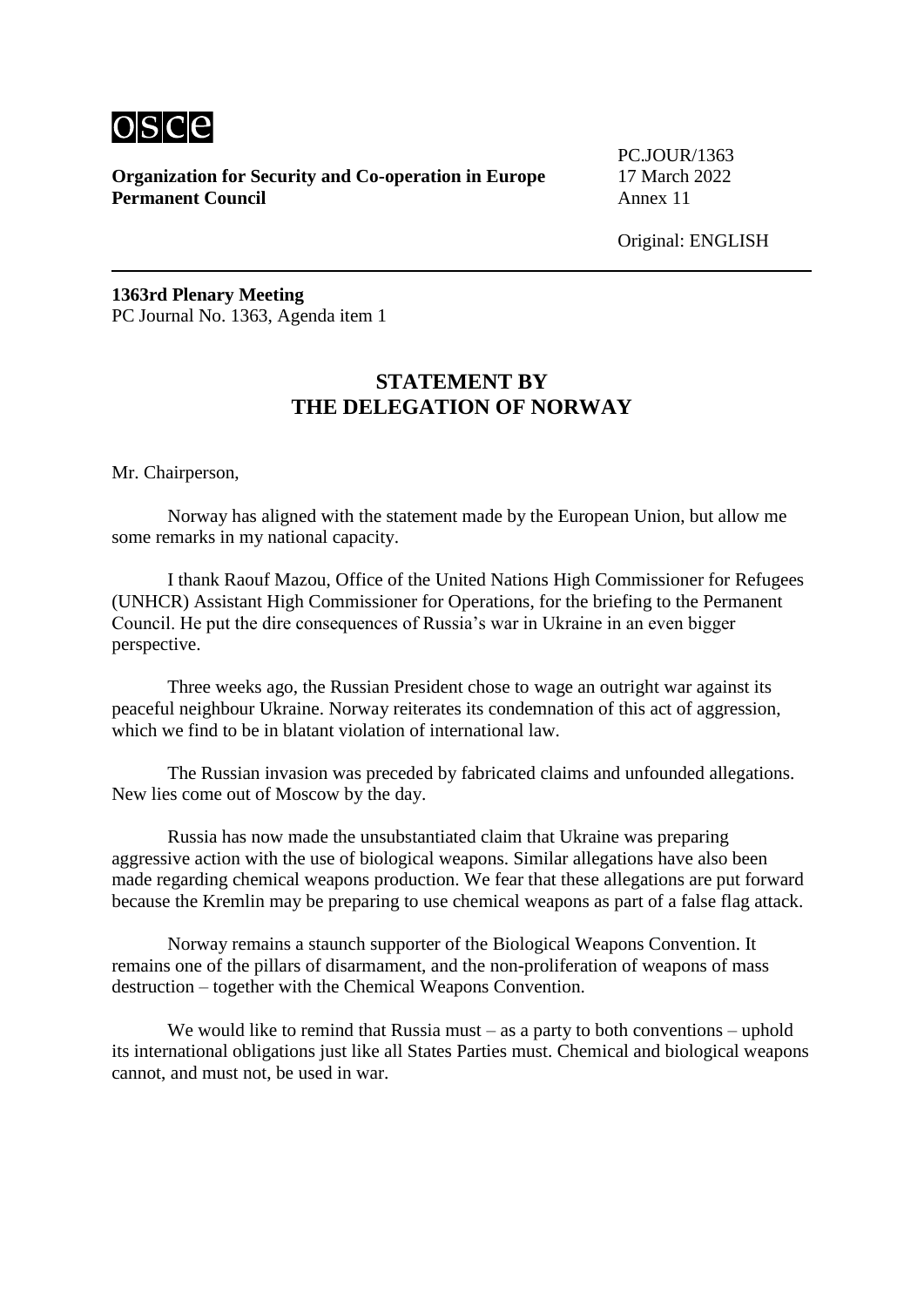**Organization for Security and Co-operation in Europe**
**Permanent Council**

PC.JOUR/1363
17 March 2022
Annex 11

Original: ENGLISH

**1363rd Plenary Meeting**
PC Journal No. 1363, Agenda item 1

## STATEMENT BY THE DELEGATION OF NORWAY

Mr. Chairperson,

Norway has aligned with the statement made by the European Union, but allow me some remarks in my national capacity.

I thank Raouf Mazou, Office of the United Nations High Commissioner for Refugees (UNHCR) Assistant High Commissioner for Operations, for the briefing to the Permanent Council. He put the dire consequences of Russia's war in Ukraine in an even bigger perspective.

Three weeks ago, the Russian President chose to wage an outright war against its peaceful neighbour Ukraine. Norway reiterates its condemnation of this act of aggression, which we find to be in blatant violation of international law.

The Russian invasion was preceded by fabricated claims and unfounded allegations. New lies come out of Moscow by the day.

Russia has now made the unsubstantiated claim that Ukraine was preparing aggressive action with the use of biological weapons. Similar allegations have also been made regarding chemical weapons production. We fear that these allegations are put forward because the Kremlin may be preparing to use chemical weapons as part of a false flag attack.

Norway remains a staunch supporter of the Biological Weapons Convention. It remains one of the pillars of disarmament, and the non-proliferation of weapons of mass destruction – together with the Chemical Weapons Convention.

We would like to remind that Russia must – as a party to both conventions – uphold its international obligations just like all States Parties must. Chemical and biological weapons cannot, and must not, be used in war.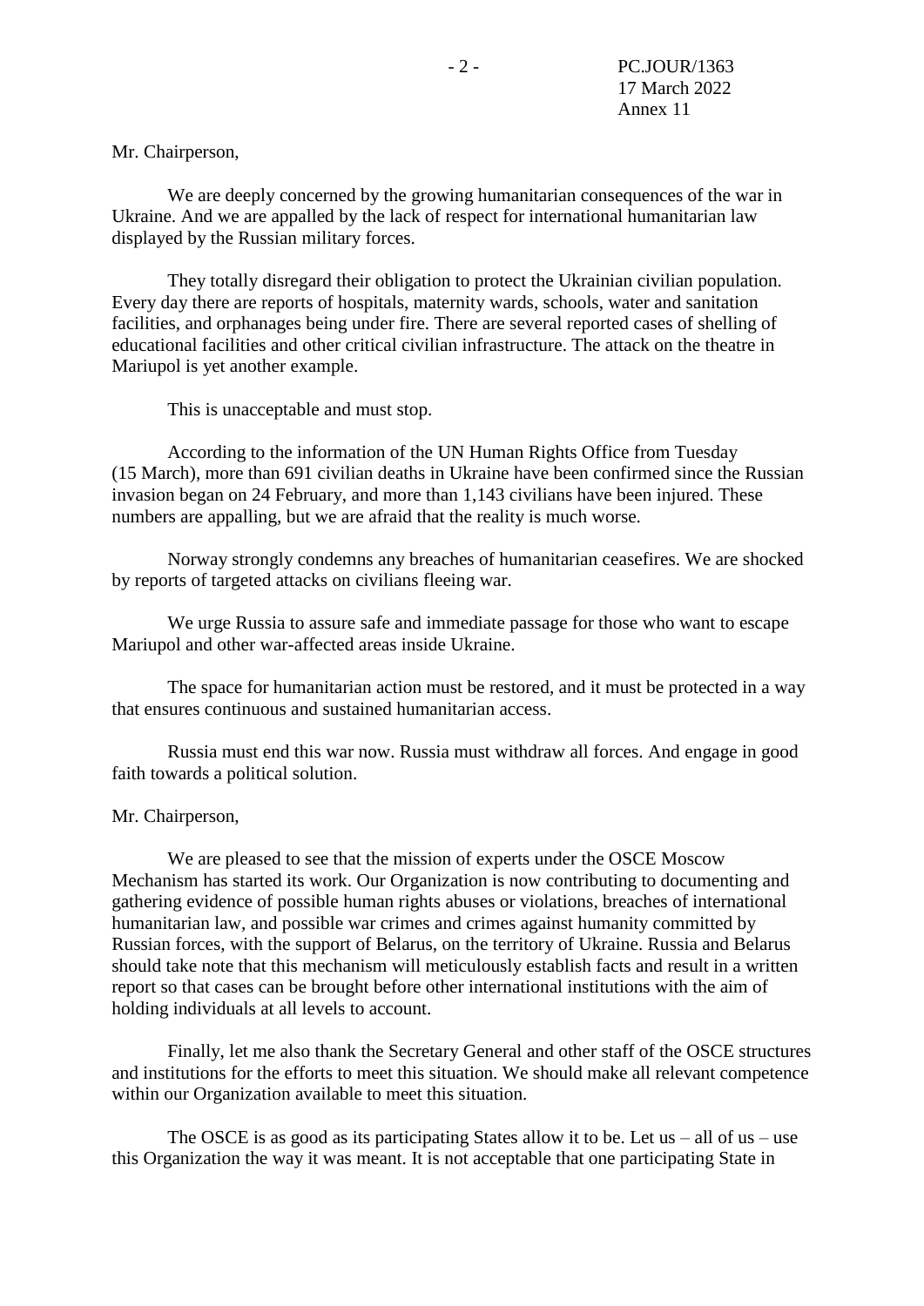Mr. Chairperson,

We are deeply concerned by the growing humanitarian consequences of the war in Ukraine. And we are appalled by the lack of respect for international humanitarian law displayed by the Russian military forces.

They totally disregard their obligation to protect the Ukrainian civilian population. Every day there are reports of hospitals, maternity wards, schools, water and sanitation facilities, and orphanages being under fire. There are several reported cases of shelling of educational facilities and other critical civilian infrastructure. The attack on the theatre in Mariupol is yet another example.

This is unacceptable and must stop.

According to the information of the UN Human Rights Office from Tuesday (15 March), more than 691 civilian deaths in Ukraine have been confirmed since the Russian invasion began on 24 February, and more than 1,143 civilians have been injured. These numbers are appalling, but we are afraid that the reality is much worse.

Norway strongly condemns any breaches of humanitarian ceasefires. We are shocked by reports of targeted attacks on civilians fleeing war.

We urge Russia to assure safe and immediate passage for those who want to escape Mariupol and other war-affected areas inside Ukraine.

The space for humanitarian action must be restored, and it must be protected in a way that ensures continuous and sustained humanitarian access.

Russia must end this war now. Russia must withdraw all forces. And engage in good faith towards a political solution.

Mr. Chairperson,

We are pleased to see that the mission of experts under the OSCE Moscow Mechanism has started its work. Our Organization is now contributing to documenting and gathering evidence of possible human rights abuses or violations, breaches of international humanitarian law, and possible war crimes and crimes against humanity committed by Russian forces, with the support of Belarus, on the territory of Ukraine. Russia and Belarus should take note that this mechanism will meticulously establish facts and result in a written report so that cases can be brought before other international institutions with the aim of holding individuals at all levels to account.

Finally, let me also thank the Secretary General and other staff of the OSCE structures and institutions for the efforts to meet this situation. We should make all relevant competence within our Organization available to meet this situation.

The OSCE is as good as its participating States allow it to be. Let us – all of us – use this Organization the way it was meant. It is not acceptable that one participating State in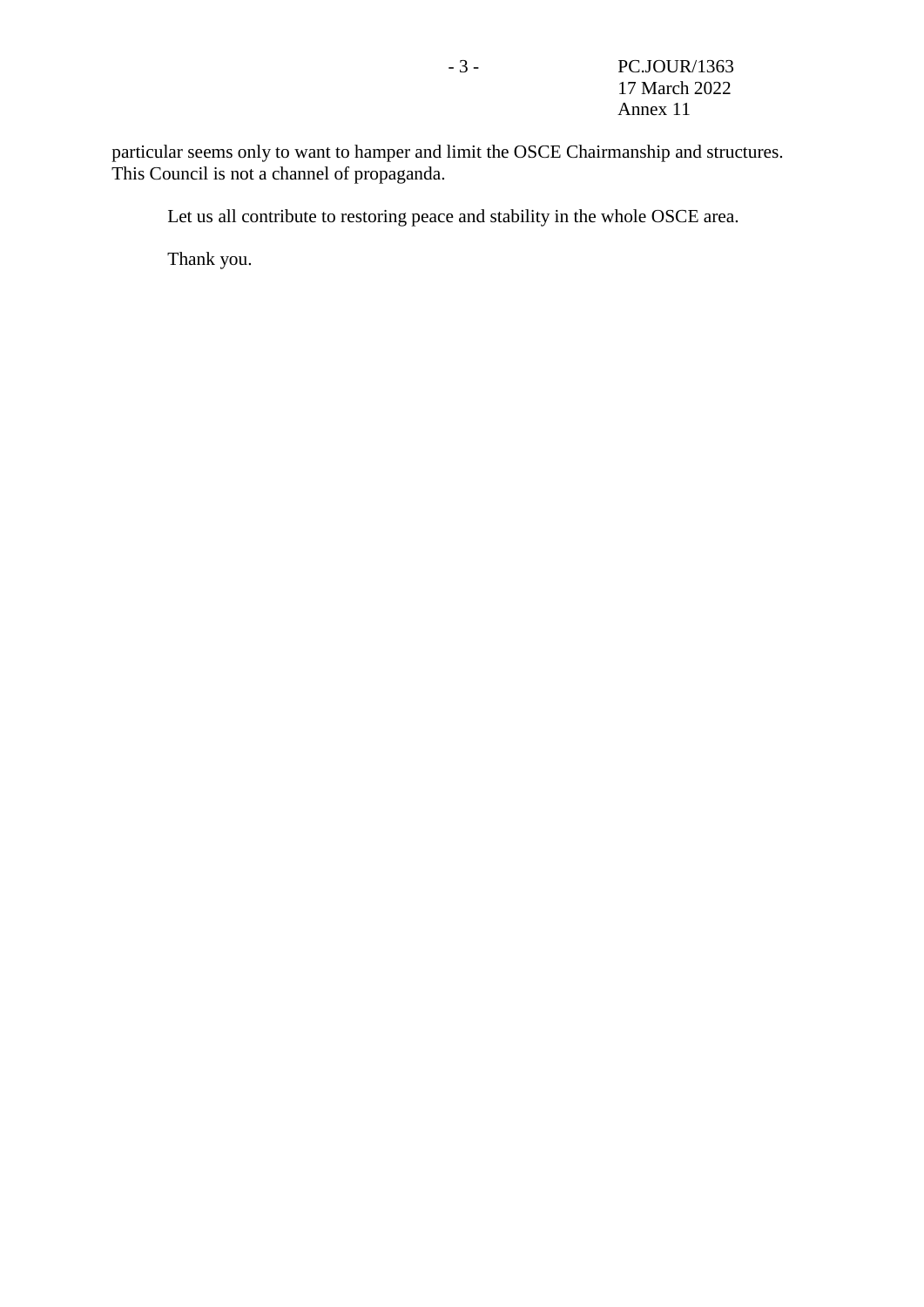particular seems only to want to hamper and limit the OSCE Chairmanship and structures. This Council is not a channel of propaganda.

Let us all contribute to restoring peace and stability in the whole OSCE area.

Thank you.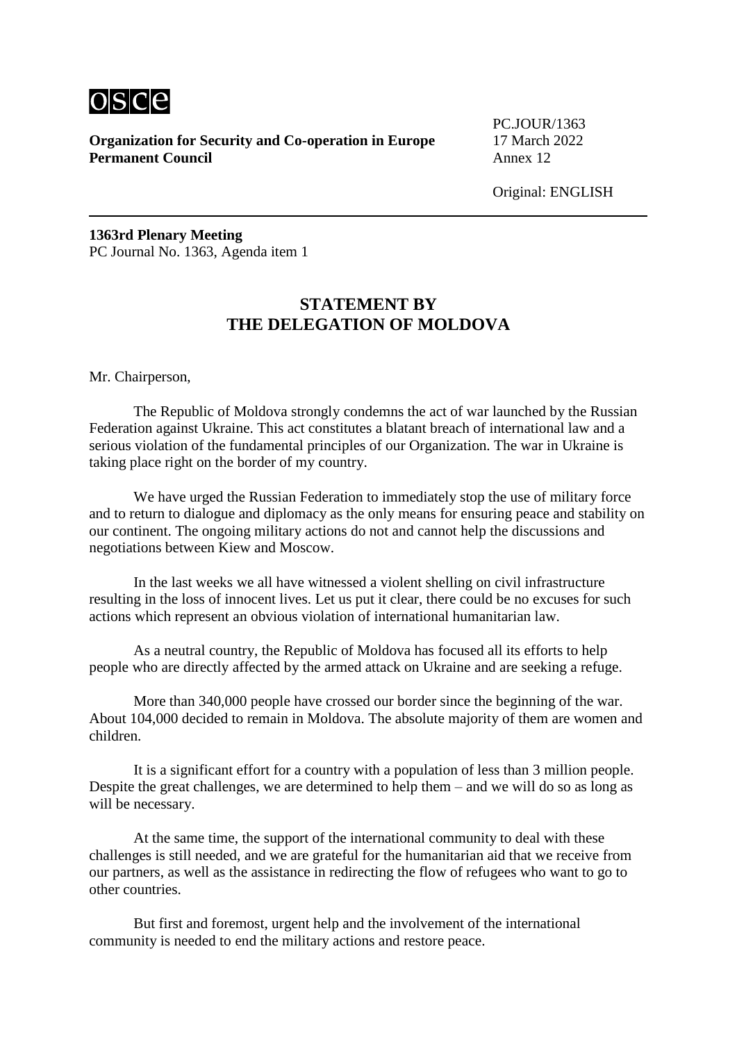**Organization for Security and Co-operation in Europe**
**Permanent Council**

PC.JOUR/1363
17 March 2022
Annex 12

Original: ENGLISH

---

**1363rd Plenary Meeting**
PC Journal No. 1363, Agenda item 1

## STATEMENT BY THE DELEGATION OF MOLDOVA

Mr. Chairperson,

The Republic of Moldova strongly condemns the act of war launched by the Russian Federation against Ukraine. This act constitutes a blatant breach of international law and a serious violation of the fundamental principles of our Organization. The war in Ukraine is taking place right on the border of my country.

We have urged the Russian Federation to immediately stop the use of military force and to return to dialogue and diplomacy as the only means for ensuring peace and stability on our continent. The ongoing military actions do not and cannot help the discussions and negotiations between Kiew and Moscow.

In the last weeks we all have witnessed a violent shelling on civil infrastructure resulting in the loss of innocent lives. Let us put it clear, there could be no excuses for such actions which represent an obvious violation of international humanitarian law.

As a neutral country, the Republic of Moldova has focused all its efforts to help people who are directly affected by the armed attack on Ukraine and are seeking a refuge.

More than 340,000 people have crossed our border since the beginning of the war. About 104,000 decided to remain in Moldova. The absolute majority of them are women and children.

It is a significant effort for a country with a population of less than 3 million people. Despite the great challenges, we are determined to help them – and we will do so as long as will be necessary.

At the same time, the support of the international community to deal with these challenges is still needed, and we are grateful for the humanitarian aid that we receive from our partners, as well as the assistance in redirecting the flow of refugees who want to go to other countries.

But first and foremost, urgent help and the involvement of the international community is needed to end the military actions and restore peace.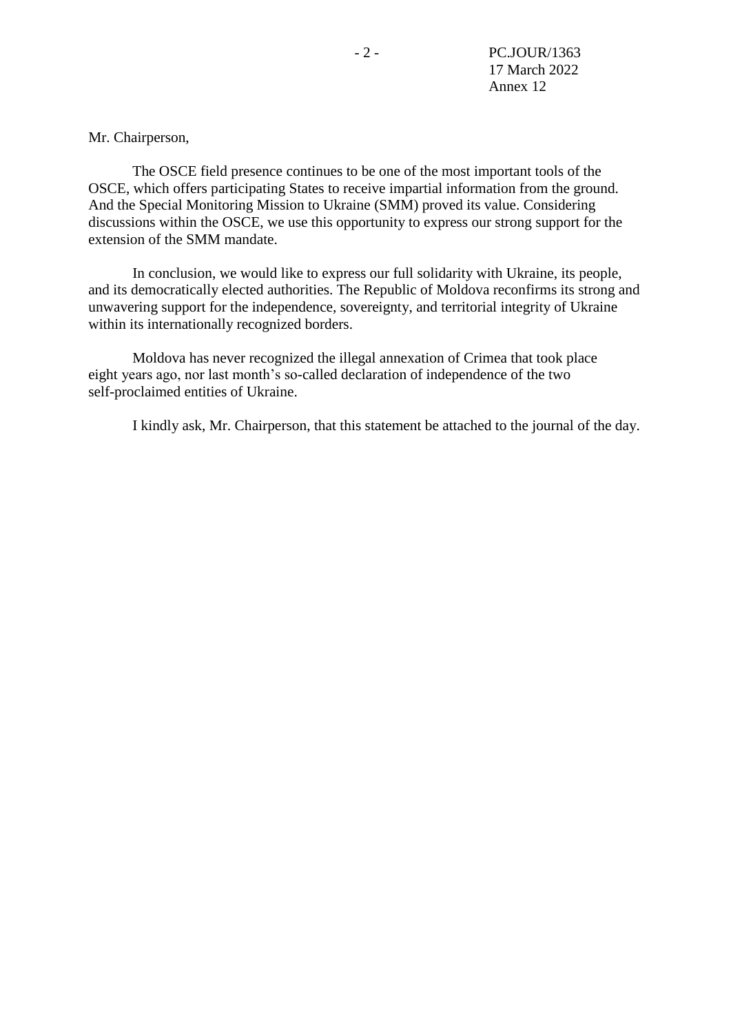Mr. Chairperson,

The OSCE field presence continues to be one of the most important tools of the OSCE, which offers participating States to receive impartial information from the ground. And the Special Monitoring Mission to Ukraine (SMM) proved its value. Considering discussions within the OSCE, we use this opportunity to express our strong support for the extension of the SMM mandate.

In conclusion, we would like to express our full solidarity with Ukraine, its people, and its democratically elected authorities. The Republic of Moldova reconfirms its strong and unwavering support for the independence, sovereignty, and territorial integrity of Ukraine within its internationally recognized borders.

Moldova has never recognized the illegal annexation of Crimea that took place eight years ago, nor last month's so-called declaration of independence of the two self-proclaimed entities of Ukraine.

I kindly ask, Mr. Chairperson, that this statement be attached to the journal of the day.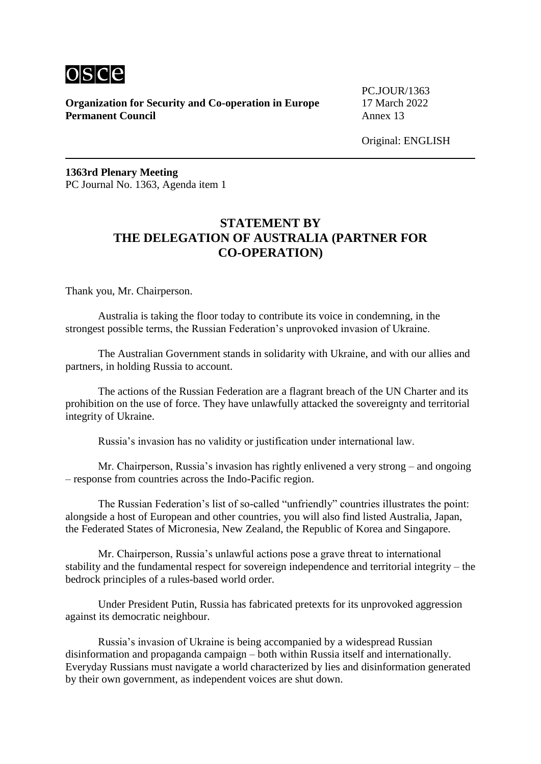**Organization for Security and Co-operation in Europe**
**Permanent Council**

PC.JOUR/1363
17 March 2022
Annex 13

Original: ENGLISH

**1363rd Plenary Meeting**
PC Journal No. 1363, Agenda item 1

## STATEMENT BY THE DELEGATION OF AUSTRALIA (PARTNER FOR CO-OPERATION)

Thank you, Mr. Chairperson.

Australia is taking the floor today to contribute its voice in condemning, in the strongest possible terms, the Russian Federation's unprovoked invasion of Ukraine.

The Australian Government stands in solidarity with Ukraine, and with our allies and partners, in holding Russia to account.

The actions of the Russian Federation are a flagrant breach of the UN Charter and its prohibition on the use of force. They have unlawfully attacked the sovereignty and territorial integrity of Ukraine.

Russia's invasion has no validity or justification under international law.

Mr. Chairperson, Russia's invasion has rightly enlivened a very strong – and ongoing – response from countries across the Indo-Pacific region.

The Russian Federation's list of so-called "unfriendly" countries illustrates the point: alongside a host of European and other countries, you will also find listed Australia, Japan, the Federated States of Micronesia, New Zealand, the Republic of Korea and Singapore.

Mr. Chairperson, Russia's unlawful actions pose a grave threat to international stability and the fundamental respect for sovereign independence and territorial integrity – the bedrock principles of a rules-based world order.

Under President Putin, Russia has fabricated pretexts for its unprovoked aggression against its democratic neighbour.

Russia's invasion of Ukraine is being accompanied by a widespread Russian disinformation and propaganda campaign – both within Russia itself and internationally. Everyday Russians must navigate a world characterized by lies and disinformation generated by their own government, as independent voices are shut down.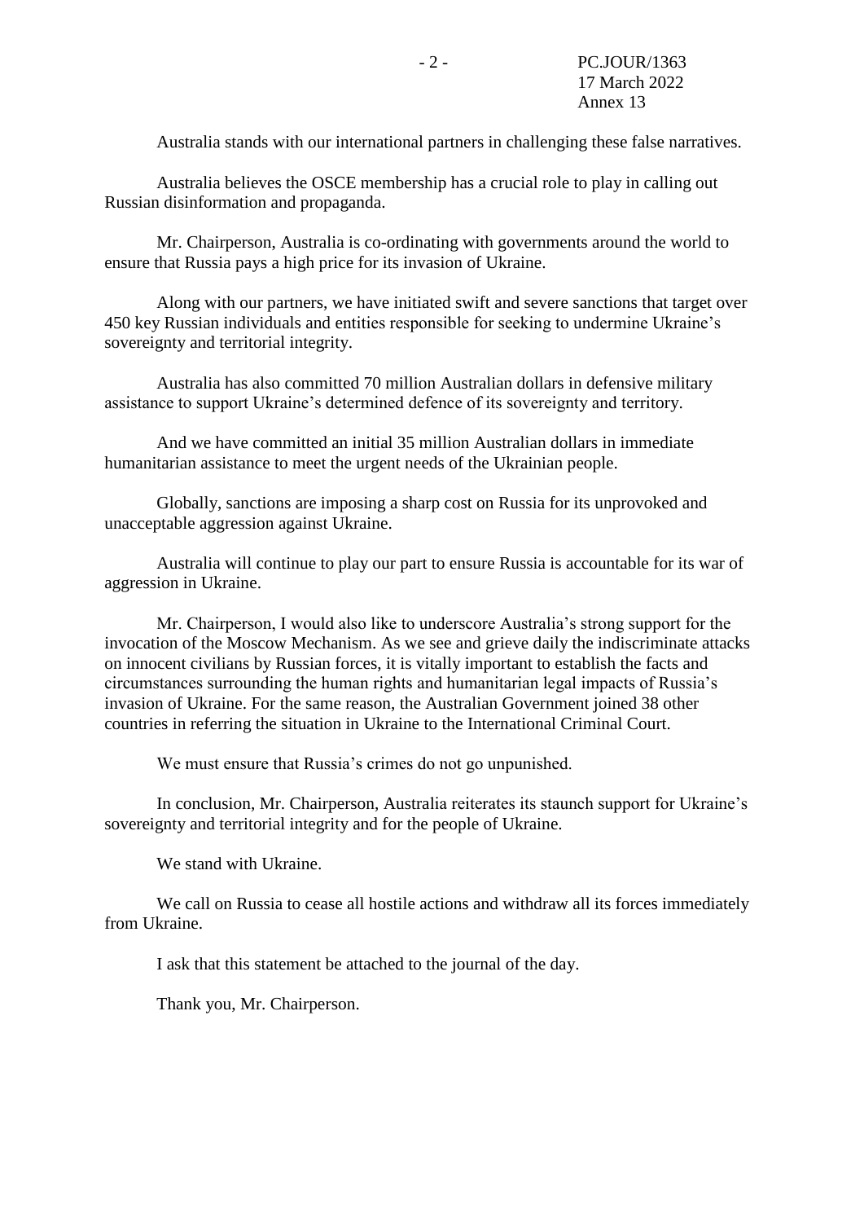Australia stands with our international partners in challenging these false narratives.

Australia believes the OSCE membership has a crucial role to play in calling out Russian disinformation and propaganda.

Mr. Chairperson, Australia is co-ordinating with governments around the world to ensure that Russia pays a high price for its invasion of Ukraine.

Along with our partners, we have initiated swift and severe sanctions that target over 450 key Russian individuals and entities responsible for seeking to undermine Ukraine's sovereignty and territorial integrity.

Australia has also committed 70 million Australian dollars in defensive military assistance to support Ukraine's determined defence of its sovereignty and territory.

And we have committed an initial 35 million Australian dollars in immediate humanitarian assistance to meet the urgent needs of the Ukrainian people.

Globally, sanctions are imposing a sharp cost on Russia for its unprovoked and unacceptable aggression against Ukraine.

Australia will continue to play our part to ensure Russia is accountable for its war of aggression in Ukraine.

Mr. Chairperson, I would also like to underscore Australia's strong support for the invocation of the Moscow Mechanism. As we see and grieve daily the indiscriminate attacks on innocent civilians by Russian forces, it is vitally important to establish the facts and circumstances surrounding the human rights and humanitarian legal impacts of Russia's invasion of Ukraine. For the same reason, the Australian Government joined 38 other countries in referring the situation in Ukraine to the International Criminal Court.

We must ensure that Russia's crimes do not go unpunished.

In conclusion, Mr. Chairperson, Australia reiterates its staunch support for Ukraine's sovereignty and territorial integrity and for the people of Ukraine.

We stand with Ukraine.

We call on Russia to cease all hostile actions and withdraw all its forces immediately from Ukraine.

I ask that this statement be attached to the journal of the day.

Thank you, Mr. Chairperson.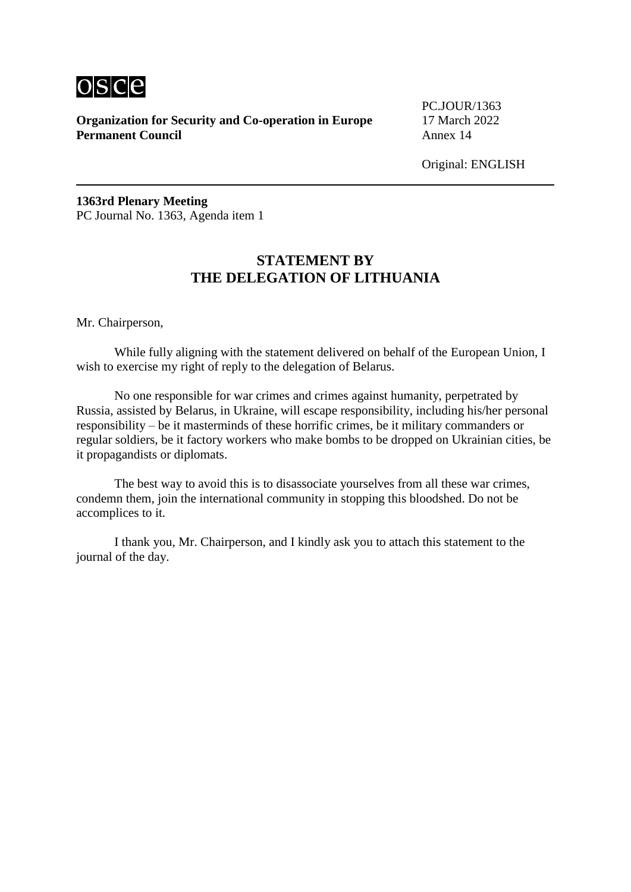**Organization for Security and Co-operation in Europe**
**Permanent Council**

PC.JOUR/1363
17 March 2022
Annex 14

Original: ENGLISH

**1363rd Plenary Meeting**
PC Journal No. 1363, Agenda item 1

## STATEMENT BY THE DELEGATION OF LITHUANIA

Mr. Chairperson,

While fully aligning with the statement delivered on behalf of the European Union, I wish to exercise my right of reply to the delegation of Belarus.

No one responsible for war crimes and crimes against humanity, perpetrated by Russia, assisted by Belarus, in Ukraine, will escape responsibility, including his/her personal responsibility – be it masterminds of these horrific crimes, be it military commanders or regular soldiers, be it factory workers who make bombs to be dropped on Ukrainian cities, be it propagandists or diplomats.

The best way to avoid this is to disassociate yourselves from all these war crimes, condemn them, join the international community in stopping this bloodshed. Do not be accomplices to it.

I thank you, Mr. Chairperson, and I kindly ask you to attach this statement to the journal of the day.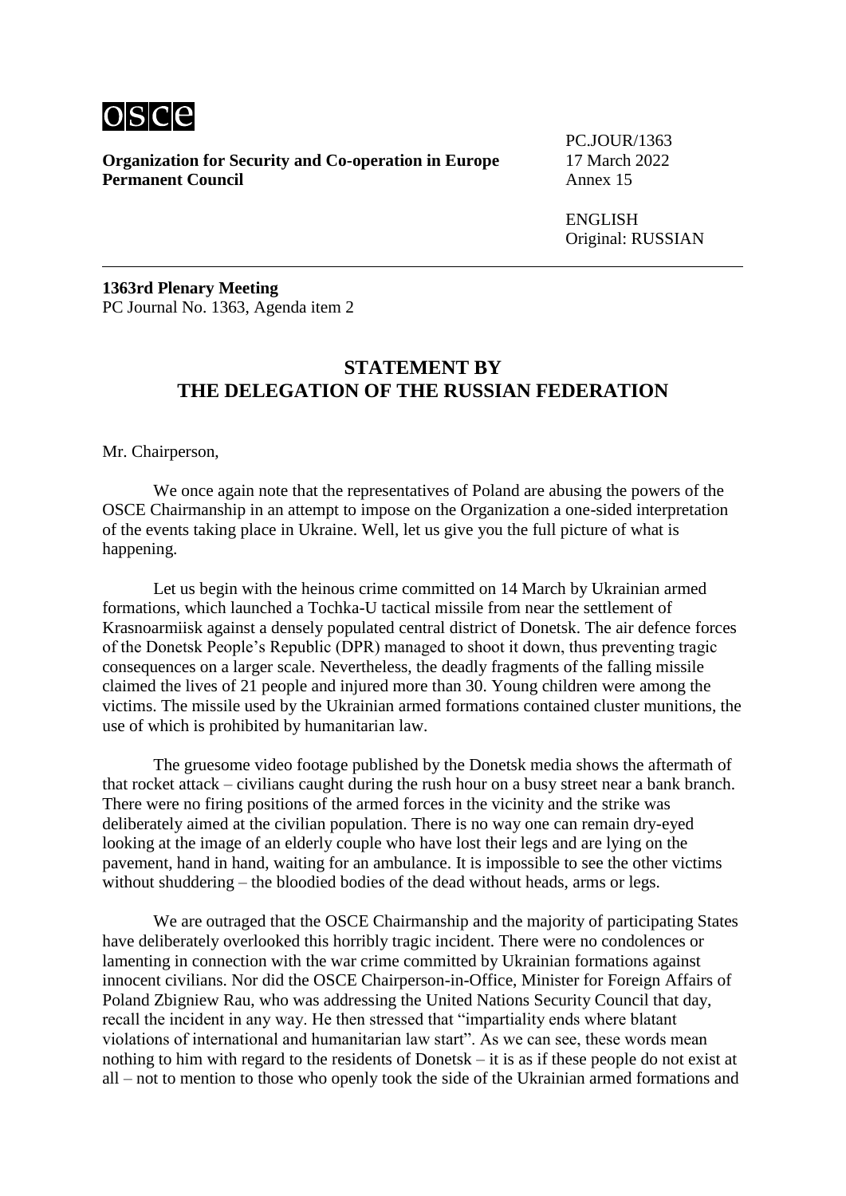**Organization for Security and Co-operation in Europe**
**Permanent Council**

PC.JOUR/1363
17 March 2022
Annex 15

ENGLISH
Original: RUSSIAN

**1363rd Plenary Meeting**
PC Journal No. 1363, Agenda item 2

## STATEMENT BY THE DELEGATION OF THE RUSSIAN FEDERATION

Mr. Chairperson,

We once again note that the representatives of Poland are abusing the powers of the OSCE Chairmanship in an attempt to impose on the Organization a one-sided interpretation of the events taking place in Ukraine. Well, let us give you the full picture of what is happening.

Let us begin with the heinous crime committed on 14 March by Ukrainian armed formations, which launched a Tochka-U tactical missile from near the settlement of Krasnoarmiisk against a densely populated central district of Donetsk. The air defence forces of the Donetsk People's Republic (DPR) managed to shoot it down, thus preventing tragic consequences on a larger scale. Nevertheless, the deadly fragments of the falling missile claimed the lives of 21 people and injured more than 30. Young children were among the victims. The missile used by the Ukrainian armed formations contained cluster munitions, the use of which is prohibited by humanitarian law.

The gruesome video footage published by the Donetsk media shows the aftermath of that rocket attack – civilians caught during the rush hour on a busy street near a bank branch. There were no firing positions of the armed forces in the vicinity and the strike was deliberately aimed at the civilian population. There is no way one can remain dry-eyed looking at the image of an elderly couple who have lost their legs and are lying on the pavement, hand in hand, waiting for an ambulance. It is impossible to see the other victims without shuddering – the bloodied bodies of the dead without heads, arms or legs.

We are outraged that the OSCE Chairmanship and the majority of participating States have deliberately overlooked this horribly tragic incident. There were no condolences or lamenting in connection with the war crime committed by Ukrainian formations against innocent civilians. Nor did the OSCE Chairperson-in-Office, Minister for Foreign Affairs of Poland Zbigniew Rau, who was addressing the United Nations Security Council that day, recall the incident in any way. He then stressed that "impartiality ends where blatant violations of international and humanitarian law start". As we can see, these words mean nothing to him with regard to the residents of Donetsk – it is as if these people do not exist at all – not to mention to those who openly took the side of the Ukrainian armed formations and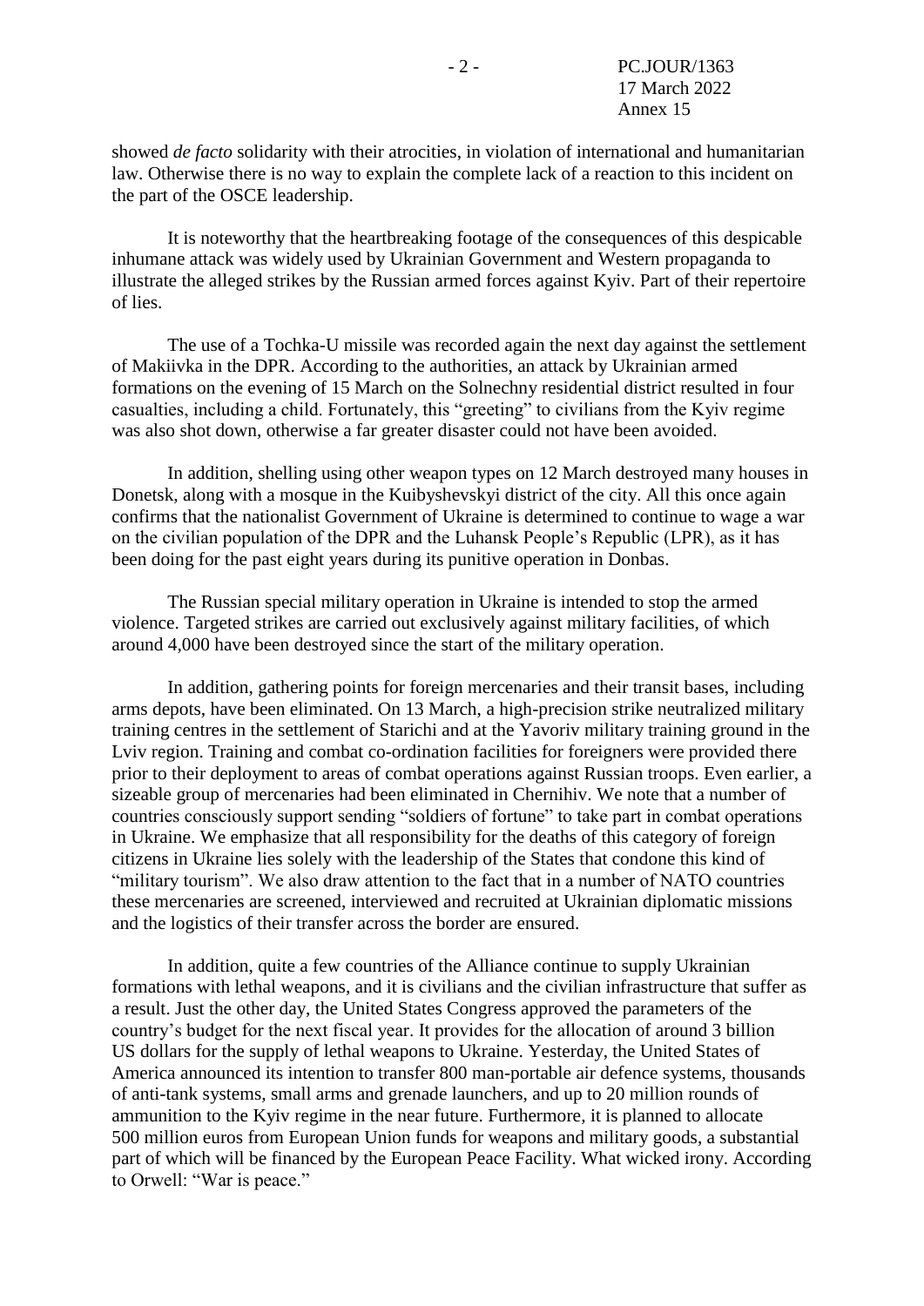showed *de facto* solidarity with their atrocities, in violation of international and humanitarian law. Otherwise there is no way to explain the complete lack of a reaction to this incident on the part of the OSCE leadership.

It is noteworthy that the heartbreaking footage of the consequences of this despicable inhumane attack was widely used by Ukrainian Government and Western propaganda to illustrate the alleged strikes by the Russian armed forces against Kyiv. Part of their repertoire of lies.

The use of a Tochka-U missile was recorded again the next day against the settlement of Makiivka in the DPR. According to the authorities, an attack by Ukrainian armed formations on the evening of 15 March on the Solnechny residential district resulted in four casualties, including a child. Fortunately, this "greeting" to civilians from the Kyiv regime was also shot down, otherwise a far greater disaster could not have been avoided.

In addition, shelling using other weapon types on 12 March destroyed many houses in Donetsk, along with a mosque in the Kuibyshevskyi district of the city. All this once again confirms that the nationalist Government of Ukraine is determined to continue to wage a war on the civilian population of the DPR and the Luhansk People's Republic (LPR), as it has been doing for the past eight years during its punitive operation in Donbas.

The Russian special military operation in Ukraine is intended to stop the armed violence. Targeted strikes are carried out exclusively against military facilities, of which around 4,000 have been destroyed since the start of the military operation.

In addition, gathering points for foreign mercenaries and their transit bases, including arms depots, have been eliminated. On 13 March, a high-precision strike neutralized military training centres in the settlement of Starichi and at the Yavoriv military training ground in the Lviv region. Training and combat co-ordination facilities for foreigners were provided there prior to their deployment to areas of combat operations against Russian troops. Even earlier, a sizeable group of mercenaries had been eliminated in Chernihiv. We note that a number of countries consciously support sending "soldiers of fortune" to take part in combat operations in Ukraine. We emphasize that all responsibility for the deaths of this category of foreign citizens in Ukraine lies solely with the leadership of the States that condone this kind of "military tourism". We also draw attention to the fact that in a number of NATO countries these mercenaries are screened, interviewed and recruited at Ukrainian diplomatic missions and the logistics of their transfer across the border are ensured.

In addition, quite a few countries of the Alliance continue to supply Ukrainian formations with lethal weapons, and it is civilians and the civilian infrastructure that suffer as a result. Just the other day, the United States Congress approved the parameters of the country's budget for the next fiscal year. It provides for the allocation of around 3 billion US dollars for the supply of lethal weapons to Ukraine. Yesterday, the United States of America announced its intention to transfer 800 man-portable air defence systems, thousands of anti-tank systems, small arms and grenade launchers, and up to 20 million rounds of ammunition to the Kyiv regime in the near future. Furthermore, it is planned to allocate 500 million euros from European Union funds for weapons and military goods, a substantial part of which will be financed by the European Peace Facility. What wicked irony. According to Orwell: "War is peace."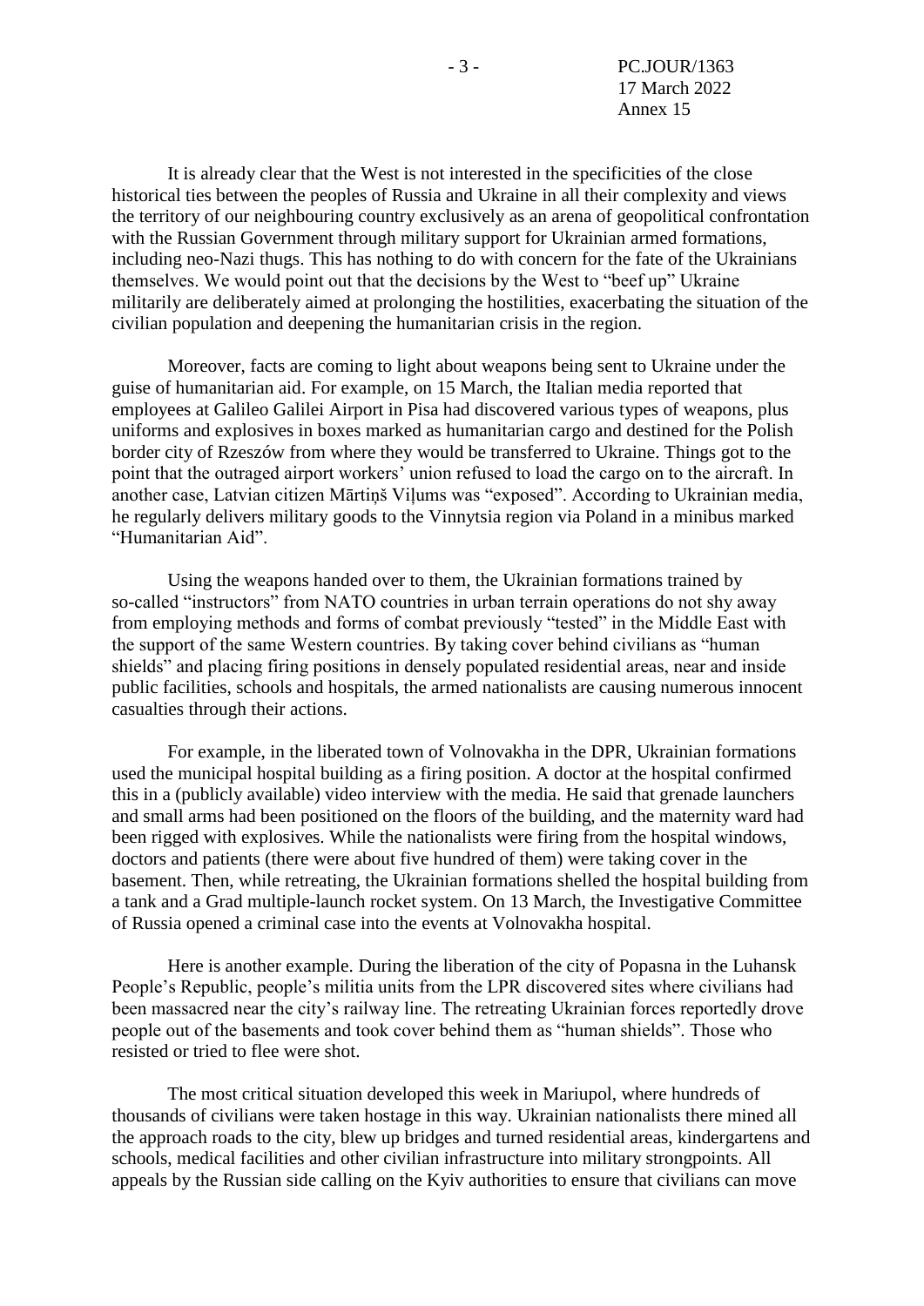It is already clear that the West is not interested in the specificities of the close historical ties between the peoples of Russia and Ukraine in all their complexity and views the territory of our neighbouring country exclusively as an arena of geopolitical confrontation with the Russian Government through military support for Ukrainian armed formations, including neo-Nazi thugs. This has nothing to do with concern for the fate of the Ukrainians themselves. We would point out that the decisions by the West to "beef up" Ukraine militarily are deliberately aimed at prolonging the hostilities, exacerbating the situation of the civilian population and deepening the humanitarian crisis in the region.

Moreover, facts are coming to light about weapons being sent to Ukraine under the guise of humanitarian aid. For example, on 15 March, the Italian media reported that employees at Galileo Galilei Airport in Pisa had discovered various types of weapons, plus uniforms and explosives in boxes marked as humanitarian cargo and destined for the Polish border city of Rzeszów from where they would be transferred to Ukraine. Things got to the point that the outraged airport workers' union refused to load the cargo on to the aircraft. In another case, Latvian citizen Mārtiņš Viļums was "exposed". According to Ukrainian media, he regularly delivers military goods to the Vinnytsia region via Poland in a minibus marked "Humanitarian Aid".

Using the weapons handed over to them, the Ukrainian formations trained by so-called "instructors" from NATO countries in urban terrain operations do not shy away from employing methods and forms of combat previously "tested" in the Middle East with the support of the same Western countries. By taking cover behind civilians as "human shields" and placing firing positions in densely populated residential areas, near and inside public facilities, schools and hospitals, the armed nationalists are causing numerous innocent casualties through their actions.

For example, in the liberated town of Volnovakha in the DPR, Ukrainian formations used the municipal hospital building as a firing position. A doctor at the hospital confirmed this in a (publicly available) video interview with the media. He said that grenade launchers and small arms had been positioned on the floors of the building, and the maternity ward had been rigged with explosives. While the nationalists were firing from the hospital windows, doctors and patients (there were about five hundred of them) were taking cover in the basement. Then, while retreating, the Ukrainian formations shelled the hospital building from a tank and a Grad multiple-launch rocket system. On 13 March, the Investigative Committee of Russia opened a criminal case into the events at Volnovakha hospital.

Here is another example. During the liberation of the city of Popasna in the Luhansk People's Republic, people's militia units from the LPR discovered sites where civilians had been massacred near the city's railway line. The retreating Ukrainian forces reportedly drove people out of the basements and took cover behind them as "human shields". Those who resisted or tried to flee were shot.

The most critical situation developed this week in Mariupol, where hundreds of thousands of civilians were taken hostage in this way. Ukrainian nationalists there mined all the approach roads to the city, blew up bridges and turned residential areas, kindergartens and schools, medical facilities and other civilian infrastructure into military strongpoints. All appeals by the Russian side calling on the Kyiv authorities to ensure that civilians can move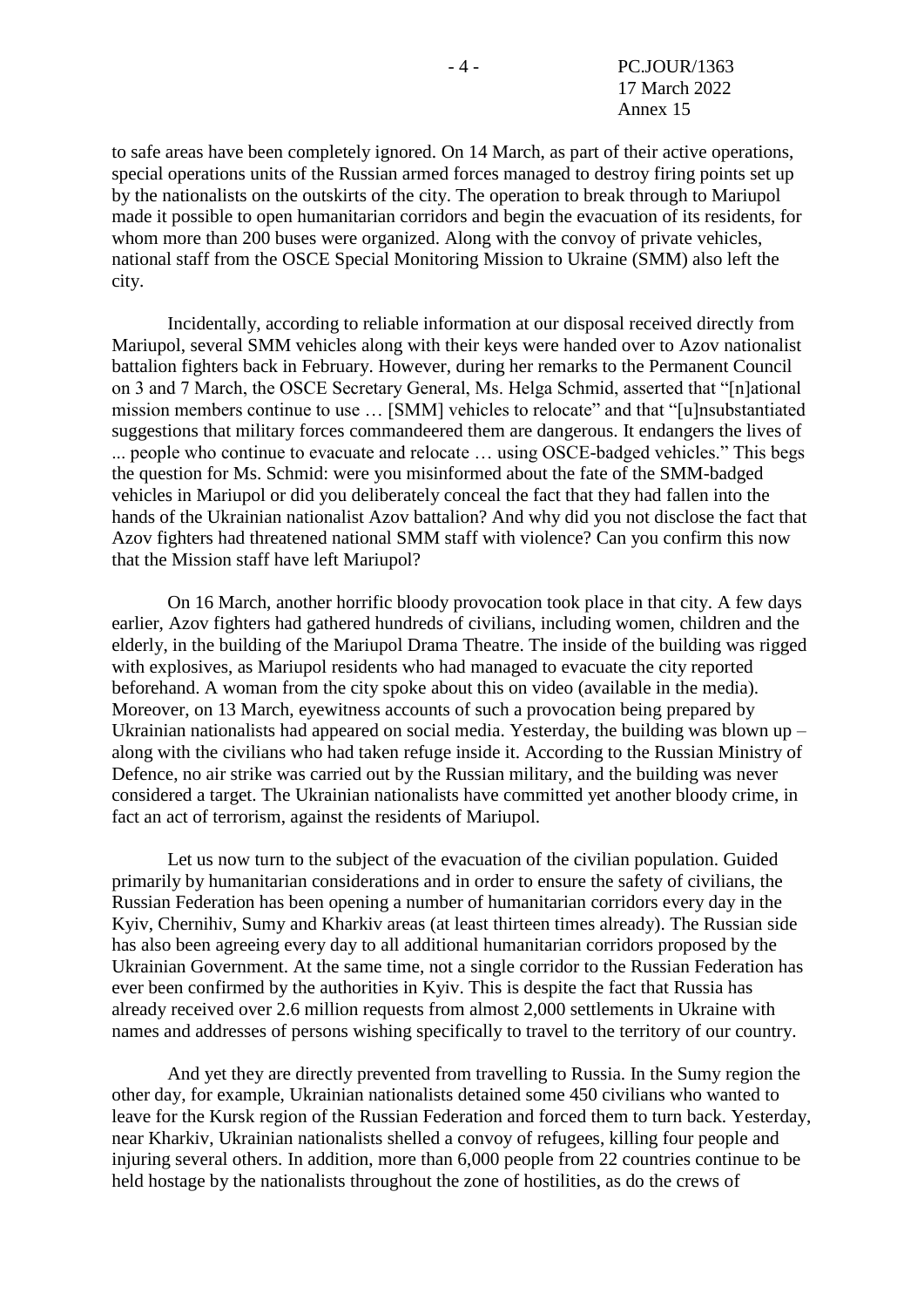to safe areas have been completely ignored. On 14 March, as part of their active operations, special operations units of the Russian armed forces managed to destroy firing points set up by the nationalists on the outskirts of the city. The operation to break through to Mariupol made it possible to open humanitarian corridors and begin the evacuation of its residents, for whom more than 200 buses were organized. Along with the convoy of private vehicles, national staff from the OSCE Special Monitoring Mission to Ukraine (SMM) also left the city.

Incidentally, according to reliable information at our disposal received directly from Mariupol, several SMM vehicles along with their keys were handed over to Azov nationalist battalion fighters back in February. However, during her remarks to the Permanent Council on 3 and 7 March, the OSCE Secretary General, Ms. Helga Schmid, asserted that "[n]ational mission members continue to use … [SMM] vehicles to relocate" and that "[u]nsubstantiated suggestions that military forces commandeered them are dangerous. It endangers the lives of ... people who continue to evacuate and relocate … using OSCE-badged vehicles." This begs the question for Ms. Schmid: were you misinformed about the fate of the SMM-badged vehicles in Mariupol or did you deliberately conceal the fact that they had fallen into the hands of the Ukrainian nationalist Azov battalion? And why did you not disclose the fact that Azov fighters had threatened national SMM staff with violence? Can you confirm this now that the Mission staff have left Mariupol?

On 16 March, another horrific bloody provocation took place in that city. A few days earlier, Azov fighters had gathered hundreds of civilians, including women, children and the elderly, in the building of the Mariupol Drama Theatre. The inside of the building was rigged with explosives, as Mariupol residents who had managed to evacuate the city reported beforehand. A woman from the city spoke about this on video (available in the media). Moreover, on 13 March, eyewitness accounts of such a provocation being prepared by Ukrainian nationalists had appeared on social media. Yesterday, the building was blown up – along with the civilians who had taken refuge inside it. According to the Russian Ministry of Defence, no air strike was carried out by the Russian military, and the building was never considered a target. The Ukrainian nationalists have committed yet another bloody crime, in fact an act of terrorism, against the residents of Mariupol.

Let us now turn to the subject of the evacuation of the civilian population. Guided primarily by humanitarian considerations and in order to ensure the safety of civilians, the Russian Federation has been opening a number of humanitarian corridors every day in the Kyiv, Chernihiv, Sumy and Kharkiv areas (at least thirteen times already). The Russian side has also been agreeing every day to all additional humanitarian corridors proposed by the Ukrainian Government. At the same time, not a single corridor to the Russian Federation has ever been confirmed by the authorities in Kyiv. This is despite the fact that Russia has already received over 2.6 million requests from almost 2,000 settlements in Ukraine with names and addresses of persons wishing specifically to travel to the territory of our country.

And yet they are directly prevented from travelling to Russia. In the Sumy region the other day, for example, Ukrainian nationalists detained some 450 civilians who wanted to leave for the Kursk region of the Russian Federation and forced them to turn back. Yesterday, near Kharkiv, Ukrainian nationalists shelled a convoy of refugees, killing four people and injuring several others. In addition, more than 6,000 people from 22 countries continue to be held hostage by the nationalists throughout the zone of hostilities, as do the crews of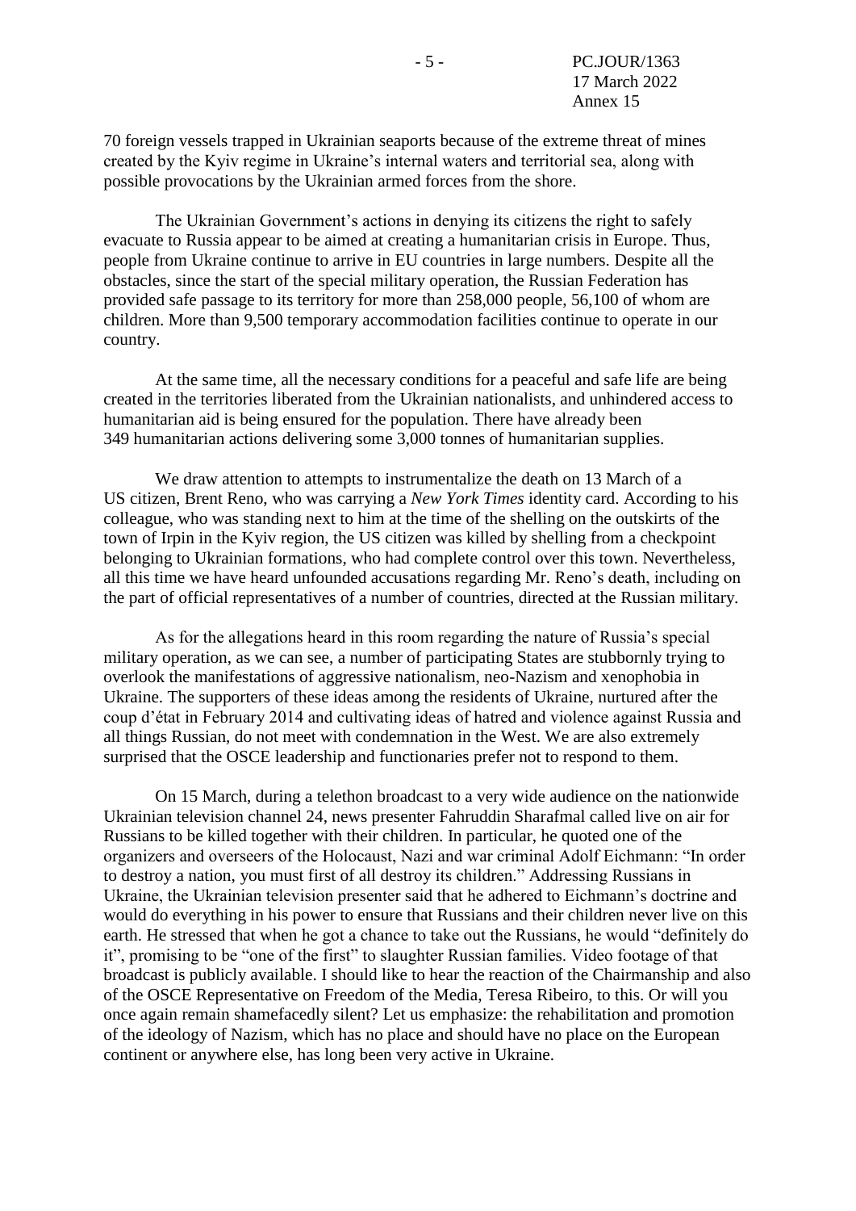70 foreign vessels trapped in Ukrainian seaports because of the extreme threat of mines created by the Kyiv regime in Ukraine's internal waters and territorial sea, along with possible provocations by the Ukrainian armed forces from the shore.

The Ukrainian Government's actions in denying its citizens the right to safely evacuate to Russia appear to be aimed at creating a humanitarian crisis in Europe. Thus, people from Ukraine continue to arrive in EU countries in large numbers. Despite all the obstacles, since the start of the special military operation, the Russian Federation has provided safe passage to its territory for more than 258,000 people, 56,100 of whom are children. More than 9,500 temporary accommodation facilities continue to operate in our country.

At the same time, all the necessary conditions for a peaceful and safe life are being created in the territories liberated from the Ukrainian nationalists, and unhindered access to humanitarian aid is being ensured for the population. There have already been 349 humanitarian actions delivering some 3,000 tonnes of humanitarian supplies.

We draw attention to attempts to instrumentalize the death on 13 March of a US citizen, Brent Reno, who was carrying a *New York Times* identity card. According to his colleague, who was standing next to him at the time of the shelling on the outskirts of the town of Irpin in the Kyiv region, the US citizen was killed by shelling from a checkpoint belonging to Ukrainian formations, who had complete control over this town. Nevertheless, all this time we have heard unfounded accusations regarding Mr. Reno's death, including on the part of official representatives of a number of countries, directed at the Russian military.

As for the allegations heard in this room regarding the nature of Russia's special military operation, as we can see, a number of participating States are stubbornly trying to overlook the manifestations of aggressive nationalism, neo-Nazism and xenophobia in Ukraine. The supporters of these ideas among the residents of Ukraine, nurtured after the coup d'état in February 2014 and cultivating ideas of hatred and violence against Russia and all things Russian, do not meet with condemnation in the West. We are also extremely surprised that the OSCE leadership and functionaries prefer not to respond to them.

On 15 March, during a telethon broadcast to a very wide audience on the nationwide Ukrainian television channel 24, news presenter Fahruddin Sharafmal called live on air for Russians to be killed together with their children. In particular, he quoted one of the organizers and overseers of the Holocaust, Nazi and war criminal Adolf Eichmann: "In order to destroy a nation, you must first of all destroy its children." Addressing Russians in Ukraine, the Ukrainian television presenter said that he adhered to Eichmann's doctrine and would do everything in his power to ensure that Russians and their children never live on this earth. He stressed that when he got a chance to take out the Russians, he would "definitely do it", promising to be "one of the first" to slaughter Russian families. Video footage of that broadcast is publicly available. I should like to hear the reaction of the Chairmanship and also of the OSCE Representative on Freedom of the Media, Teresa Ribeiro, to this. Or will you once again remain shamefacedly silent? Let us emphasize: the rehabilitation and promotion of the ideology of Nazism, which has no place and should have no place on the European continent or anywhere else, has long been very active in Ukraine.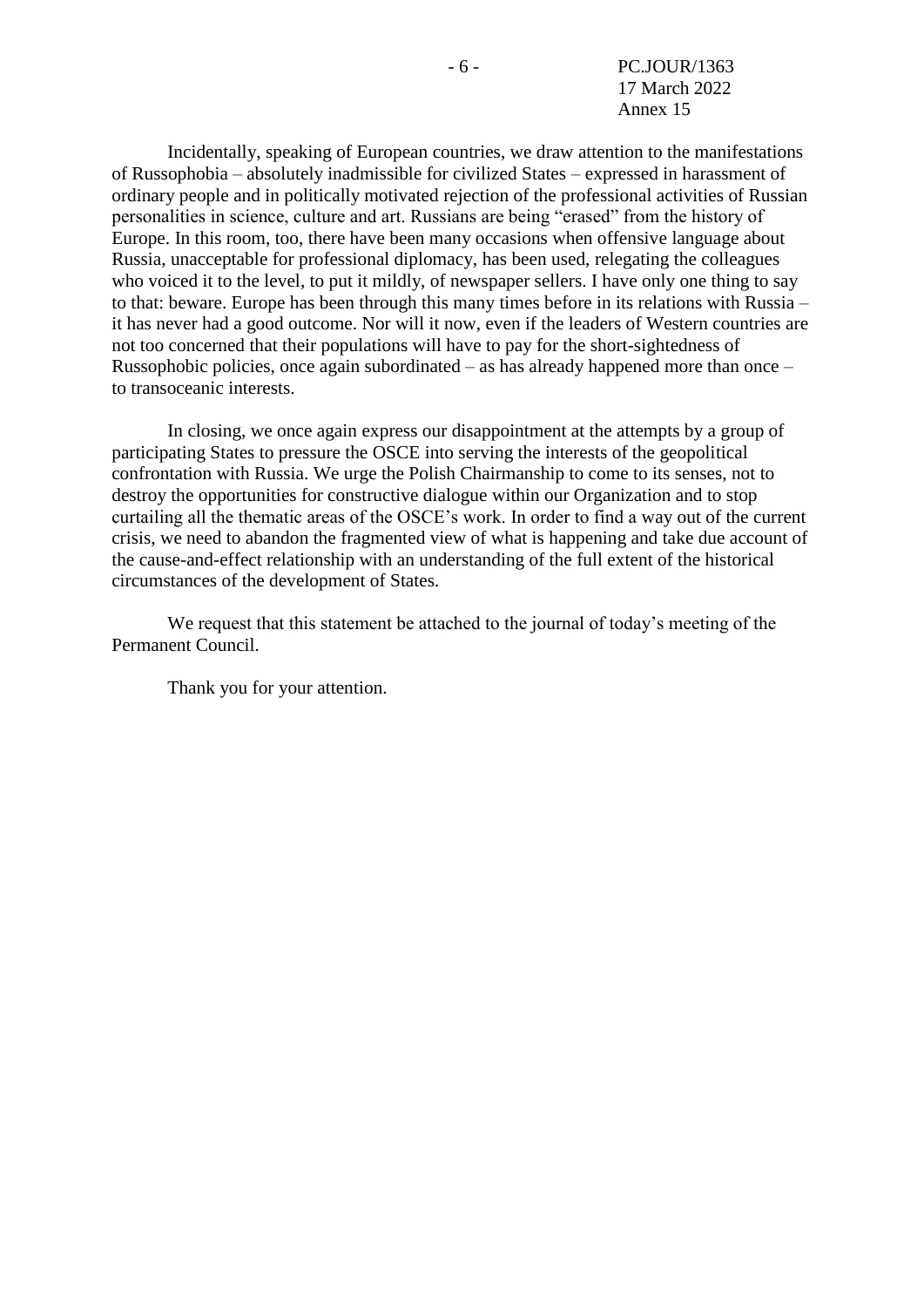Incidentally, speaking of European countries, we draw attention to the manifestations of Russophobia – absolutely inadmissible for civilized States – expressed in harassment of ordinary people and in politically motivated rejection of the professional activities of Russian personalities in science, culture and art. Russians are being "erased" from the history of Europe. In this room, too, there have been many occasions when offensive language about Russia, unacceptable for professional diplomacy, has been used, relegating the colleagues who voiced it to the level, to put it mildly, of newspaper sellers. I have only one thing to say to that: beware. Europe has been through this many times before in its relations with Russia – it has never had a good outcome. Nor will it now, even if the leaders of Western countries are not too concerned that their populations will have to pay for the short-sightedness of Russophobic policies, once again subordinated – as has already happened more than once – to transoceanic interests.

In closing, we once again express our disappointment at the attempts by a group of participating States to pressure the OSCE into serving the interests of the geopolitical confrontation with Russia. We urge the Polish Chairmanship to come to its senses, not to destroy the opportunities for constructive dialogue within our Organization and to stop curtailing all the thematic areas of the OSCE's work. In order to find a way out of the current crisis, we need to abandon the fragmented view of what is happening and take due account of the cause-and-effect relationship with an understanding of the full extent of the historical circumstances of the development of States.

We request that this statement be attached to the journal of today's meeting of the Permanent Council.

Thank you for your attention.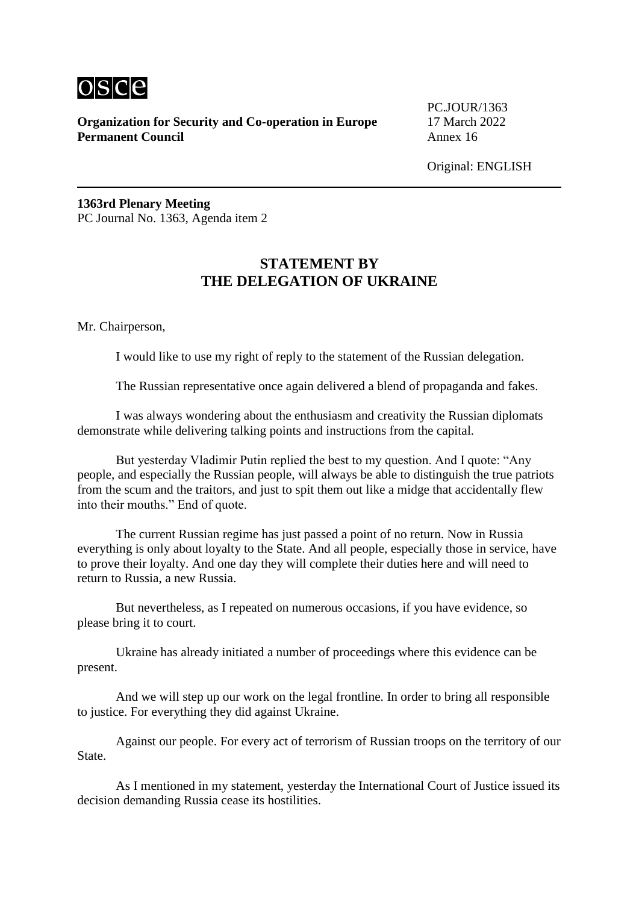Organization for Security and Co-operation in Europe
Permanent Council

PC.JOUR/1363
17 March 2022
Annex 16

Original: ENGLISH

**1363rd Plenary Meeting**
PC Journal No. 1363, Agenda item 2

## STATEMENT BY THE DELEGATION OF UKRAINE

Mr. Chairperson,

I would like to use my right of reply to the statement of the Russian delegation.

The Russian representative once again delivered a blend of propaganda and fakes.

I was always wondering about the enthusiasm and creativity the Russian diplomats demonstrate while delivering talking points and instructions from the capital.

But yesterday Vladimir Putin replied the best to my question. And I quote: "Any people, and especially the Russian people, will always be able to distinguish the true patriots from the scum and the traitors, and just to spit them out like a midge that accidentally flew into their mouths." End of quote.

The current Russian regime has just passed a point of no return. Now in Russia everything is only about loyalty to the State. And all people, especially those in service, have to prove their loyalty. And one day they will complete their duties here and will need to return to Russia, a new Russia.

But nevertheless, as I repeated on numerous occasions, if you have evidence, so please bring it to court.

Ukraine has already initiated a number of proceedings where this evidence can be present.

And we will step up our work on the legal frontline. In order to bring all responsible to justice. For everything they did against Ukraine.

Against our people. For every act of terrorism of Russian troops on the territory of our State.

As I mentioned in my statement, yesterday the International Court of Justice issued its decision demanding Russia cease its hostilities.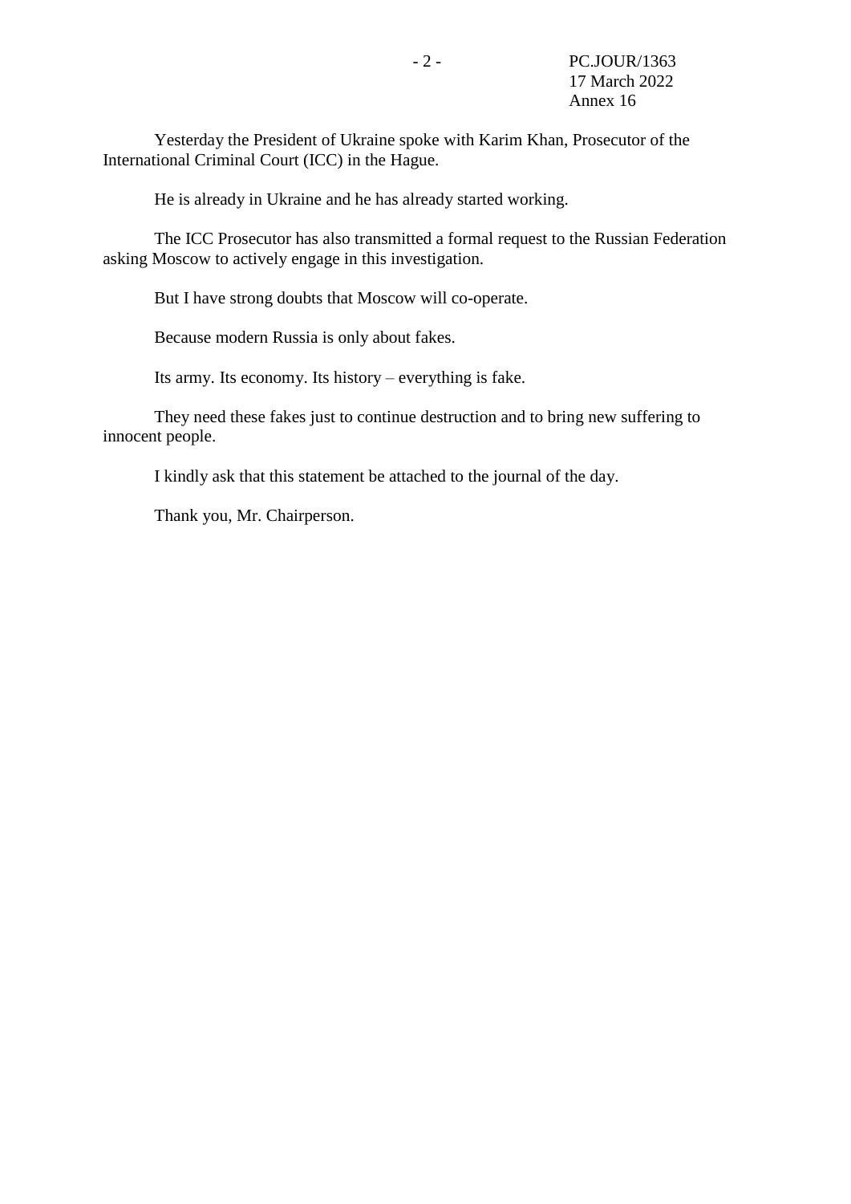Yesterday the President of Ukraine spoke with Karim Khan, Prosecutor of the International Criminal Court (ICC) in the Hague.

He is already in Ukraine and he has already started working.

The ICC Prosecutor has also transmitted a formal request to the Russian Federation asking Moscow to actively engage in this investigation.

But I have strong doubts that Moscow will co-operate.

Because modern Russia is only about fakes.

Its army. Its economy. Its history – everything is fake.

They need these fakes just to continue destruction and to bring new suffering to innocent people.

I kindly ask that this statement be attached to the journal of the day.

Thank you, Mr. Chairperson.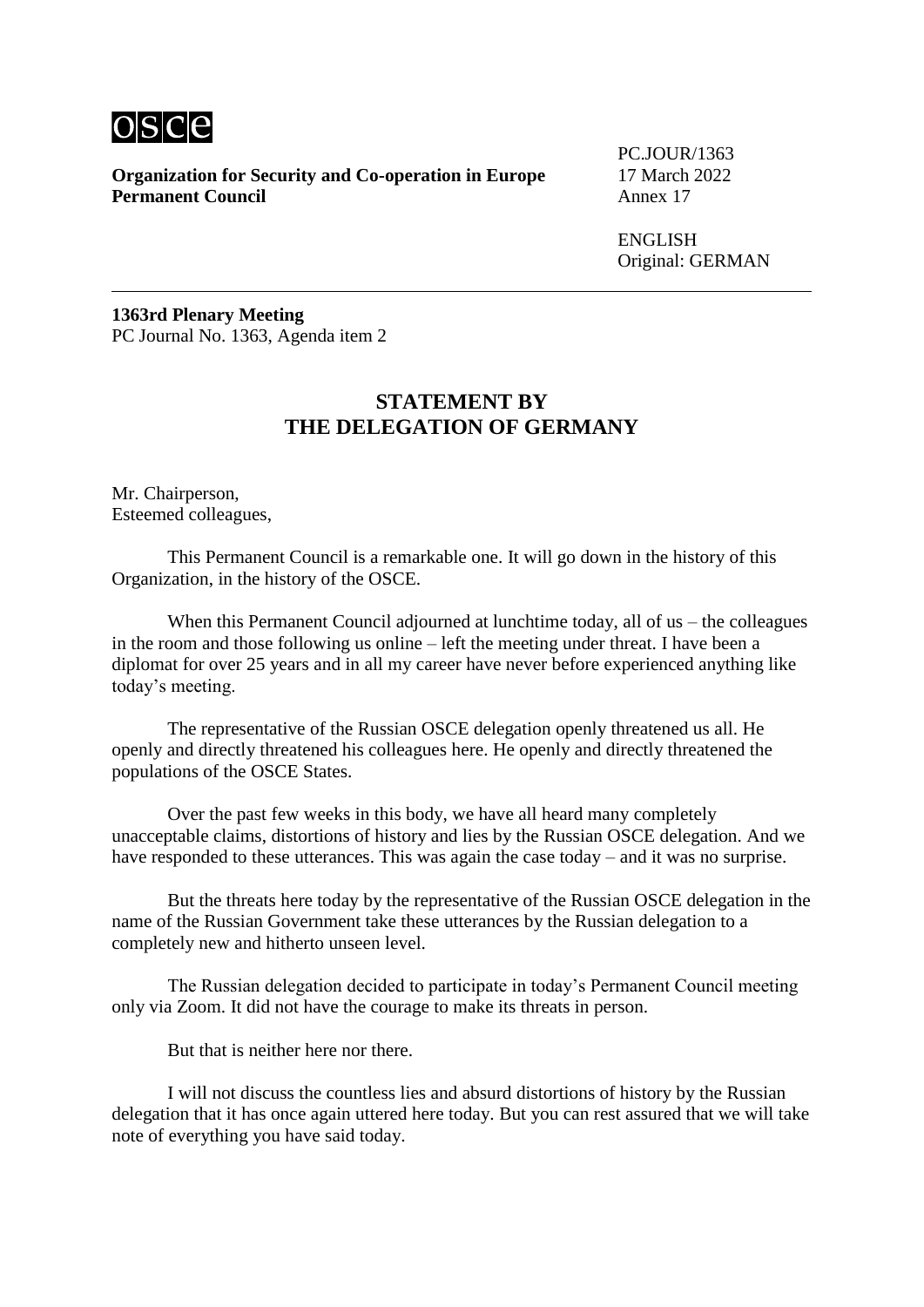osce

**Organization for Security and Co-operation in Europe**
**Permanent Council**

PC.JOUR/1363
17 March 2022
Annex 17

ENGLISH
Original: GERMAN

**1363rd Plenary Meeting**
PC Journal No. 1363, Agenda item 2

## STATEMENT BY THE DELEGATION OF GERMANY

Mr. Chairperson,
Esteemed colleagues,

This Permanent Council is a remarkable one. It will go down in the history of this Organization, in the history of the OSCE.

When this Permanent Council adjourned at lunchtime today, all of us – the colleagues in the room and those following us online – left the meeting under threat. I have been a diplomat for over 25 years and in all my career have never before experienced anything like today's meeting.

The representative of the Russian OSCE delegation openly threatened us all. He openly and directly threatened his colleagues here. He openly and directly threatened the populations of the OSCE States.

Over the past few weeks in this body, we have all heard many completely unacceptable claims, distortions of history and lies by the Russian OSCE delegation. And we have responded to these utterances. This was again the case today – and it was no surprise.

But the threats here today by the representative of the Russian OSCE delegation in the name of the Russian Government take these utterances by the Russian delegation to a completely new and hitherto unseen level.

The Russian delegation decided to participate in today's Permanent Council meeting only via Zoom. It did not have the courage to make its threats in person.

But that is neither here nor there.

I will not discuss the countless lies and absurd distortions of history by the Russian delegation that it has once again uttered here today. But you can rest assured that we will take note of everything you have said today.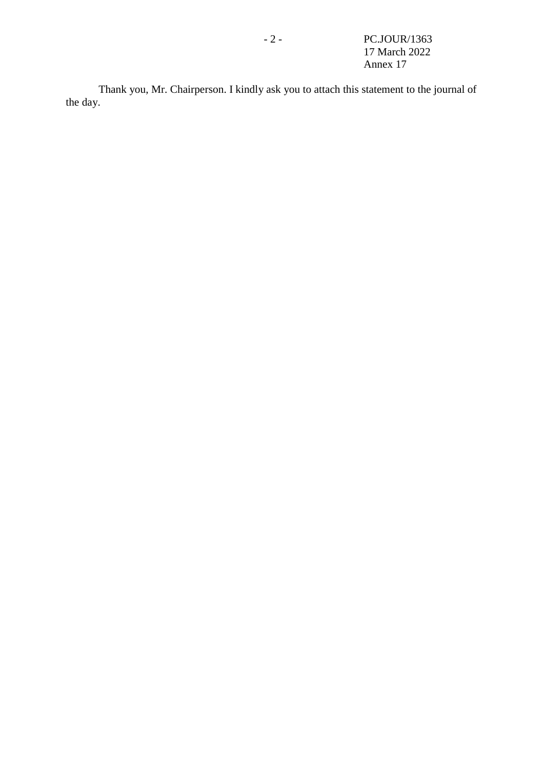Thank you, Mr. Chairperson. I kindly ask you to attach this statement to the journal of the day.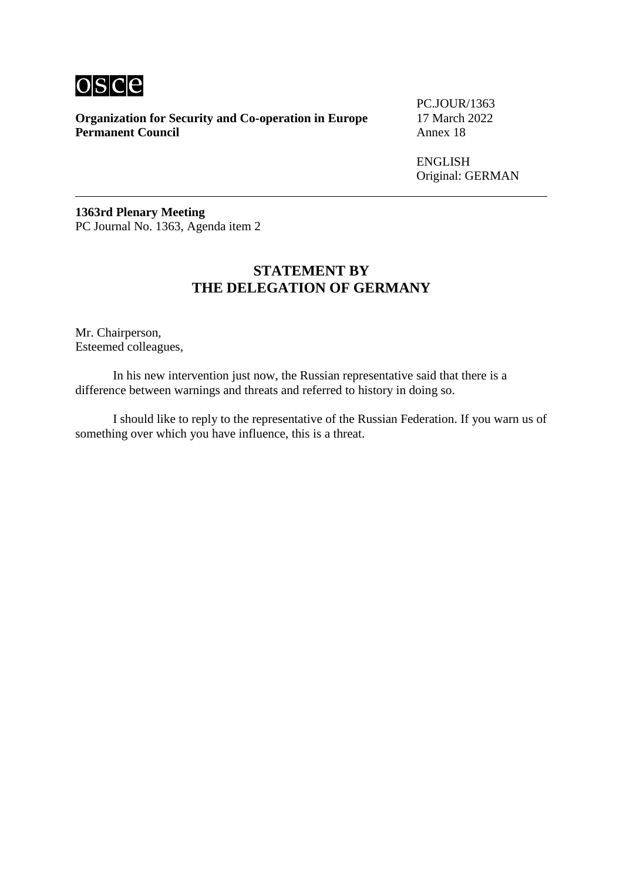**Organization for Security and Co-operation in Europe**
**Permanent Council**

PC.JOUR/1363
17 March 2022
Annex 18

ENGLISH
Original: GERMAN

---

**1363rd Plenary Meeting**
PC Journal No. 1363, Agenda item 2

## STATEMENT BY THE DELEGATION OF GERMANY

Mr. Chairperson,
Esteemed colleagues,

In his new intervention just now, the Russian representative said that there is a difference between warnings and threats and referred to history in doing so.

I should like to reply to the representative of the Russian Federation. If you warn us of something over which you have influence, this is a threat.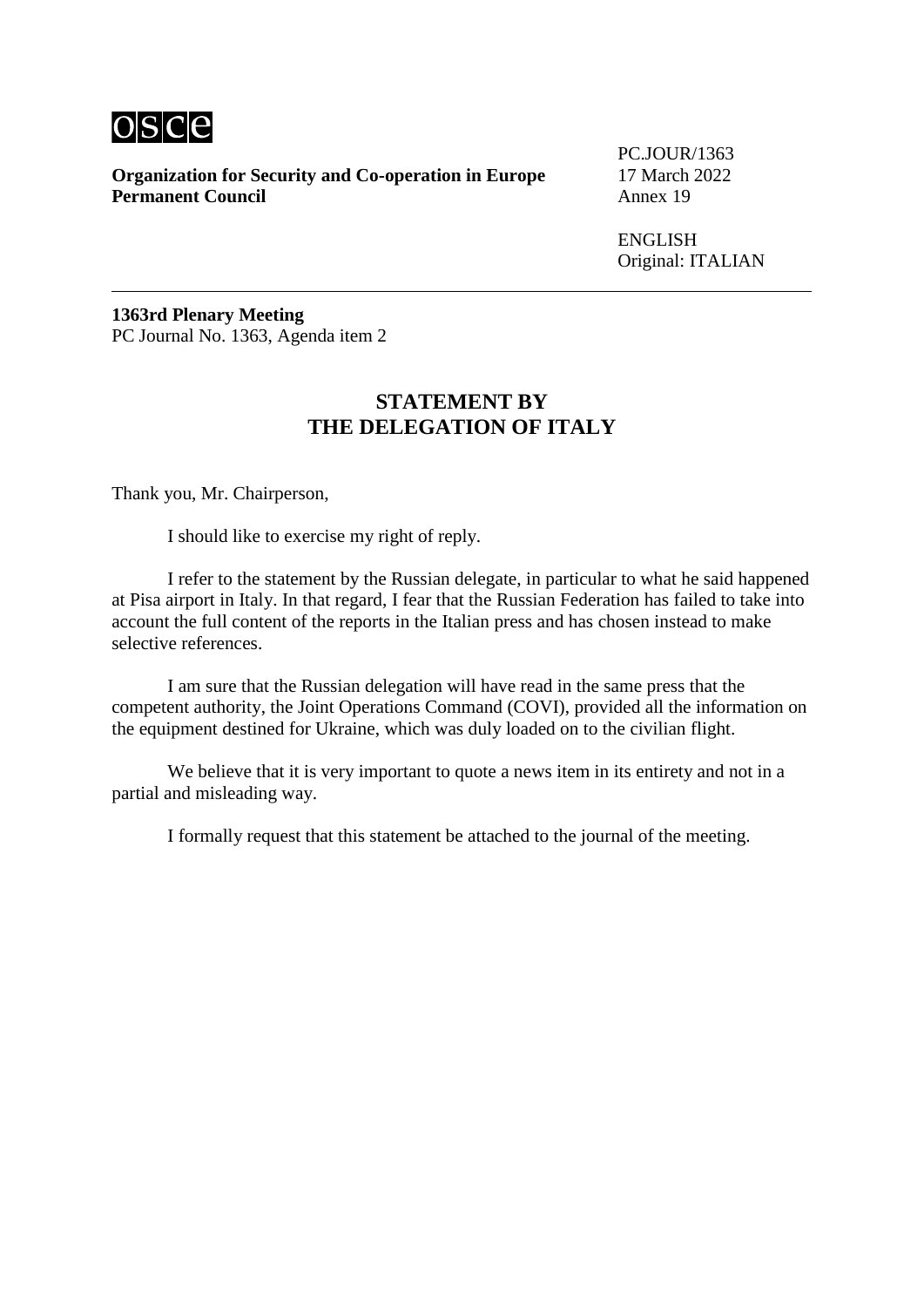**Organization for Security and Co-operation in Europe**
**Permanent Council**

PC.JOUR/1363
17 March 2022
Annex 19

ENGLISH
Original: ITALIAN

---

**1363rd Plenary Meeting**
PC Journal No. 1363, Agenda item 2

## STATEMENT BY THE DELEGATION OF ITALY

Thank you, Mr. Chairperson,

I should like to exercise my right of reply.

I refer to the statement by the Russian delegate, in particular to what he said happened at Pisa airport in Italy. In that regard, I fear that the Russian Federation has failed to take into account the full content of the reports in the Italian press and has chosen instead to make selective references.

I am sure that the Russian delegation will have read in the same press that the competent authority, the Joint Operations Command (COVI), provided all the information on the equipment destined for Ukraine, which was duly loaded on to the civilian flight.

We believe that it is very important to quote a news item in its entirety and not in a partial and misleading way.

I formally request that this statement be attached to the journal of the meeting.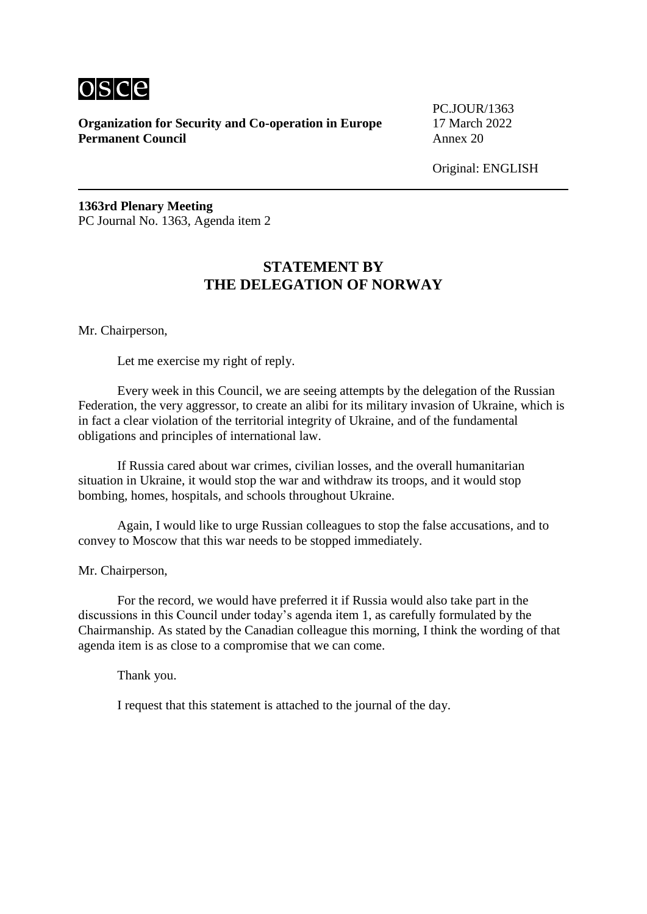**Organization for Security and Co-operation in Europe**
**Permanent Council**

PC.JOUR/1363
17 March 2022
Annex 20

Original: ENGLISH

**1363rd Plenary Meeting**
PC Journal No. 1363, Agenda item 2

## STATEMENT BY THE DELEGATION OF NORWAY

Mr. Chairperson,

Let me exercise my right of reply.

Every week in this Council, we are seeing attempts by the delegation of the Russian Federation, the very aggressor, to create an alibi for its military invasion of Ukraine, which is in fact a clear violation of the territorial integrity of Ukraine, and of the fundamental obligations and principles of international law.

If Russia cared about war crimes, civilian losses, and the overall humanitarian situation in Ukraine, it would stop the war and withdraw its troops, and it would stop bombing, homes, hospitals, and schools throughout Ukraine.

Again, I would like to urge Russian colleagues to stop the false accusations, and to convey to Moscow that this war needs to be stopped immediately.

Mr. Chairperson,

For the record, we would have preferred it if Russia would also take part in the discussions in this Council under today's agenda item 1, as carefully formulated by the Chairmanship. As stated by the Canadian colleague this morning, I think the wording of that agenda item is as close to a compromise that we can come.

Thank you.

I request that this statement is attached to the journal of the day.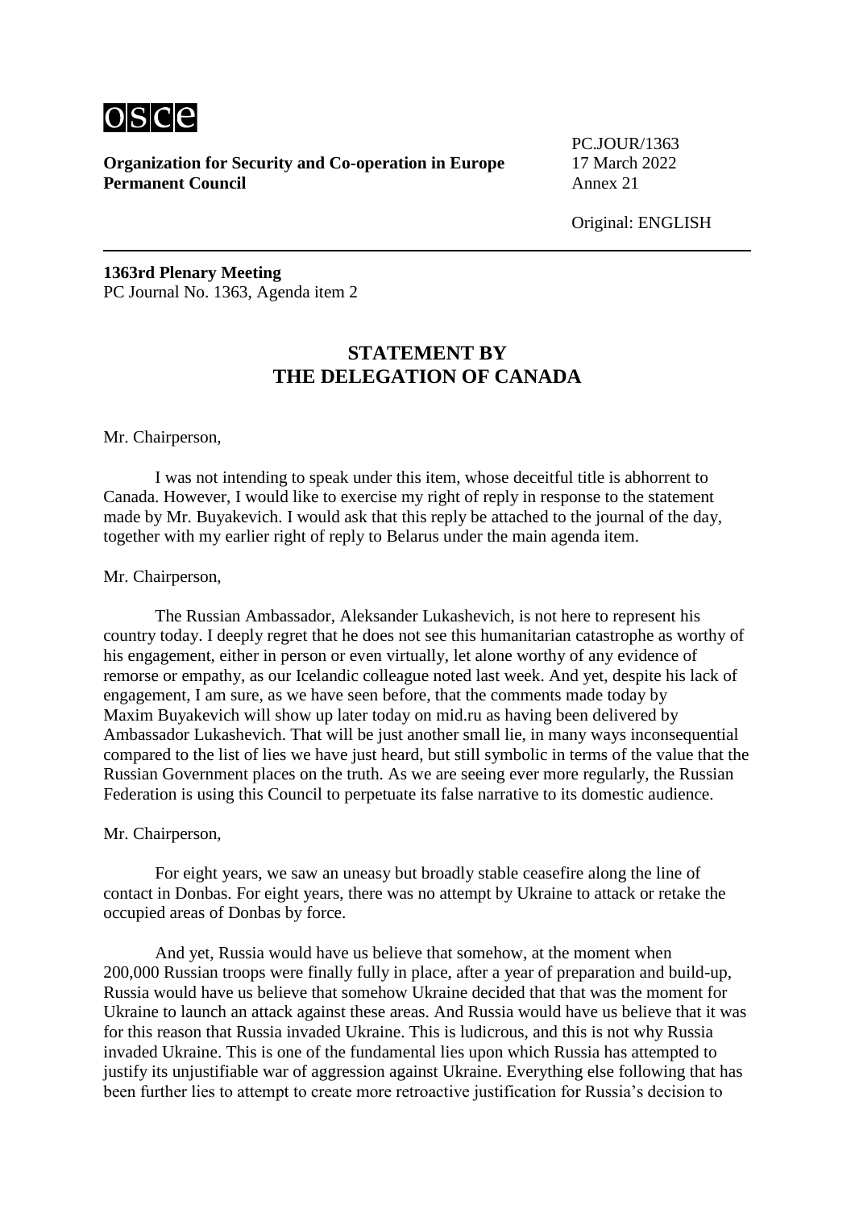**Organization for Security and Co-operation in Europe**
**Permanent Council**

PC.JOUR/1363
17 March 2022
Annex 21

Original: ENGLISH

**1363rd Plenary Meeting**
PC Journal No. 1363, Agenda item 2

## STATEMENT BY THE DELEGATION OF CANADA

Mr. Chairperson,

I was not intending to speak under this item, whose deceitful title is abhorrent to Canada. However, I would like to exercise my right of reply in response to the statement made by Mr. Buyakevich. I would ask that this reply be attached to the journal of the day, together with my earlier right of reply to Belarus under the main agenda item.

Mr. Chairperson,

The Russian Ambassador, Aleksander Lukashevich, is not here to represent his country today. I deeply regret that he does not see this humanitarian catastrophe as worthy of his engagement, either in person or even virtually, let alone worthy of any evidence of remorse or empathy, as our Icelandic colleague noted last week. And yet, despite his lack of engagement, I am sure, as we have seen before, that the comments made today by Maxim Buyakevich will show up later today on mid.ru as having been delivered by Ambassador Lukashevich. That will be just another small lie, in many ways inconsequential compared to the list of lies we have just heard, but still symbolic in terms of the value that the Russian Government places on the truth. As we are seeing ever more regularly, the Russian Federation is using this Council to perpetuate its false narrative to its domestic audience.

Mr. Chairperson,

For eight years, we saw an uneasy but broadly stable ceasefire along the line of contact in Donbas. For eight years, there was no attempt by Ukraine to attack or retake the occupied areas of Donbas by force.

And yet, Russia would have us believe that somehow, at the moment when 200,000 Russian troops were finally fully in place, after a year of preparation and build-up, Russia would have us believe that somehow Ukraine decided that that was the moment for Ukraine to launch an attack against these areas. And Russia would have us believe that it was for this reason that Russia invaded Ukraine. This is ludicrous, and this is not why Russia invaded Ukraine. This is one of the fundamental lies upon which Russia has attempted to justify its unjustifiable war of aggression against Ukraine. Everything else following that has been further lies to attempt to create more retroactive justification for Russia's decision to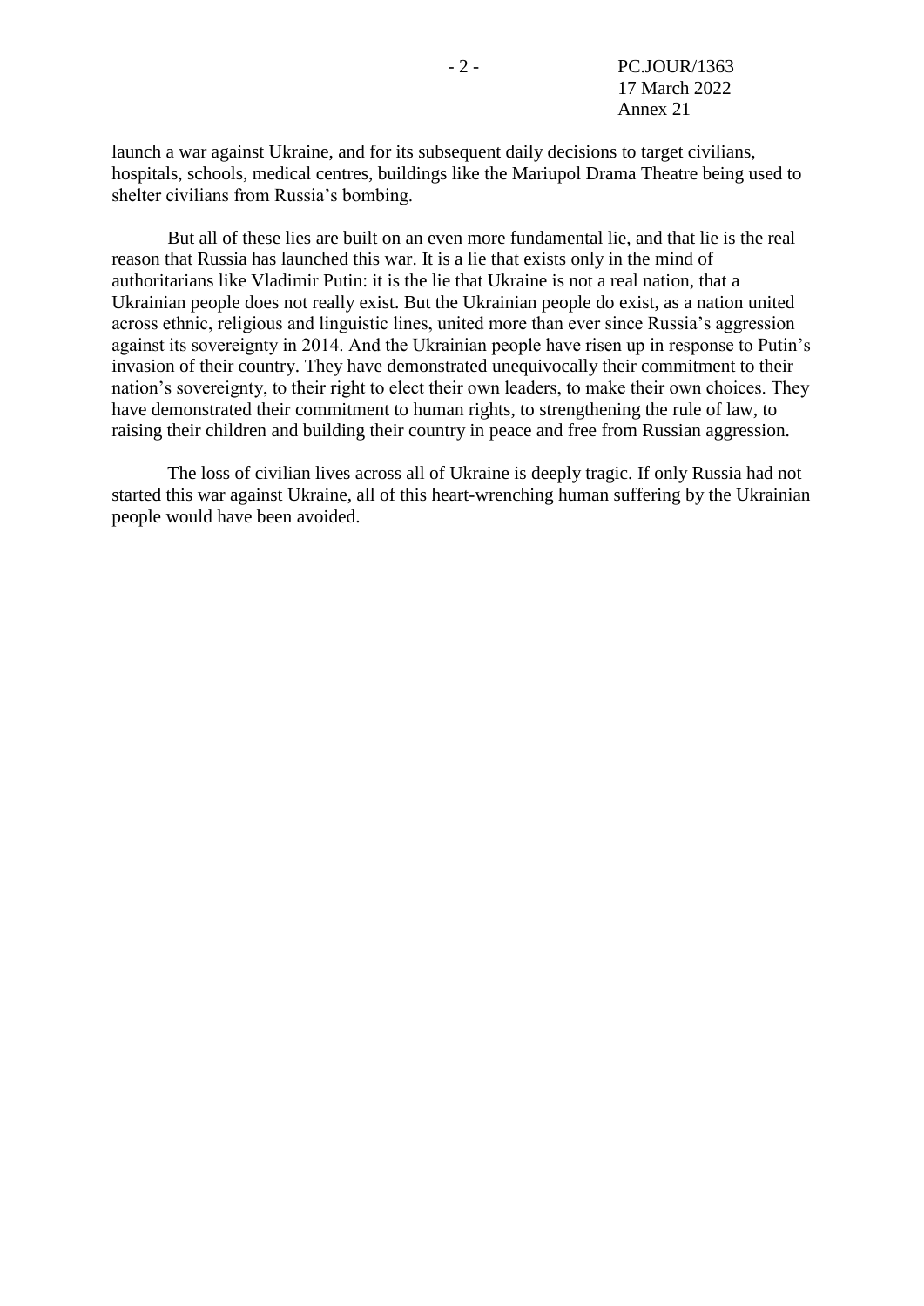launch a war against Ukraine, and for its subsequent daily decisions to target civilians, hospitals, schools, medical centres, buildings like the Mariupol Drama Theatre being used to shelter civilians from Russia's bombing.

But all of these lies are built on an even more fundamental lie, and that lie is the real reason that Russia has launched this war. It is a lie that exists only in the mind of authoritarians like Vladimir Putin: it is the lie that Ukraine is not a real nation, that a Ukrainian people does not really exist. But the Ukrainian people do exist, as a nation united across ethnic, religious and linguistic lines, united more than ever since Russia's aggression against its sovereignty in 2014. And the Ukrainian people have risen up in response to Putin's invasion of their country. They have demonstrated unequivocally their commitment to their nation's sovereignty, to their right to elect their own leaders, to make their own choices. They have demonstrated their commitment to human rights, to strengthening the rule of law, to raising their children and building their country in peace and free from Russian aggression.

The loss of civilian lives across all of Ukraine is deeply tragic. If only Russia had not started this war against Ukraine, all of this heart-wrenching human suffering by the Ukrainian people would have been avoided.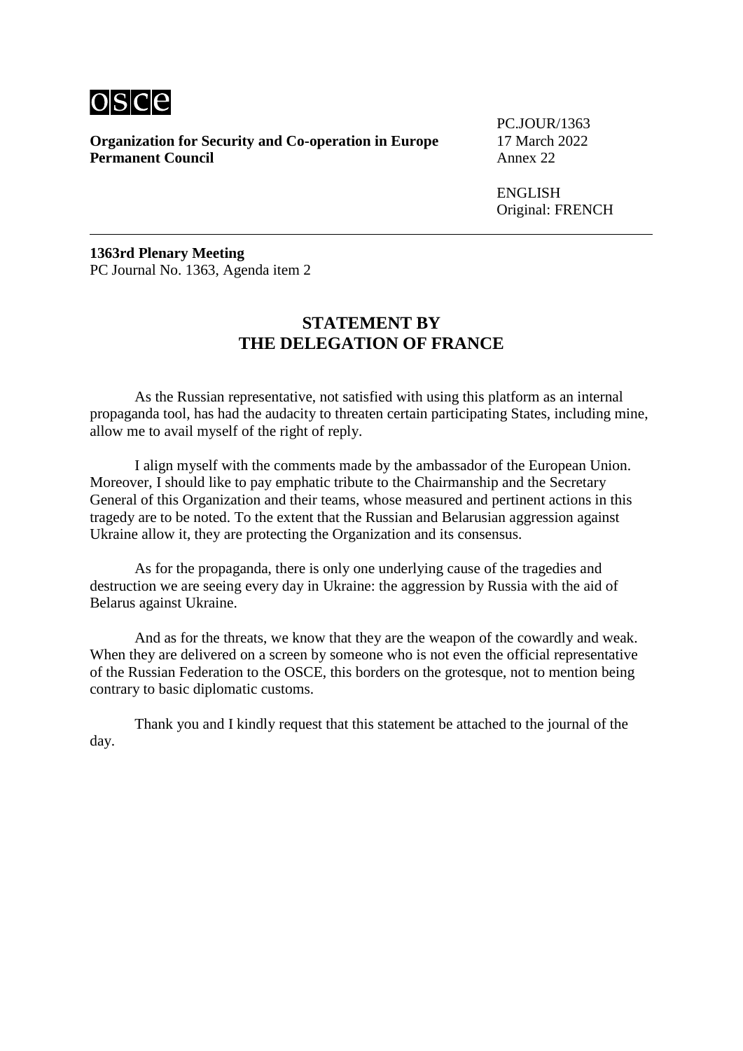osce

**Organization for Security and Co-operation in Europe**
**Permanent Council**

PC.JOUR/1363
17 March 2022
Annex 22

ENGLISH
Original: FRENCH

---

**1363rd Plenary Meeting**
PC Journal No. 1363, Agenda item 2

## STATEMENT BY THE DELEGATION OF FRANCE

As the Russian representative, not satisfied with using this platform as an internal propaganda tool, has had the audacity to threaten certain participating States, including mine, allow me to avail myself of the right of reply.

I align myself with the comments made by the ambassador of the European Union. Moreover, I should like to pay emphatic tribute to the Chairmanship and the Secretary General of this Organization and their teams, whose measured and pertinent actions in this tragedy are to be noted. To the extent that the Russian and Belarusian aggression against Ukraine allow it, they are protecting the Organization and its consensus.

As for the propaganda, there is only one underlying cause of the tragedies and destruction we are seeing every day in Ukraine: the aggression by Russia with the aid of Belarus against Ukraine.

And as for the threats, we know that they are the weapon of the cowardly and weak. When they are delivered on a screen by someone who is not even the official representative of the Russian Federation to the OSCE, this borders on the grotesque, not to mention being contrary to basic diplomatic customs.

Thank you and I kindly request that this statement be attached to the journal of the day.